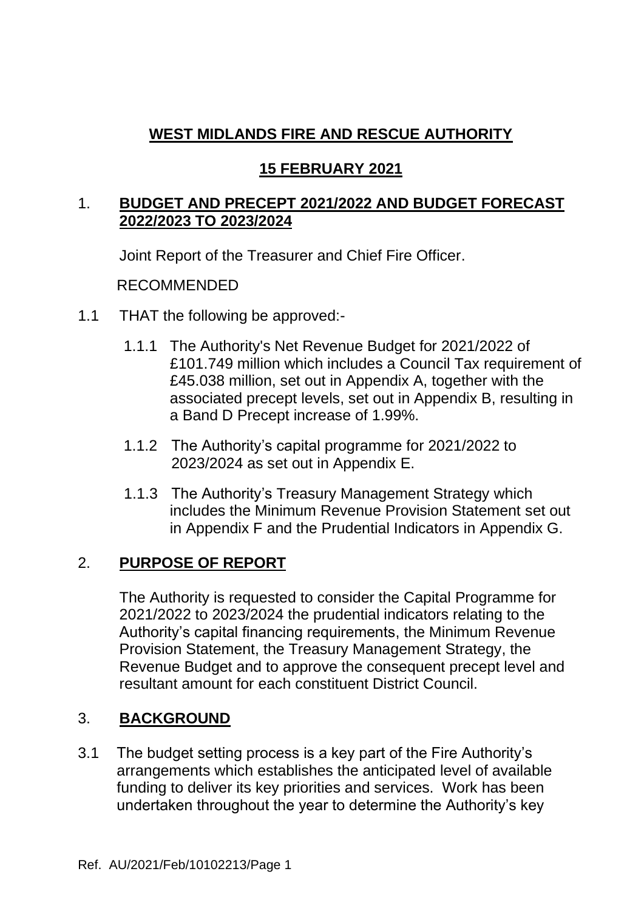# WEST MIDLANDS FIRE AND RESCUE AUTHORITY

## 15 FEBRUARY 2021

## 1. BUDGET AND PRECEPT 2021/2022 AND BUDGET FORECAST 2022/2023 TO 2023/2024

Joint Report of the Treasurer and Chief Fire Officer.

RECOMMENDED

1.1 THAT the following be approved:-

1.1.1 The Authority's Net Revenue Budget for 2021/2022 of £101.749 million which includes a Council Tax requirement of £45.038 million, set out in Appendix A, together with the associated precept levels, set out in Appendix B, resulting in a Band D Precept increase of 1.99%.

1.1.2 The Authority's capital programme for 2021/2022 to 2023/2024 as set out in Appendix E.

1.1.3 The Authority's Treasury Management Strategy which includes the Minimum Revenue Provision Statement set out in Appendix F and the Prudential Indicators in Appendix G.

## 2. PURPOSE OF REPORT

The Authority is requested to consider the Capital Programme for 2021/2022 to 2023/2024 the prudential indicators relating to the Authority's capital financing requirements, the Minimum Revenue Provision Statement, the Treasury Management Strategy, the Revenue Budget and to approve the consequent precept level and resultant amount for each constituent District Council.

## 3. BACKGROUND

3.1 The budget setting process is a key part of the Fire Authority's arrangements which establishes the anticipated level of available funding to deliver its key priorities and services. Work has been undertaken throughout the year to determine the Authority's key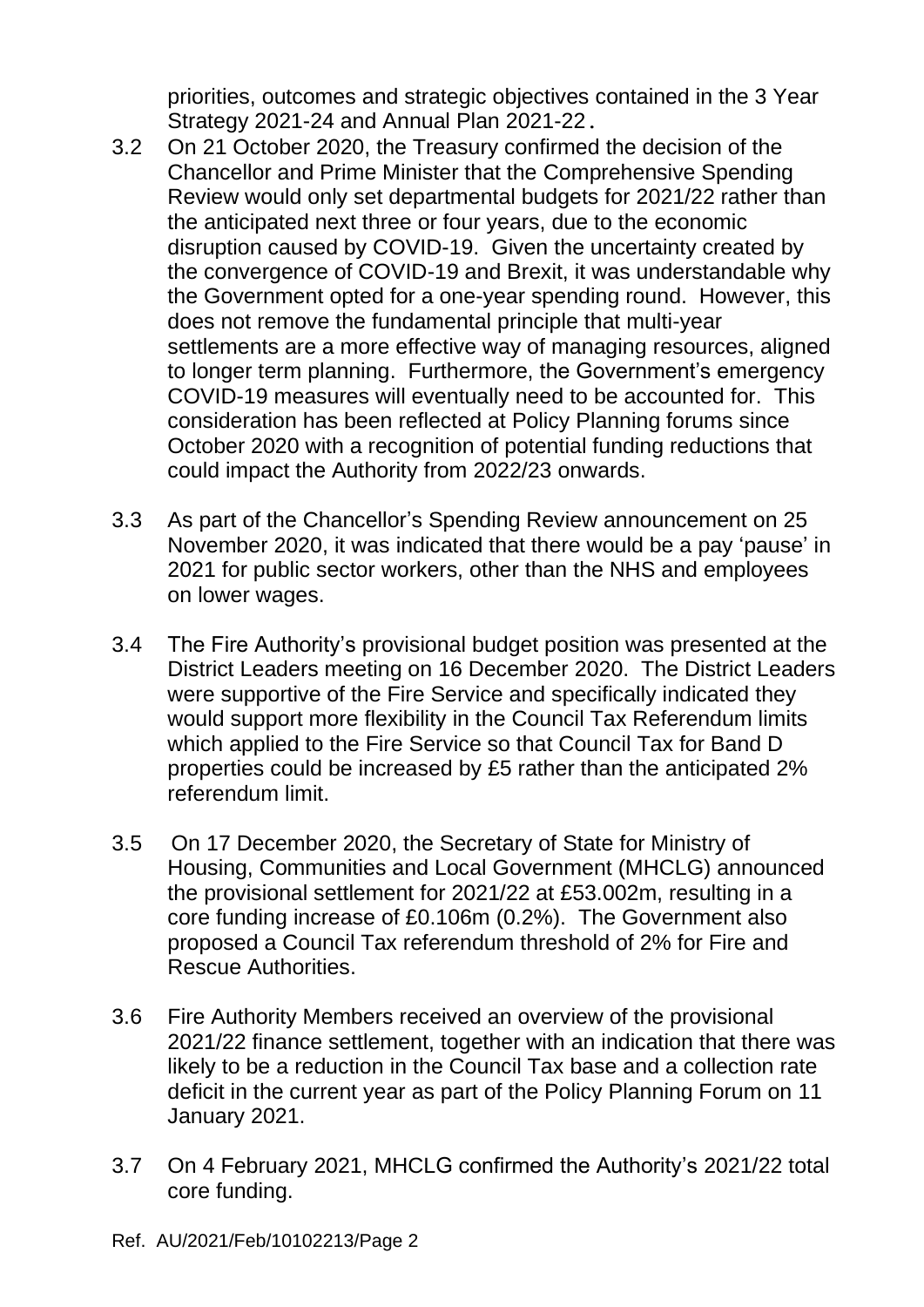priorities, outcomes and strategic objectives contained in the 3 Year Strategy 2021-24 and Annual Plan 2021-22.

3.2 On 21 October 2020, the Treasury confirmed the decision of the Chancellor and Prime Minister that the Comprehensive Spending Review would only set departmental budgets for 2021/22 rather than the anticipated next three or four years, due to the economic disruption caused by COVID-19. Given the uncertainty created by the convergence of COVID-19 and Brexit, it was understandable why the Government opted for a one-year spending round. However, this does not remove the fundamental principle that multi-year settlements are a more effective way of managing resources, aligned to longer term planning. Furthermore, the Government's emergency COVID-19 measures will eventually need to be accounted for. This consideration has been reflected at Policy Planning forums since October 2020 with a recognition of potential funding reductions that could impact the Authority from 2022/23 onwards.

3.3 As part of the Chancellor's Spending Review announcement on 25 November 2020, it was indicated that there would be a pay 'pause' in 2021 for public sector workers, other than the NHS and employees on lower wages.

3.4 The Fire Authority's provisional budget position was presented at the District Leaders meeting on 16 December 2020. The District Leaders were supportive of the Fire Service and specifically indicated they would support more flexibility in the Council Tax Referendum limits which applied to the Fire Service so that Council Tax for Band D properties could be increased by £5 rather than the anticipated 2% referendum limit.

3.5 On 17 December 2020, the Secretary of State for Ministry of Housing, Communities and Local Government (MHCLG) announced the provisional settlement for 2021/22 at £53.002m, resulting in a core funding increase of £0.106m (0.2%). The Government also proposed a Council Tax referendum threshold of 2% for Fire and Rescue Authorities.

3.6 Fire Authority Members received an overview of the provisional 2021/22 finance settlement, together with an indication that there was likely to be a reduction in the Council Tax base and a collection rate deficit in the current year as part of the Policy Planning Forum on 11 January 2021.

3.7 On 4 February 2021, MHCLG confirmed the Authority's 2021/22 total core funding.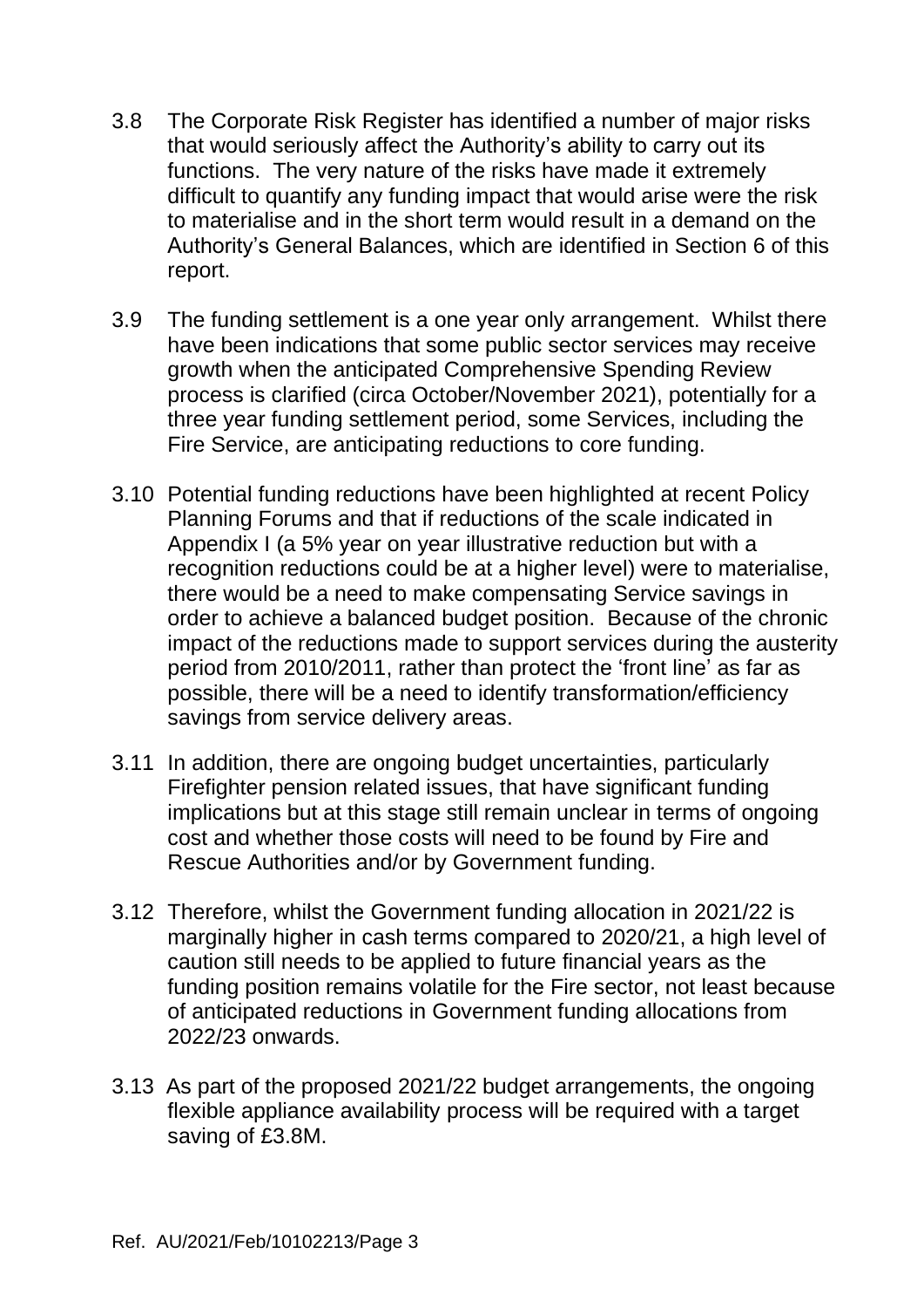3.8 The Corporate Risk Register has identified a number of major risks that would seriously affect the Authority's ability to carry out its functions. The very nature of the risks have made it extremely difficult to quantify any funding impact that would arise were the risk to materialise and in the short term would result in a demand on the Authority's General Balances, which are identified in Section 6 of this report.

3.9 The funding settlement is a one year only arrangement. Whilst there have been indications that some public sector services may receive growth when the anticipated Comprehensive Spending Review process is clarified (circa October/November 2021), potentially for a three year funding settlement period, some Services, including the Fire Service, are anticipating reductions to core funding.

3.10 Potential funding reductions have been highlighted at recent Policy Planning Forums and that if reductions of the scale indicated in Appendix I (a 5% year on year illustrative reduction but with a recognition reductions could be at a higher level) were to materialise, there would be a need to make compensating Service savings in order to achieve a balanced budget position. Because of the chronic impact of the reductions made to support services during the austerity period from 2010/2011, rather than protect the 'front line' as far as possible, there will be a need to identify transformation/efficiency savings from service delivery areas.

3.11 In addition, there are ongoing budget uncertainties, particularly Firefighter pension related issues, that have significant funding implications but at this stage still remain unclear in terms of ongoing cost and whether those costs will need to be found by Fire and Rescue Authorities and/or by Government funding.

3.12 Therefore, whilst the Government funding allocation in 2021/22 is marginally higher in cash terms compared to 2020/21, a high level of caution still needs to be applied to future financial years as the funding position remains volatile for the Fire sector, not least because of anticipated reductions in Government funding allocations from 2022/23 onwards.

3.13 As part of the proposed 2021/22 budget arrangements, the ongoing flexible appliance availability process will be required with a target saving of £3.8M.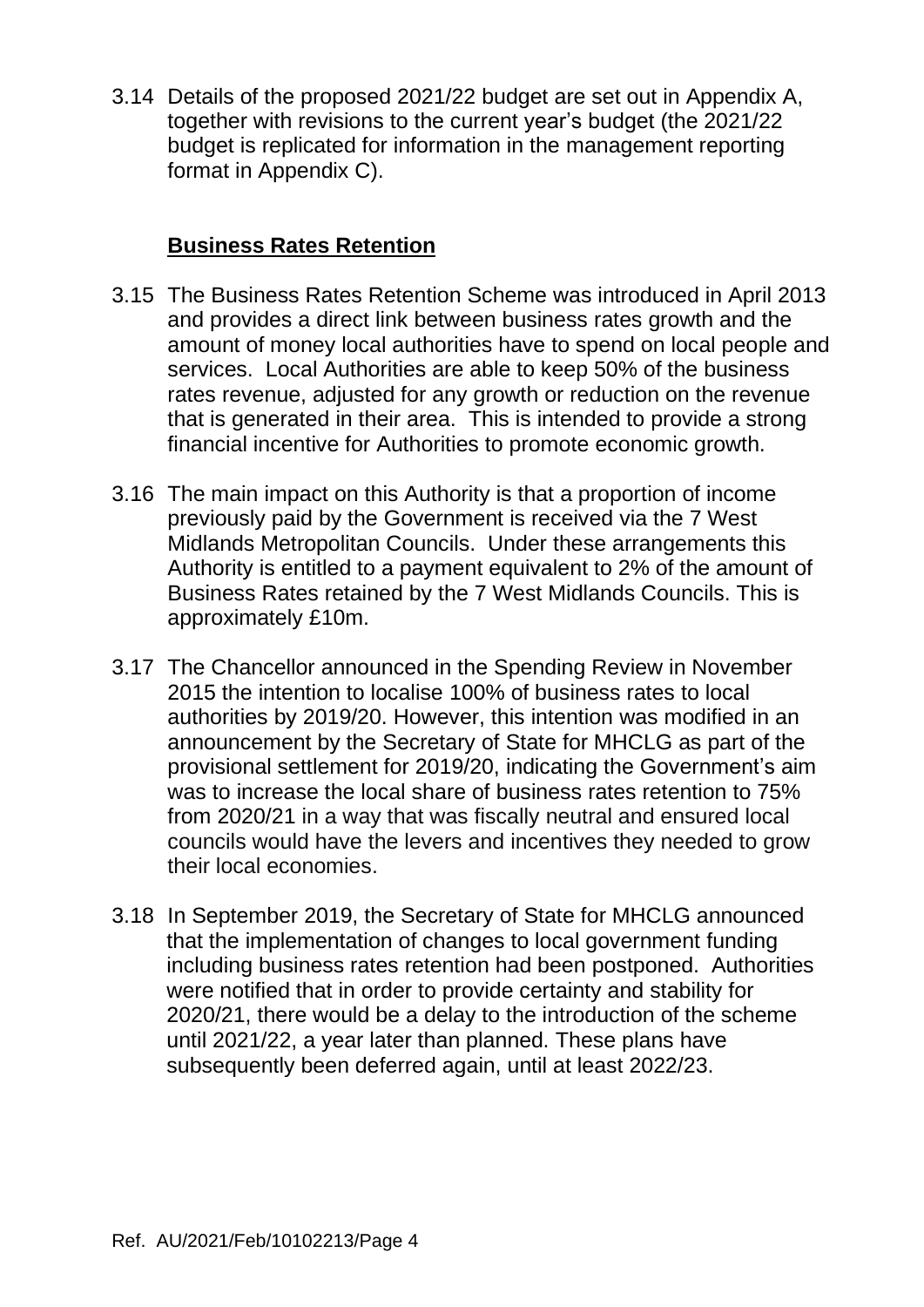3.14 Details of the proposed 2021/22 budget are set out in Appendix A, together with revisions to the current year's budget (the 2021/22 budget is replicated for information in the management reporting format in Appendix C).

## **Business Rates Retention**

3.15 The Business Rates Retention Scheme was introduced in April 2013 and provides a direct link between business rates growth and the amount of money local authorities have to spend on local people and services. Local Authorities are able to keep 50% of the business rates revenue, adjusted for any growth or reduction on the revenue that is generated in their area. This is intended to provide a strong financial incentive for Authorities to promote economic growth.

3.16 The main impact on this Authority is that a proportion of income previously paid by the Government is received via the 7 West Midlands Metropolitan Councils. Under these arrangements this Authority is entitled to a payment equivalent to 2% of the amount of Business Rates retained by the 7 West Midlands Councils. This is approximately £10m.

3.17 The Chancellor announced in the Spending Review in November 2015 the intention to localise 100% of business rates to local authorities by 2019/20. However, this intention was modified in an announcement by the Secretary of State for MHCLG as part of the provisional settlement for 2019/20, indicating the Government's aim was to increase the local share of business rates retention to 75% from 2020/21 in a way that was fiscally neutral and ensured local councils would have the levers and incentives they needed to grow their local economies.

3.18 In September 2019, the Secretary of State for MHCLG announced that the implementation of changes to local government funding including business rates retention had been postponed. Authorities were notified that in order to provide certainty and stability for 2020/21, there would be a delay to the introduction of the scheme until 2021/22, a year later than planned. These plans have subsequently been deferred again, until at least 2022/23.

Ref. AU/2021/Feb/10102213/Page 4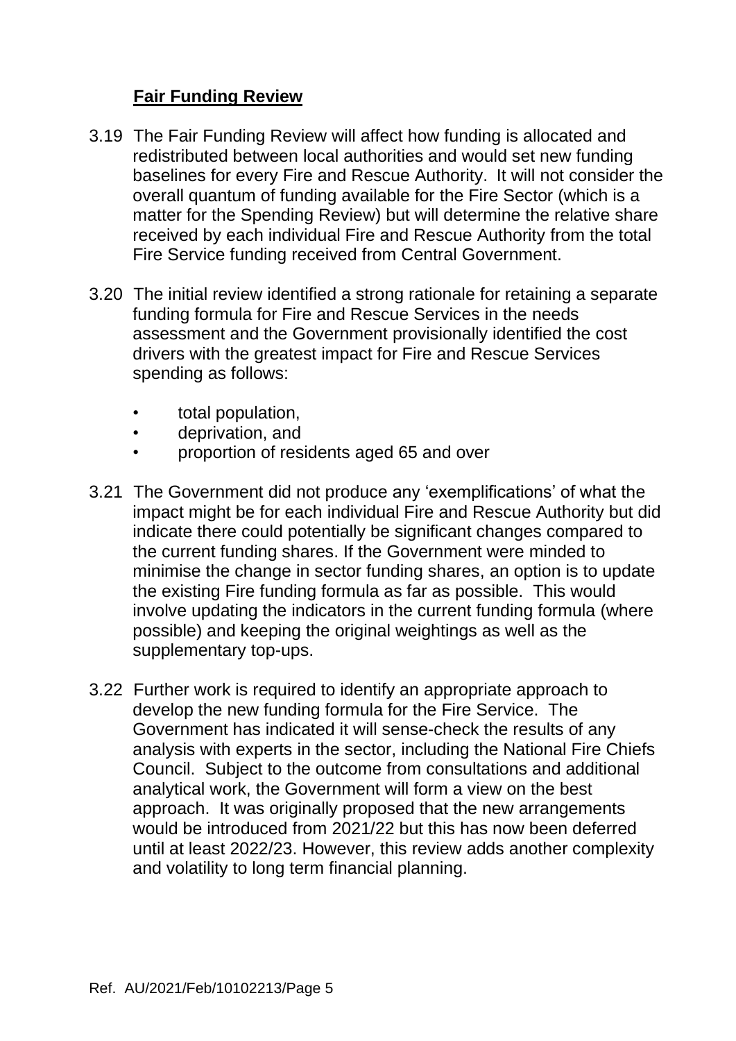## Fair Funding Review

3.19 The Fair Funding Review will affect how funding is allocated and redistributed between local authorities and would set new funding baselines for every Fire and Rescue Authority. It will not consider the overall quantum of funding available for the Fire Sector (which is a matter for the Spending Review) but will determine the relative share received by each individual Fire and Rescue Authority from the total Fire Service funding received from Central Government.

3.20 The initial review identified a strong rationale for retaining a separate funding formula for Fire and Rescue Services in the needs assessment and the Government provisionally identified the cost drivers with the greatest impact for Fire and Rescue Services spending as follows:

- total population,
- deprivation, and
- proportion of residents aged 65 and over

3.21 The Government did not produce any 'exemplifications' of what the impact might be for each individual Fire and Rescue Authority but did indicate there could potentially be significant changes compared to the current funding shares. If the Government were minded to minimise the change in sector funding shares, an option is to update the existing Fire funding formula as far as possible. This would involve updating the indicators in the current funding formula (where possible) and keeping the original weightings as well as the supplementary top-ups.

3.22 Further work is required to identify an appropriate approach to develop the new funding formula for the Fire Service. The Government has indicated it will sense-check the results of any analysis with experts in the sector, including the National Fire Chiefs Council. Subject to the outcome from consultations and additional analytical work, the Government will form a view on the best approach. It was originally proposed that the new arrangements would be introduced from 2021/22 but this has now been deferred until at least 2022/23. However, this review adds another complexity and volatility to long term financial planning.

Ref. AU/2021/Feb/10102213/Page 5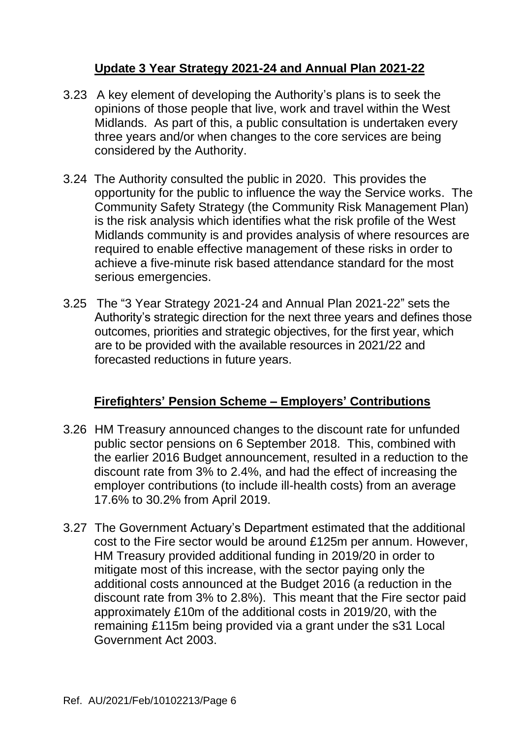## Update 3 Year Strategy 2021-24 and Annual Plan 2021-22

3.23 A key element of developing the Authority's plans is to seek the opinions of those people that live, work and travel within the West Midlands. As part of this, a public consultation is undertaken every three years and/or when changes to the core services are being considered by the Authority.

3.24 The Authority consulted the public in 2020. This provides the opportunity for the public to influence the way the Service works. The Community Safety Strategy (the Community Risk Management Plan) is the risk analysis which identifies what the risk profile of the West Midlands community is and provides analysis of where resources are required to enable effective management of these risks in order to achieve a five-minute risk based attendance standard for the most serious emergencies.

3.25 The "3 Year Strategy 2021-24 and Annual Plan 2021-22" sets the Authority's strategic direction for the next three years and defines those outcomes, priorities and strategic objectives, for the first year, which are to be provided with the available resources in 2021/22 and forecasted reductions in future years.

## Firefighters' Pension Scheme – Employers' Contributions

3.26 HM Treasury announced changes to the discount rate for unfunded public sector pensions on 6 September 2018. This, combined with the earlier 2016 Budget announcement, resulted in a reduction to the discount rate from 3% to 2.4%, and had the effect of increasing the employer contributions (to include ill-health costs) from an average 17.6% to 30.2% from April 2019.

3.27 The Government Actuary's Department estimated that the additional cost to the Fire sector would be around £125m per annum. However, HM Treasury provided additional funding in 2019/20 in order to mitigate most of this increase, with the sector paying only the additional costs announced at the Budget 2016 (a reduction in the discount rate from 3% to 2.8%). This meant that the Fire sector paid approximately £10m of the additional costs in 2019/20, with the remaining £115m being provided via a grant under the s31 Local Government Act 2003.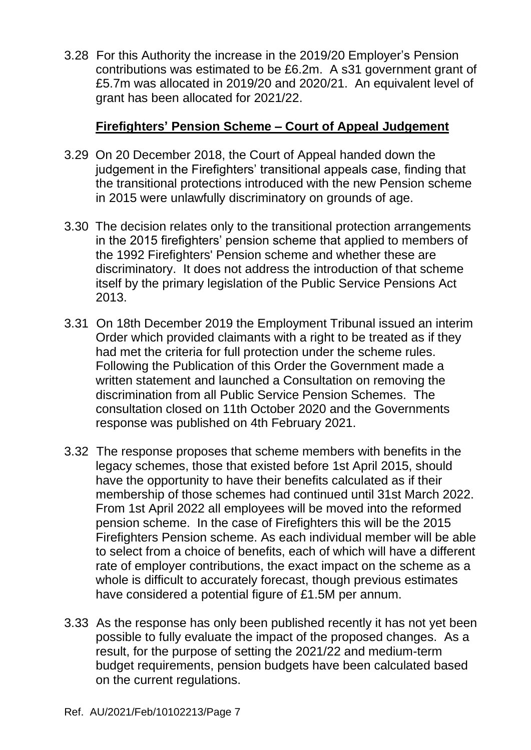3.28 For this Authority the increase in the 2019/20 Employer's Pension contributions was estimated to be £6.2m. A s31 government grant of £5.7m was allocated in 2019/20 and 2020/21. An equivalent level of grant has been allocated for 2021/22.

## **Firefighters' Pension Scheme – Court of Appeal Judgement**

3.29 On 20 December 2018, the Court of Appeal handed down the judgement in the Firefighters' transitional appeals case, finding that the transitional protections introduced with the new Pension scheme in 2015 were unlawfully discriminatory on grounds of age.

3.30 The decision relates only to the transitional protection arrangements in the 2015 firefighters' pension scheme that applied to members of the 1992 Firefighters' Pension scheme and whether these are discriminatory. It does not address the introduction of that scheme itself by the primary legislation of the Public Service Pensions Act 2013.

3.31 On 18th December 2019 the Employment Tribunal issued an interim Order which provided claimants with a right to be treated as if they had met the criteria for full protection under the scheme rules. Following the Publication of this Order the Government made a written statement and launched a Consultation on removing the discrimination from all Public Service Pension Schemes. The consultation closed on 11th October 2020 and the Governments response was published on 4th February 2021.

3.32 The response proposes that scheme members with benefits in the legacy schemes, those that existed before 1st April 2015, should have the opportunity to have their benefits calculated as if their membership of those schemes had continued until 31st March 2022. From 1st April 2022 all employees will be moved into the reformed pension scheme. In the case of Firefighters this will be the 2015 Firefighters Pension scheme. As each individual member will be able to select from a choice of benefits, each of which will have a different rate of employer contributions, the exact impact on the scheme as a whole is difficult to accurately forecast, though previous estimates have considered a potential figure of £1.5M per annum.

3.33 As the response has only been published recently it has not yet been possible to fully evaluate the impact of the proposed changes. As a result, for the purpose of setting the 2021/22 and medium-term budget requirements, pension budgets have been calculated based on the current regulations.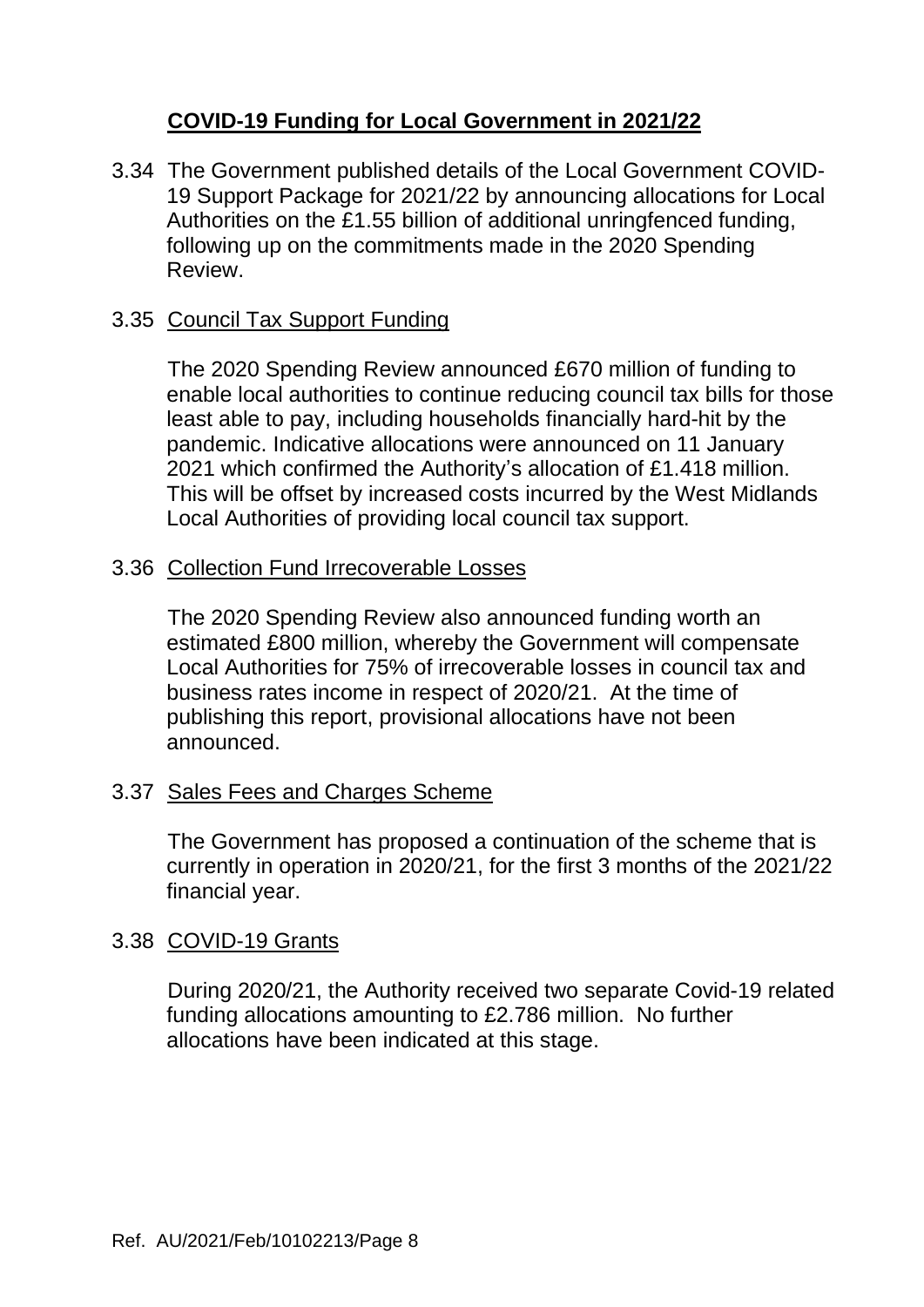## **COVID-19 Funding for Local Government in 2021/22**

3.34 The Government published details of the Local Government COVID-19 Support Package for 2021/22 by announcing allocations for Local Authorities on the £1.55 billion of additional unringfenced funding, following up on the commitments made in the 2020 Spending Review.

3.35 Council Tax Support Funding

The 2020 Spending Review announced £670 million of funding to enable local authorities to continue reducing council tax bills for those least able to pay, including households financially hard-hit by the pandemic. Indicative allocations were announced on 11 January 2021 which confirmed the Authority's allocation of £1.418 million. This will be offset by increased costs incurred by the West Midlands Local Authorities of providing local council tax support.

3.36 Collection Fund Irrecoverable Losses

The 2020 Spending Review also announced funding worth an estimated £800 million, whereby the Government will compensate Local Authorities for 75% of irrecoverable losses in council tax and business rates income in respect of 2020/21. At the time of publishing this report, provisional allocations have not been announced.

3.37 Sales Fees and Charges Scheme

The Government has proposed a continuation of the scheme that is currently in operation in 2020/21, for the first 3 months of the 2021/22 financial year.

3.38 COVID-19 Grants

During 2020/21, the Authority received two separate Covid-19 related funding allocations amounting to £2.786 million. No further allocations have been indicated at this stage.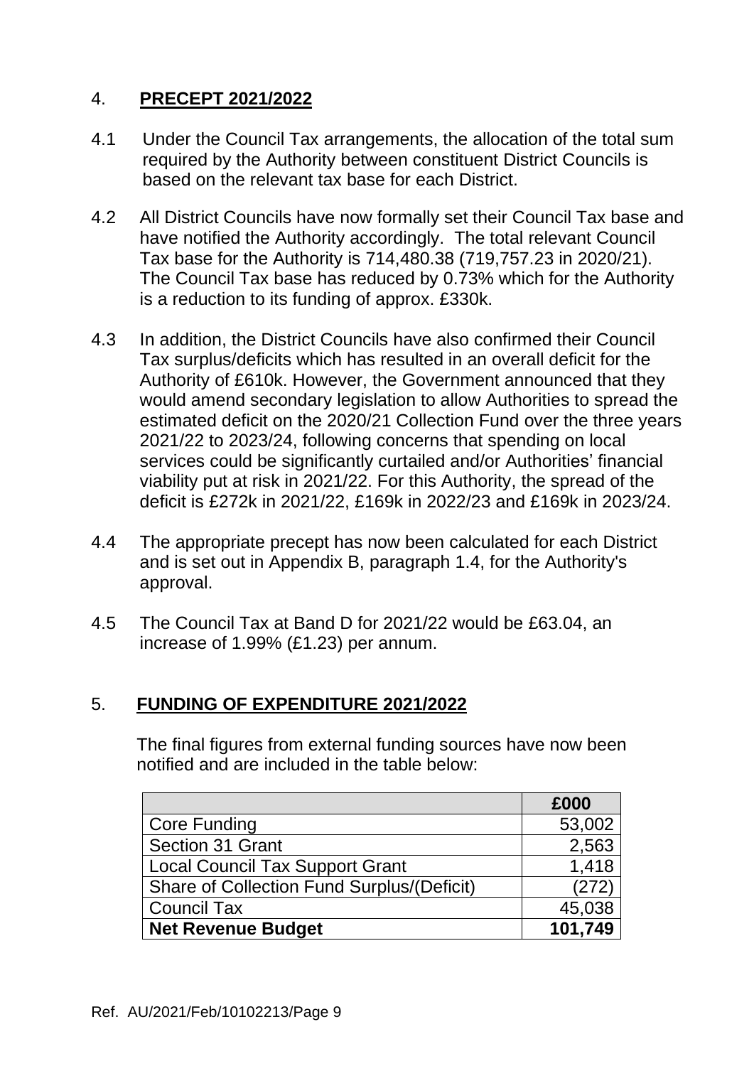## 4. **PRECEPT 2021/2022**

4.1 Under the Council Tax arrangements, the allocation of the total sum required by the Authority between constituent District Councils is based on the relevant tax base for each District.

4.2 All District Councils have now formally set their Council Tax base and have notified the Authority accordingly. The total relevant Council Tax base for the Authority is 714,480.38 (719,757.23 in 2020/21). The Council Tax base has reduced by 0.73% which for the Authority is a reduction to its funding of approx. £330k.

4.3 In addition, the District Councils have also confirmed their Council Tax surplus/deficits which has resulted in an overall deficit for the Authority of £610k. However, the Government announced that they would amend secondary legislation to allow Authorities to spread the estimated deficit on the 2020/21 Collection Fund over the three years 2021/22 to 2023/24, following concerns that spending on local services could be significantly curtailed and/or Authorities' financial viability put at risk in 2021/22. For this Authority, the spread of the deficit is £272k in 2021/22, £169k in 2022/23 and £169k in 2023/24.

4.4 The appropriate precept has now been calculated for each District and is set out in Appendix B, paragraph 1.4, for the Authority's approval.

4.5 The Council Tax at Band D for 2021/22 would be £63.04, an increase of 1.99% (£1.23) per annum.

## 5. **FUNDING OF EXPENDITURE 2021/2022**

The final figures from external funding sources have now been notified and are included in the table below:

| | **£000** |
|---|---:|
| Core Funding | 53,002 |
| Section 31 Grant | 2,563 |
| Local Council Tax Support Grant | 1,418 |
| Share of Collection Fund Surplus/(Deficit) | (272) |
| Council Tax | 45,038 |
| **Net Revenue Budget** | **101,749** |

Ref. AU/2021/Feb/10102213/Page 9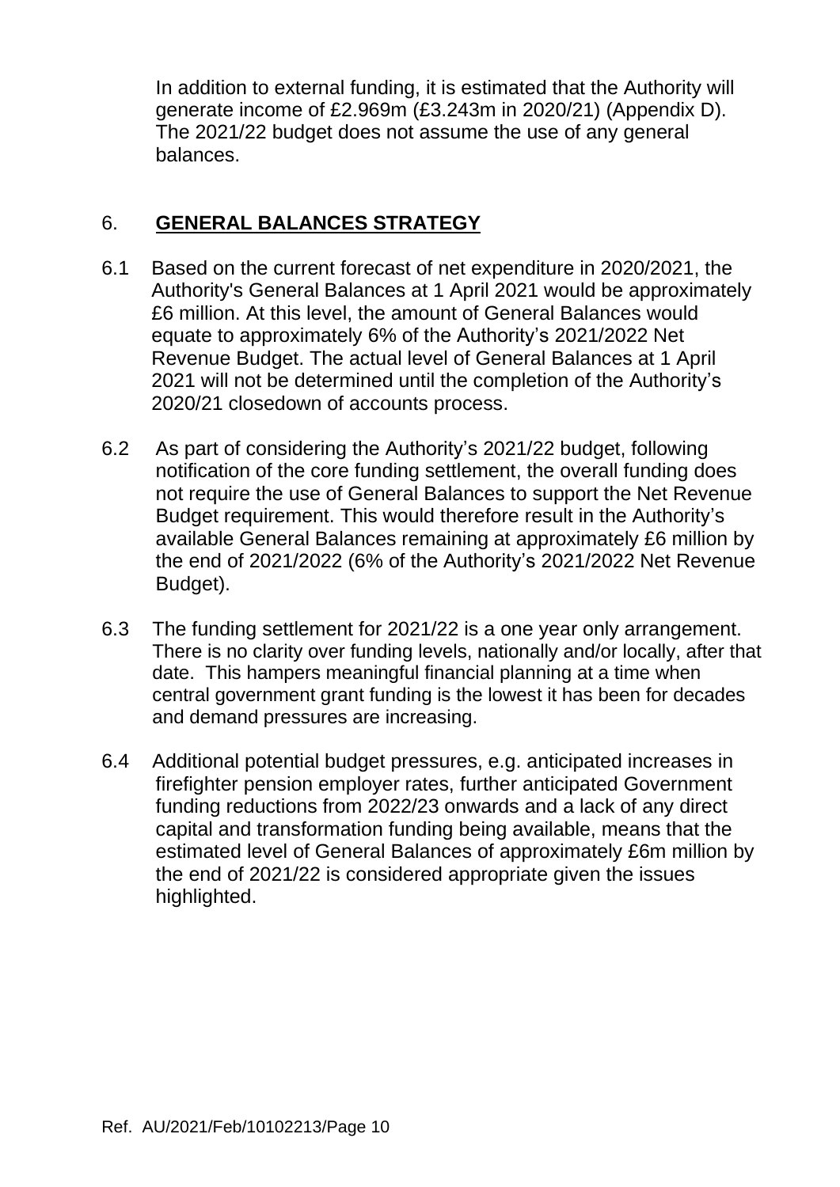In addition to external funding, it is estimated that the Authority will generate income of £2.969m (£3.243m in 2020/21) (Appendix D). The 2021/22 budget does not assume the use of any general balances.

## 6. **GENERAL BALANCES STRATEGY**

6.1 Based on the current forecast of net expenditure in 2020/2021, the Authority's General Balances at 1 April 2021 would be approximately £6 million. At this level, the amount of General Balances would equate to approximately 6% of the Authority's 2021/2022 Net Revenue Budget. The actual level of General Balances at 1 April 2021 will not be determined until the completion of the Authority's 2020/21 closedown of accounts process.

6.2 As part of considering the Authority's 2021/22 budget, following notification of the core funding settlement, the overall funding does not require the use of General Balances to support the Net Revenue Budget requirement. This would therefore result in the Authority's available General Balances remaining at approximately £6 million by the end of 2021/2022 (6% of the Authority's 2021/2022 Net Revenue Budget).

6.3 The funding settlement for 2021/22 is a one year only arrangement. There is no clarity over funding levels, nationally and/or locally, after that date. This hampers meaningful financial planning at a time when central government grant funding is the lowest it has been for decades and demand pressures are increasing.

6.4 Additional potential budget pressures, e.g. anticipated increases in firefighter pension employer rates, further anticipated Government funding reductions from 2022/23 onwards and a lack of any direct capital and transformation funding being available, means that the estimated level of General Balances of approximately £6m million by the end of 2021/22 is considered appropriate given the issues highlighted.

Ref. AU/2021/Feb/10102213/Page 10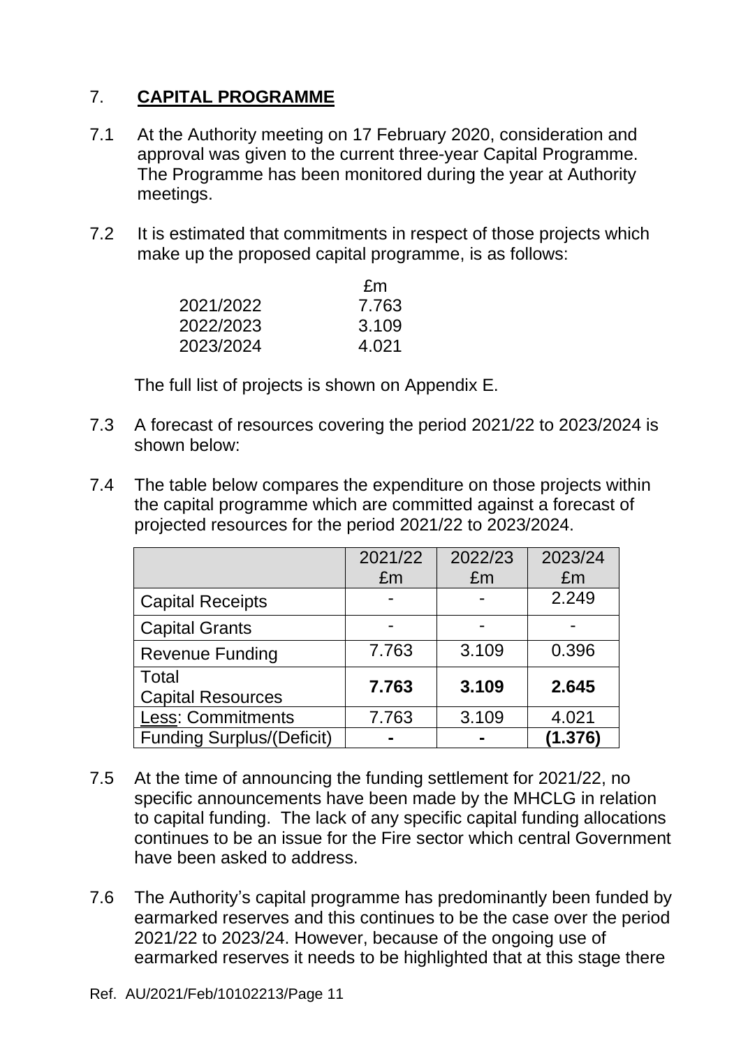## 7. **CAPITAL PROGRAMME**

7.1 At the Authority meeting on 17 February 2020, consideration and approval was given to the current three-year Capital Programme. The Programme has been monitored during the year at Authority meetings.

7.2 It is estimated that commitments in respect of those projects which make up the proposed capital programme, is as follows:

| | £m |
|---|---|
| 2021/2022 | 7.763 |
| 2022/2023 | 3.109 |
| 2023/2024 | 4.021 |

The full list of projects is shown on Appendix E.

7.3 A forecast of resources covering the period 2021/22 to 2023/2024 is shown below:

7.4 The table below compares the expenditure on those projects within the capital programme which are committed against a forecast of projected resources for the period 2021/22 to 2023/2024.

| | 2021/22 £m | 2022/23 £m | 2023/24 £m |
|---|---|---|---|
| Capital Receipts | - | - | 2.249 |
| Capital Grants | - | - | - |
| Revenue Funding | 7.763 | 3.109 | 0.396 |
| Total Capital Resources | **7.763** | **3.109** | **2.645** |
| Less: Commitments | 7.763 | 3.109 | 4.021 |
| Funding Surplus/(Deficit) | **-** | **-** | **(1.376)** |

7.5 At the time of announcing the funding settlement for 2021/22, no specific announcements have been made by the MHCLG in relation to capital funding. The lack of any specific capital funding allocations continues to be an issue for the Fire sector which central Government have been asked to address.

7.6 The Authority's capital programme has predominantly been funded by earmarked reserves and this continues to be the case over the period 2021/22 to 2023/24. However, because of the ongoing use of earmarked reserves it needs to be highlighted that at this stage there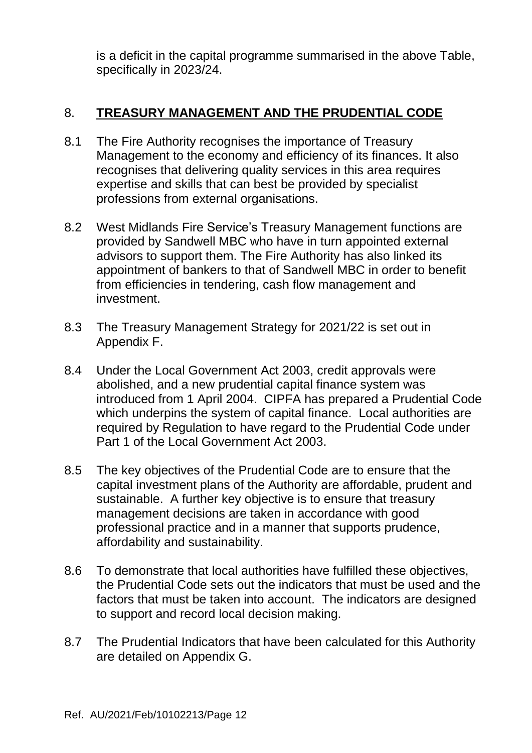is a deficit in the capital programme summarised in the above Table, specifically in 2023/24.

## 8. **TREASURY MANAGEMENT AND THE PRUDENTIAL CODE**

8.1 The Fire Authority recognises the importance of Treasury Management to the economy and efficiency of its finances. It also recognises that delivering quality services in this area requires expertise and skills that can best be provided by specialist professions from external organisations.

8.2 West Midlands Fire Service's Treasury Management functions are provided by Sandwell MBC who have in turn appointed external advisors to support them. The Fire Authority has also linked its appointment of bankers to that of Sandwell MBC in order to benefit from efficiencies in tendering, cash flow management and investment.

8.3 The Treasury Management Strategy for 2021/22 is set out in Appendix F.

8.4 Under the Local Government Act 2003, credit approvals were abolished, and a new prudential capital finance system was introduced from 1 April 2004. CIPFA has prepared a Prudential Code which underpins the system of capital finance. Local authorities are required by Regulation to have regard to the Prudential Code under Part 1 of the Local Government Act 2003.

8.5 The key objectives of the Prudential Code are to ensure that the capital investment plans of the Authority are affordable, prudent and sustainable. A further key objective is to ensure that treasury management decisions are taken in accordance with good professional practice and in a manner that supports prudence, affordability and sustainability.

8.6 To demonstrate that local authorities have fulfilled these objectives, the Prudential Code sets out the indicators that must be used and the factors that must be taken into account. The indicators are designed to support and record local decision making.

8.7 The Prudential Indicators that have been calculated for this Authority are detailed on Appendix G.

Ref. AU/2021/Feb/10102213/Page 12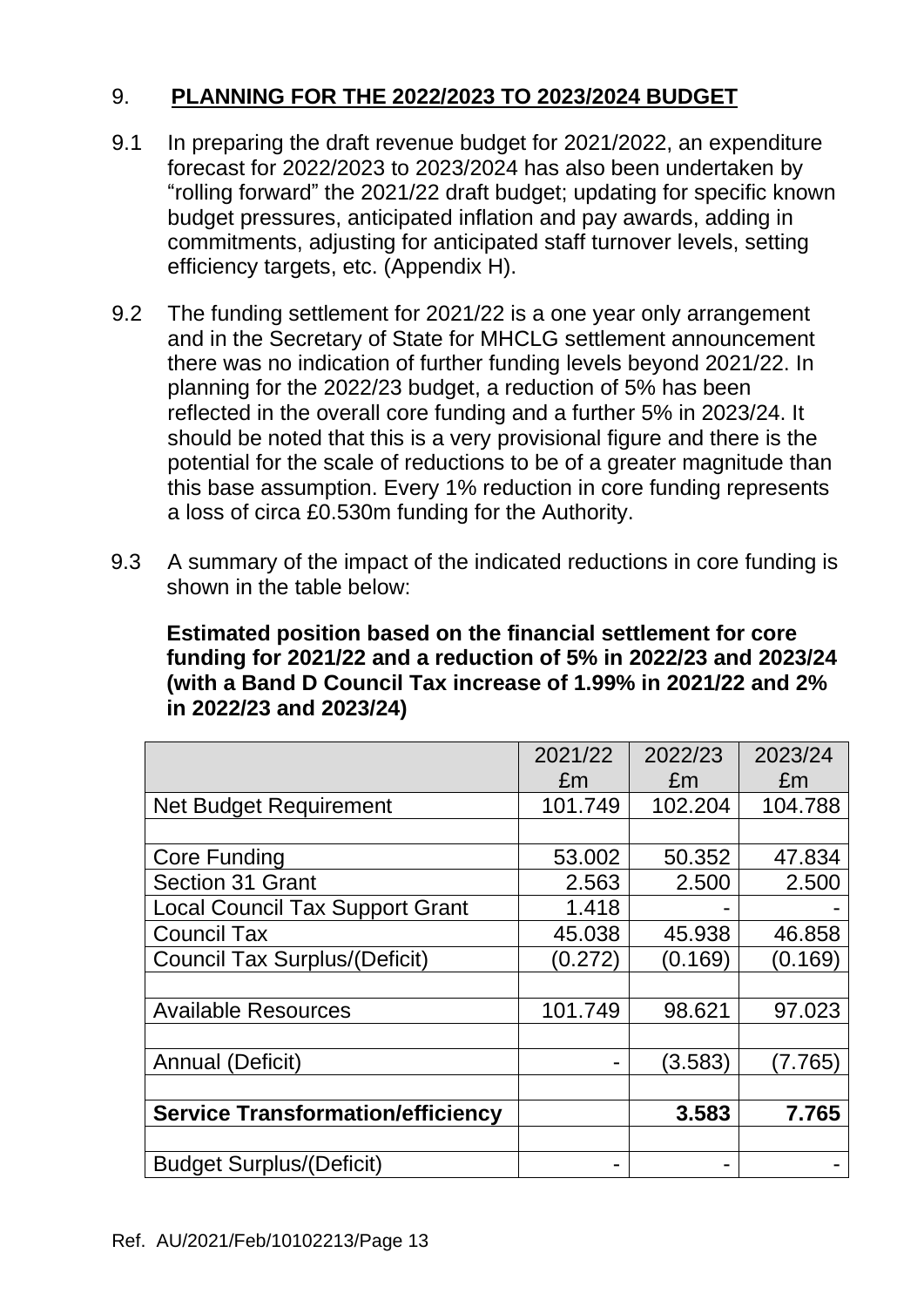## 9. PLANNING FOR THE 2022/2023 TO 2023/2024 BUDGET

9.1 In preparing the draft revenue budget for 2021/2022, an expenditure forecast for 2022/2023 to 2023/2024 has also been undertaken by "rolling forward" the 2021/22 draft budget; updating for specific known budget pressures, anticipated inflation and pay awards, adding in commitments, adjusting for anticipated staff turnover levels, setting efficiency targets, etc. (Appendix H).

9.2 The funding settlement for 2021/22 is a one year only arrangement and in the Secretary of State for MHCLG settlement announcement there was no indication of further funding levels beyond 2021/22. In planning for the 2022/23 budget, a reduction of 5% has been reflected in the overall core funding and a further 5% in 2023/24. It should be noted that this is a very provisional figure and there is the potential for the scale of reductions to be of a greater magnitude than this base assumption. Every 1% reduction in core funding represents a loss of circa £0.530m funding for the Authority.

9.3 A summary of the impact of the indicated reductions in core funding is shown in the table below:

**Estimated position based on the financial settlement for core funding for 2021/22 and a reduction of 5% in 2022/23 and 2023/24 (with a Band D Council Tax increase of 1.99% in 2021/22 and 2% in 2022/23 and 2023/24)**

| | 2021/22 £m | 2022/23 £m | 2023/24 £m |
|---|---|---|---|
| Net Budget Requirement | 101.749 | 102.204 | 104.788 |
| | | | |
| Core Funding | 53.002 | 50.352 | 47.834 |
| Section 31 Grant | 2.563 | 2.500 | 2.500 |
| Local Council Tax Support Grant | 1.418 | - | - |
| Council Tax | 45.038 | 45.938 | 46.858 |
| Council Tax Surplus/(Deficit) | (0.272) | (0.169) | (0.169) |
| | | | |
| Available Resources | 101.749 | 98.621 | 97.023 |
| | | | |
| Annual (Deficit) | - | (3.583) | (7.765) |
| | | | |
| **Service Transformation/efficiency** | | **3.583** | **7.765** |
| | | | |
| Budget Surplus/(Deficit) | - | - | - |

Ref. AU/2021/Feb/10102213/Page 13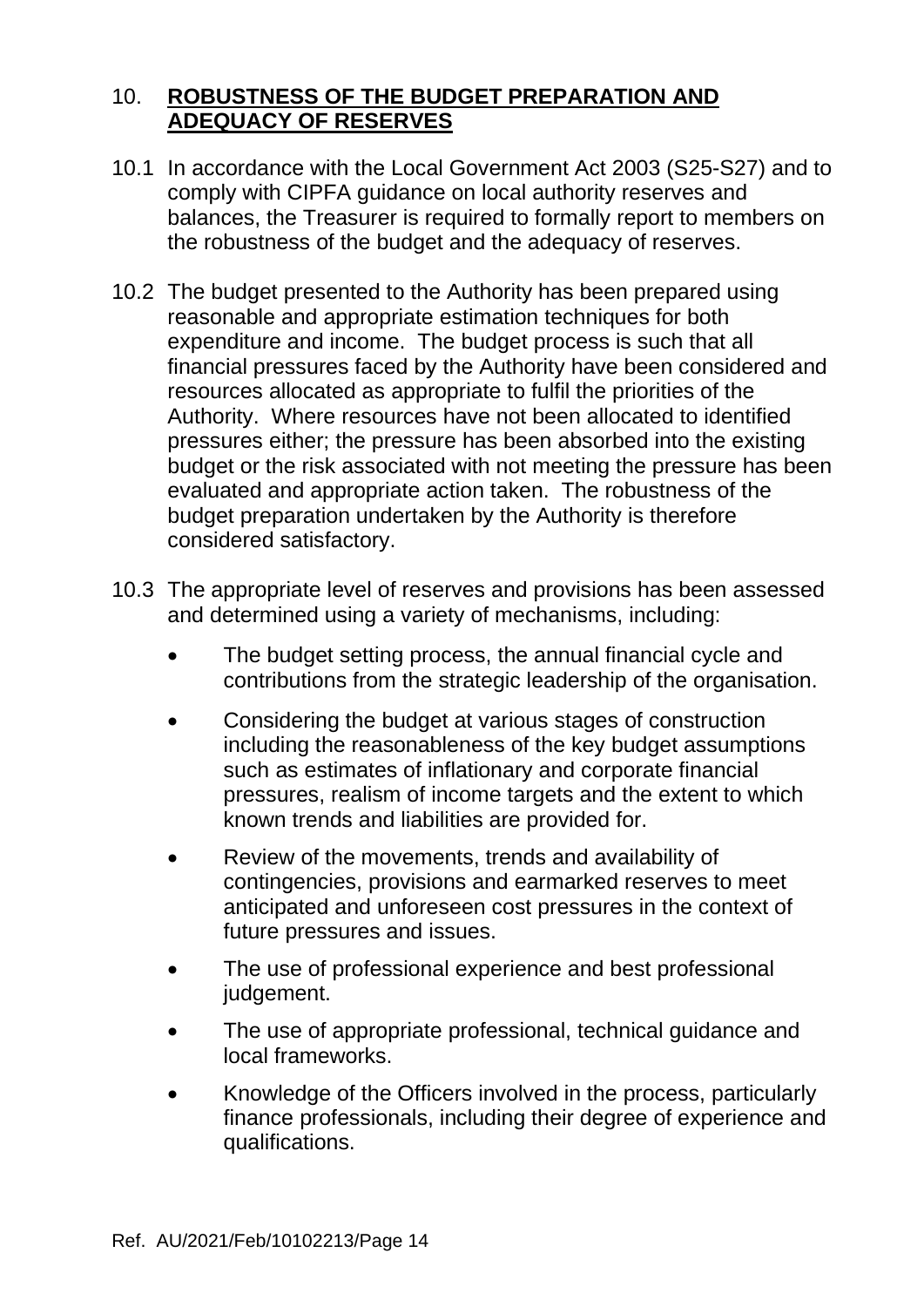## 10. ROBUSTNESS OF THE BUDGET PREPARATION AND ADEQUACY OF RESERVES

10.1 In accordance with the Local Government Act 2003 (S25-S27) and to comply with CIPFA guidance on local authority reserves and balances, the Treasurer is required to formally report to members on the robustness of the budget and the adequacy of reserves.

10.2 The budget presented to the Authority has been prepared using reasonable and appropriate estimation techniques for both expenditure and income. The budget process is such that all financial pressures faced by the Authority have been considered and resources allocated as appropriate to fulfil the priorities of the Authority. Where resources have not been allocated to identified pressures either; the pressure has been absorbed into the existing budget or the risk associated with not meeting the pressure has been evaluated and appropriate action taken. The robustness of the budget preparation undertaken by the Authority is therefore considered satisfactory.

10.3 The appropriate level of reserves and provisions has been assessed and determined using a variety of mechanisms, including:

- The budget setting process, the annual financial cycle and contributions from the strategic leadership of the organisation.
- Considering the budget at various stages of construction including the reasonableness of the key budget assumptions such as estimates of inflationary and corporate financial pressures, realism of income targets and the extent to which known trends and liabilities are provided for.
- Review of the movements, trends and availability of contingencies, provisions and earmarked reserves to meet anticipated and unforeseen cost pressures in the context of future pressures and issues.
- The use of professional experience and best professional judgement.
- The use of appropriate professional, technical guidance and local frameworks.
- Knowledge of the Officers involved in the process, particularly finance professionals, including their degree of experience and qualifications.

Ref. AU/2021/Feb/10102213/Page 14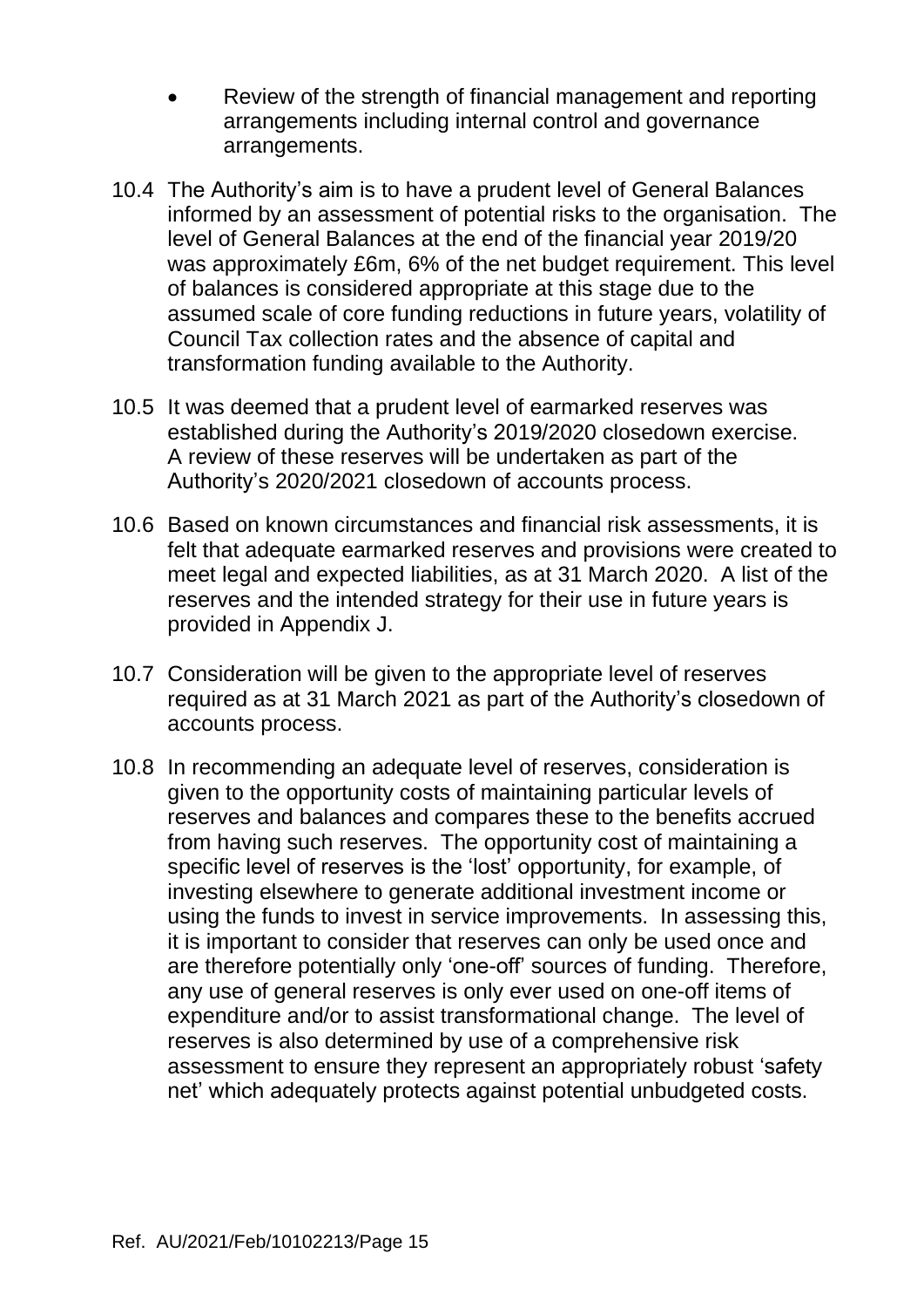- Review of the strength of financial management and reporting arrangements including internal control and governance arrangements.

10.4 The Authority's aim is to have a prudent level of General Balances informed by an assessment of potential risks to the organisation. The level of General Balances at the end of the financial year 2019/20 was approximately £6m, 6% of the net budget requirement. This level of balances is considered appropriate at this stage due to the assumed scale of core funding reductions in future years, volatility of Council Tax collection rates and the absence of capital and transformation funding available to the Authority.

10.5 It was deemed that a prudent level of earmarked reserves was established during the Authority's 2019/2020 closedown exercise. A review of these reserves will be undertaken as part of the Authority's 2020/2021 closedown of accounts process.

10.6 Based on known circumstances and financial risk assessments, it is felt that adequate earmarked reserves and provisions were created to meet legal and expected liabilities, as at 31 March 2020. A list of the reserves and the intended strategy for their use in future years is provided in Appendix J.

10.7 Consideration will be given to the appropriate level of reserves required as at 31 March 2021 as part of the Authority's closedown of accounts process.

10.8 In recommending an adequate level of reserves, consideration is given to the opportunity costs of maintaining particular levels of reserves and balances and compares these to the benefits accrued from having such reserves. The opportunity cost of maintaining a specific level of reserves is the 'lost' opportunity, for example, of investing elsewhere to generate additional investment income or using the funds to invest in service improvements. In assessing this, it is important to consider that reserves can only be used once and are therefore potentially only 'one-off' sources of funding. Therefore, any use of general reserves is only ever used on one-off items of expenditure and/or to assist transformational change. The level of reserves is also determined by use of a comprehensive risk assessment to ensure they represent an appropriately robust 'safety net' which adequately protects against potential unbudgeted costs.

Ref. AU/2021/Feb/10102213/Page 15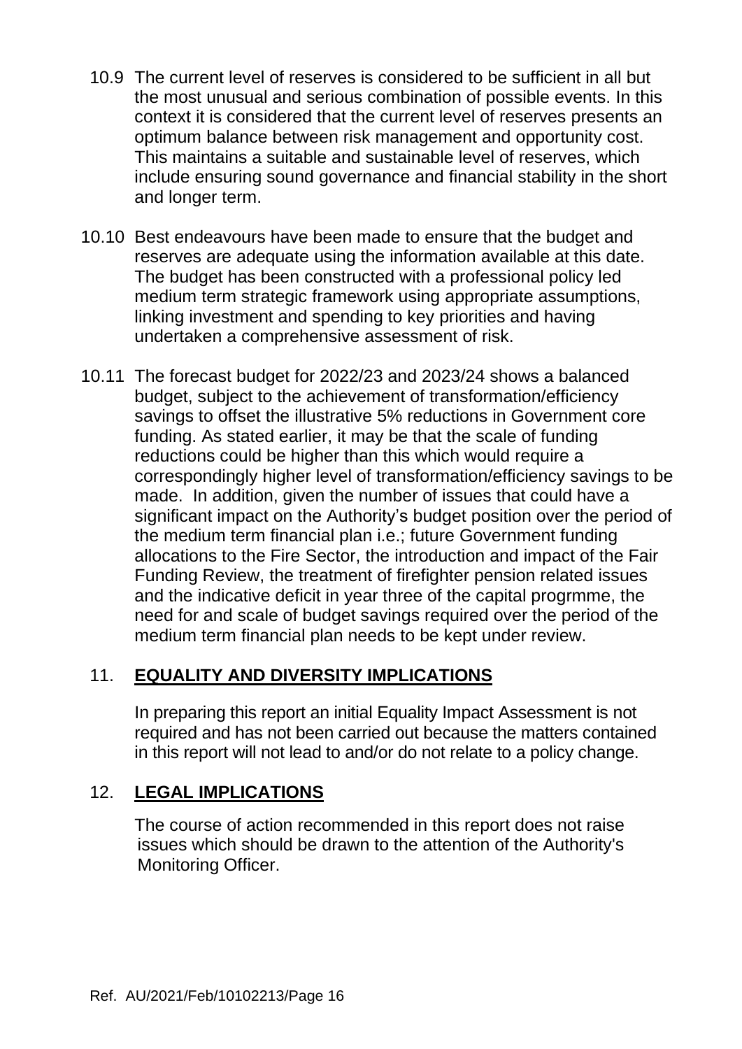10.9 The current level of reserves is considered to be sufficient in all but the most unusual and serious combination of possible events. In this context it is considered that the current level of reserves presents an optimum balance between risk management and opportunity cost. This maintains a suitable and sustainable level of reserves, which include ensuring sound governance and financial stability in the short and longer term.

10.10 Best endeavours have been made to ensure that the budget and reserves are adequate using the information available at this date. The budget has been constructed with a professional policy led medium term strategic framework using appropriate assumptions, linking investment and spending to key priorities and having undertaken a comprehensive assessment of risk.

10.11 The forecast budget for 2022/23 and 2023/24 shows a balanced budget, subject to the achievement of transformation/efficiency savings to offset the illustrative 5% reductions in Government core funding. As stated earlier, it may be that the scale of funding reductions could be higher than this which would require a correspondingly higher level of transformation/efficiency savings to be made. In addition, given the number of issues that could have a significant impact on the Authority's budget position over the period of the medium term financial plan i.e.; future Government funding allocations to the Fire Sector, the introduction and impact of the Fair Funding Review, the treatment of firefighter pension related issues and the indicative deficit in year three of the capital progrmme, the need for and scale of budget savings required over the period of the medium term financial plan needs to be kept under review.

## 11. **EQUALITY AND DIVERSITY IMPLICATIONS**

In preparing this report an initial Equality Impact Assessment is not required and has not been carried out because the matters contained in this report will not lead to and/or do not relate to a policy change.

## 12. **LEGAL IMPLICATIONS**

The course of action recommended in this report does not raise issues which should be drawn to the attention of the Authority's Monitoring Officer.

Ref. AU/2021/Feb/10102213/Page 16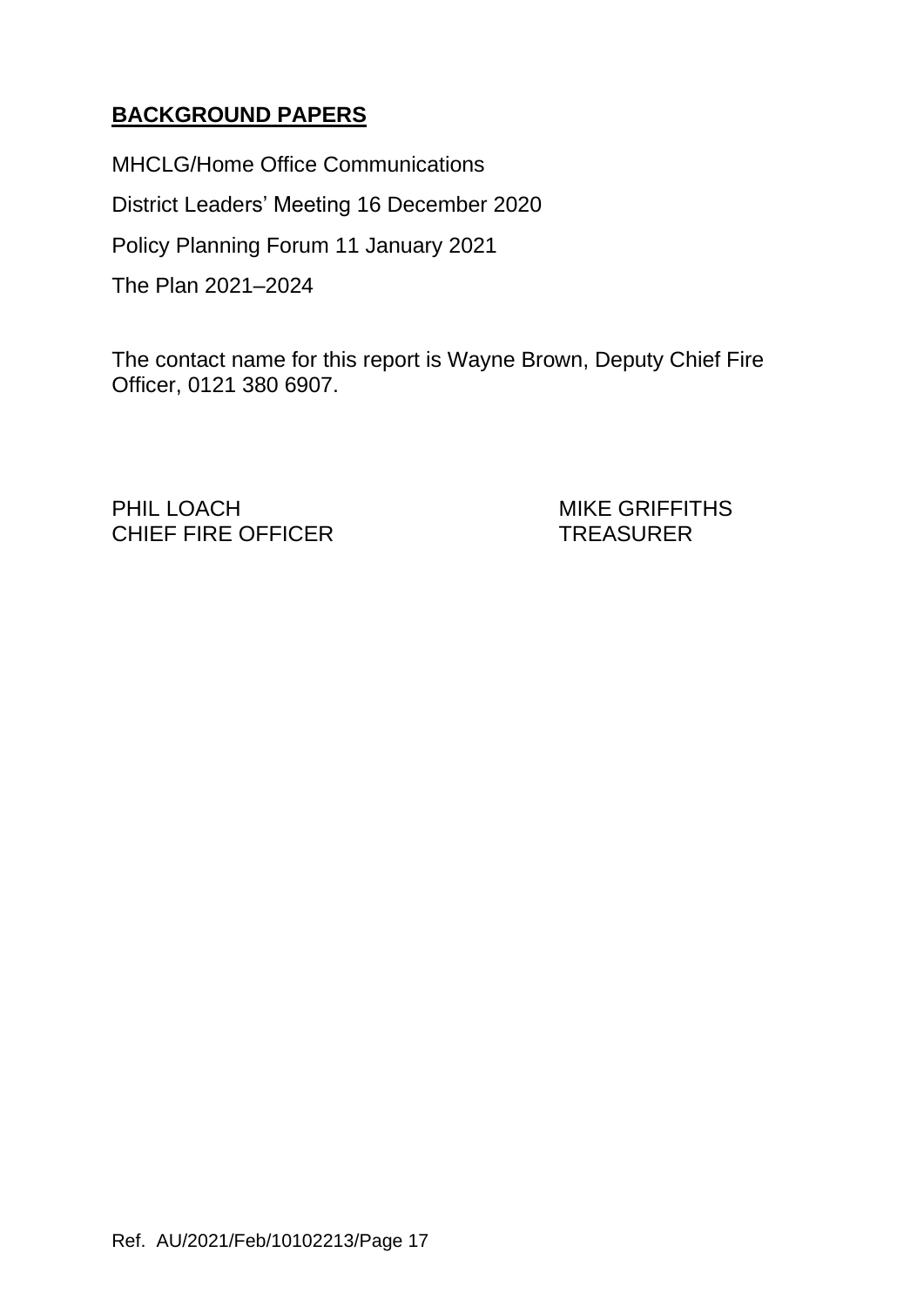## **BACKGROUND PAPERS**

MHCLG/Home Office Communications

District Leaders' Meeting 16 December 2020

Policy Planning Forum 11 January 2021

The Plan 2021–2024

The contact name for this report is Wayne Brown, Deputy Chief Fire Officer, 0121 380 6907.

| | |
|---|---|
| PHIL LOACH | MIKE GRIFFITHS |
| CHIEF FIRE OFFICER | TREASURER |

Ref. AU/2021/Feb/10102213/Page 17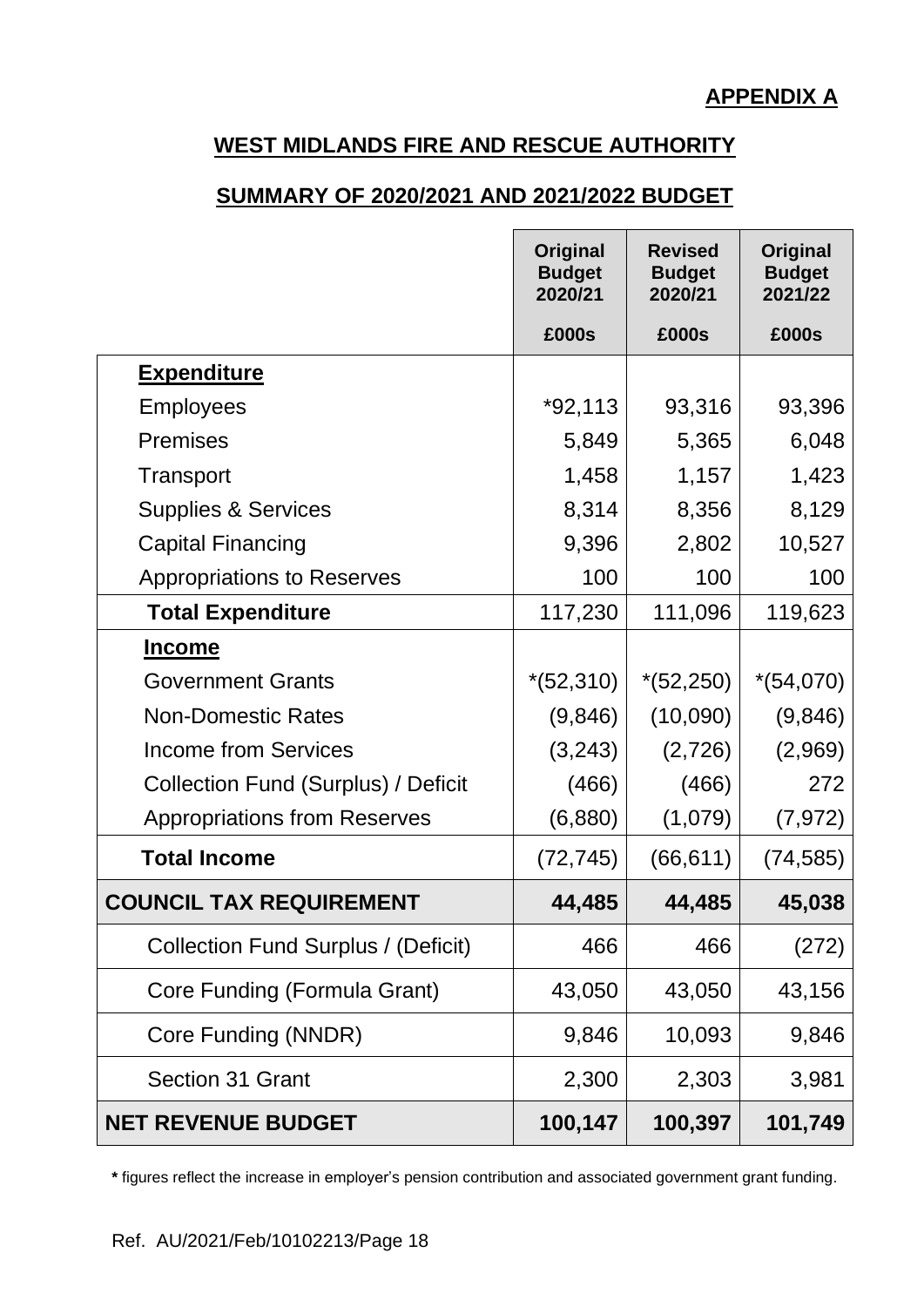**APPENDIX A**

## WEST MIDLANDS FIRE AND RESCUE AUTHORITY

## SUMMARY OF 2020/2021 AND 2021/2022 BUDGET

| | Original Budget 2020/21 | Revised Budget 2020/21 | Original Budget 2021/22 |
|---|---|---|---|
| | £000s | £000s | £000s |
| **Expenditure** | | | |
| Employees | *92,113 | 93,316 | 93,396 |
| Premises | 5,849 | 5,365 | 6,048 |
| Transport | 1,458 | 1,157 | 1,423 |
| Supplies & Services | 8,314 | 8,356 | 8,129 |
| Capital Financing | 9,396 | 2,802 | 10,527 |
| Appropriations to Reserves | 100 | 100 | 100 |
| **Total Expenditure** | 117,230 | 111,096 | 119,623 |
| **Income** | | | |
| Government Grants | *(52,310) | *(52,250) | *(54,070) |
| Non-Domestic Rates | (9,846) | (10,090) | (9,846) |
| Income from Services | (3,243) | (2,726) | (2,969) |
| Collection Fund (Surplus) / Deficit | (466) | (466) | 272 |
| Appropriations from Reserves | (6,880) | (1,079) | (7,972) |
| **Total Income** | (72,745) | (66,611) | (74,585) |
| **COUNCIL TAX REQUIREMENT** | **44,485** | **44,485** | **45,038** |
| Collection Fund Surplus / (Deficit) | 466 | 466 | (272) |
| Core Funding (Formula Grant) | 43,050 | 43,050 | 43,156 |
| Core Funding (NNDR) | 9,846 | 10,093 | 9,846 |
| Section 31 Grant | 2,300 | 2,303 | 3,981 |
| **NET REVENUE BUDGET** | **100,147** | **100,397** | **101,749** |

**\*** figures reflect the increase in employer's pension contribution and associated government grant funding.

Ref. AU/2021/Feb/10102213/Page 18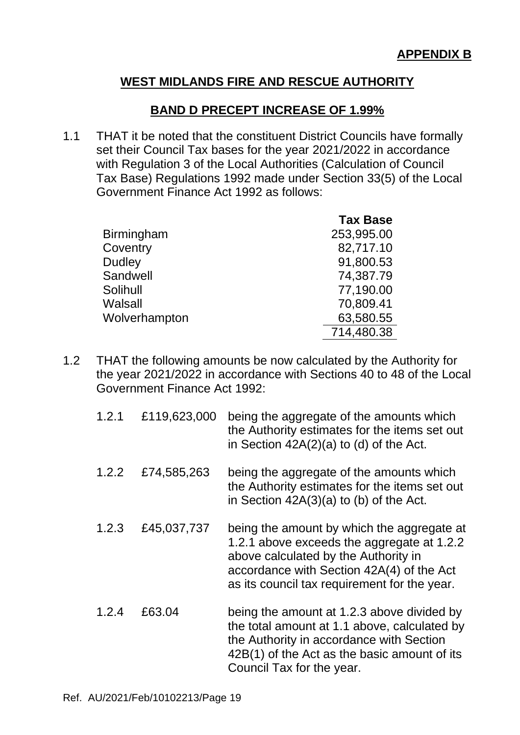**APPENDIX B**

## WEST MIDLANDS FIRE AND RESCUE AUTHORITY

### BAND D PRECEPT INCREASE OF 1.99%

1.1 THAT it be noted that the constituent District Councils have formally set their Council Tax bases for the year 2021/2022 in accordance with Regulation 3 of the Local Authorities (Calculation of Council Tax Base) Regulations 1992 made under Section 33(5) of the Local Government Finance Act 1992 as follows:

| | Tax Base |
|---|---:|
| Birmingham | 253,995.00 |
| Coventry | 82,717.10 |
| Dudley | 91,800.53 |
| Sandwell | 74,387.79 |
| Solihull | 77,190.00 |
| Walsall | 70,809.41 |
| Wolverhampton | 63,580.55 |
| | 714,480.38 |

1.2 THAT the following amounts be now calculated by the Authority for the year 2021/2022 in accordance with Sections 40 to 48 of the Local Government Finance Act 1992:

| | | |
|---|---|---|
| 1.2.1 | £119,623,000 | being the aggregate of the amounts which the Authority estimates for the items set out in Section 42A(2)(a) to (d) of the Act. |
| 1.2.2 | £74,585,263 | being the aggregate of the amounts which the Authority estimates for the items set out in Section 42A(3)(a) to (b) of the Act. |
| 1.2.3 | £45,037,737 | being the amount by which the aggregate at 1.2.1 above exceeds the aggregate at 1.2.2 above calculated by the Authority in accordance with Section 42A(4) of the Act as its council tax requirement for the year. |
| 1.2.4 | £63.04 | being the amount at 1.2.3 above divided by the total amount at 1.1 above, calculated by the Authority in accordance with Section 42B(1) of the Act as the basic amount of its Council Tax for the year. |

Ref. AU/2021/Feb/10102213/Page 19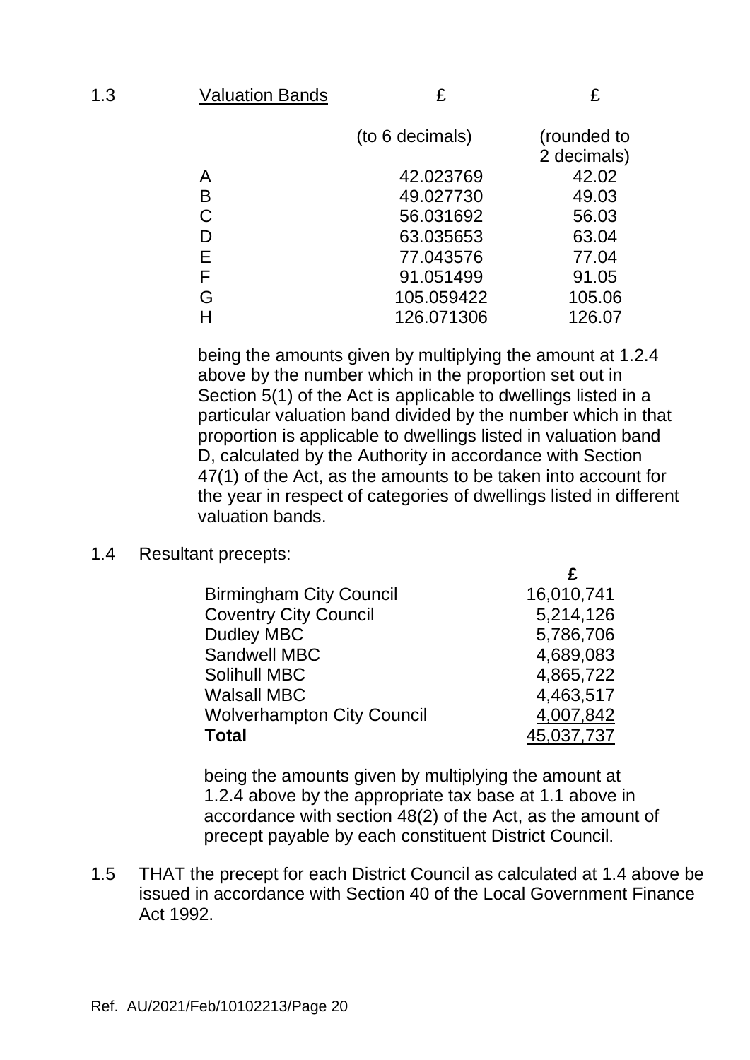1.3 Valuation Bands

| | £ (to 6 decimals) | £ (rounded to 2 decimals) |
|---|---|---|
| A | 42.023769 | 42.02 |
| B | 49.027730 | 49.03 |
| C | 56.031692 | 56.03 |
| D | 63.035653 | 63.04 |
| E | 77.043576 | 77.04 |
| F | 91.051499 | 91.05 |
| G | 105.059422 | 105.06 |
| H | 126.071306 | 126.07 |

being the amounts given by multiplying the amount at 1.2.4 above by the number which in the proportion set out in Section 5(1) of the Act is applicable to dwellings listed in a particular valuation band divided by the number which in that proportion is applicable to dwellings listed in valuation band D, calculated by the Authority in accordance with Section 47(1) of the Act, as the amounts to be taken into account for the year in respect of categories of dwellings listed in different valuation bands.

1.4 Resultant precepts:

| | £ |
|---|---|
| Birmingham City Council | 16,010,741 |
| Coventry City Council | 5,214,126 |
| Dudley MBC | 5,786,706 |
| Sandwell MBC | 4,689,083 |
| Solihull MBC | 4,865,722 |
| Walsall MBC | 4,463,517 |
| Wolverhampton City Council | 4,007,842 |
| **Total** | 45,037,737 |

being the amounts given by multiplying the amount at 1.2.4 above by the appropriate tax base at 1.1 above in accordance with section 48(2) of the Act, as the amount of precept payable by each constituent District Council.

1.5 THAT the precept for each District Council as calculated at 1.4 above be issued in accordance with Section 40 of the Local Government Finance Act 1992.

Ref. AU/2021/Feb/10102213/Page 20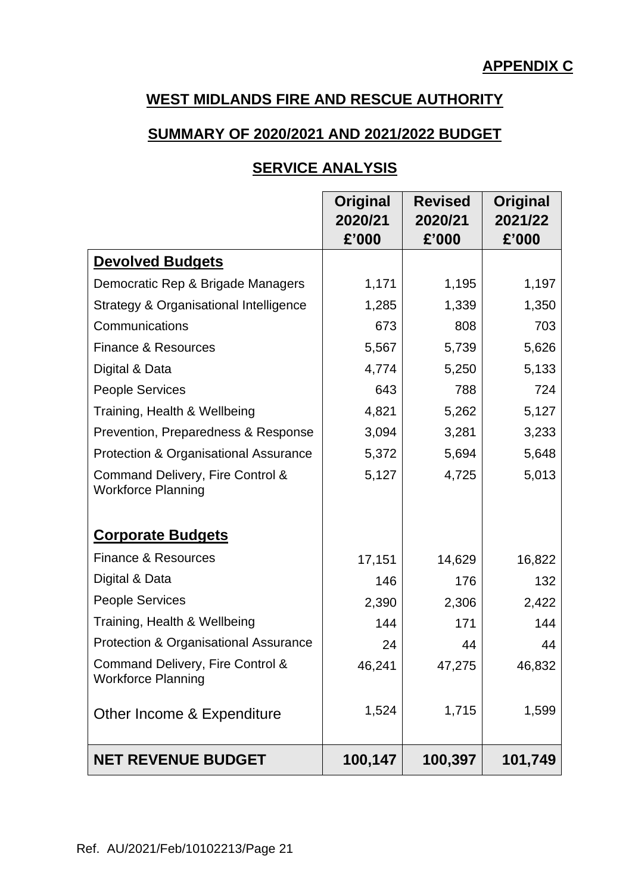**APPENDIX C**

# WEST MIDLANDS FIRE AND RESCUE AUTHORITY

## SUMMARY OF 2020/2021 AND 2021/2022 BUDGET

## SERVICE ANALYSIS

| | Original 2020/21 £'000 | Revised 2020/21 £'000 | Original 2021/22 £'000 |
|---|---|---|---|
| **Devolved Budgets** | | | |
| Democratic Rep & Brigade Managers | 1,171 | 1,195 | 1,197 |
| Strategy & Organisational Intelligence | 1,285 | 1,339 | 1,350 |
| Communications | 673 | 808 | 703 |
| Finance & Resources | 5,567 | 5,739 | 5,626 |
| Digital & Data | 4,774 | 5,250 | 5,133 |
| People Services | 643 | 788 | 724 |
| Training, Health & Wellbeing | 4,821 | 5,262 | 5,127 |
| Prevention, Preparedness & Response | 3,094 | 3,281 | 3,233 |
| Protection & Organisational Assurance | 5,372 | 5,694 | 5,648 |
| Command Delivery, Fire Control & Workforce Planning | 5,127 | 4,725 | 5,013 |
| **Corporate Budgets** | | | |
| Finance & Resources | 17,151 | 14,629 | 16,822 |
| Digital & Data | 146 | 176 | 132 |
| People Services | 2,390 | 2,306 | 2,422 |
| Training, Health & Wellbeing | 144 | 171 | 144 |
| Protection & Organisational Assurance | 24 | 44 | 44 |
| Command Delivery, Fire Control & Workforce Planning | 46,241 | 47,275 | 46,832 |
| Other Income & Expenditure | 1,524 | 1,715 | 1,599 |
| **NET REVENUE BUDGET** | **100,147** | **100,397** | **101,749** |

Ref. AU/2021/Feb/10102213/Page 21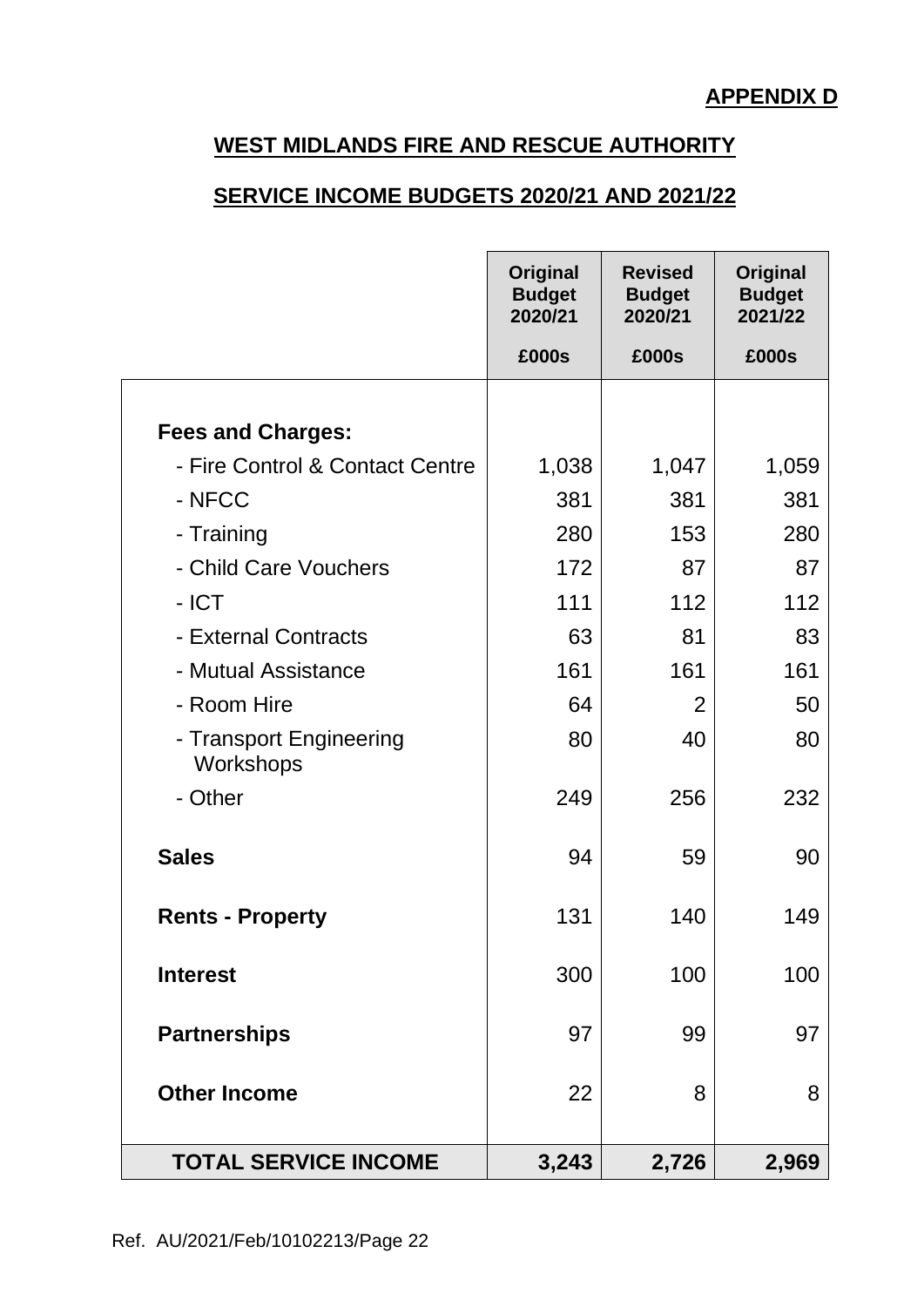**APPENDIX D**

## WEST MIDLANDS FIRE AND RESCUE AUTHORITY

## SERVICE INCOME BUDGETS 2020/21 AND 2021/22

| | Original Budget 2020/21 £000s | Revised Budget 2020/21 £000s | Original Budget 2021/22 £000s |
|---|---|---|---|
| **Fees and Charges:** | | | |
| - Fire Control & Contact Centre | 1,038 | 1,047 | 1,059 |
| - NFCC | 381 | 381 | 381 |
| - Training | 280 | 153 | 280 |
| - Child Care Vouchers | 172 | 87 | 87 |
| - ICT | 111 | 112 | 112 |
| - External Contracts | 63 | 81 | 83 |
| - Mutual Assistance | 161 | 161 | 161 |
| - Room Hire | 64 | 2 | 50 |
| - Transport Engineering Workshops | 80 | 40 | 80 |
| - Other | 249 | 256 | 232 |
| **Sales** | 94 | 59 | 90 |
| **Rents - Property** | 131 | 140 | 149 |
| **Interest** | 300 | 100 | 100 |
| **Partnerships** | 97 | 99 | 97 |
| **Other Income** | 22 | 8 | 8 |
| **TOTAL SERVICE INCOME** | **3,243** | **2,726** | **2,969** |

Ref. AU/2021/Feb/10102213/Page 22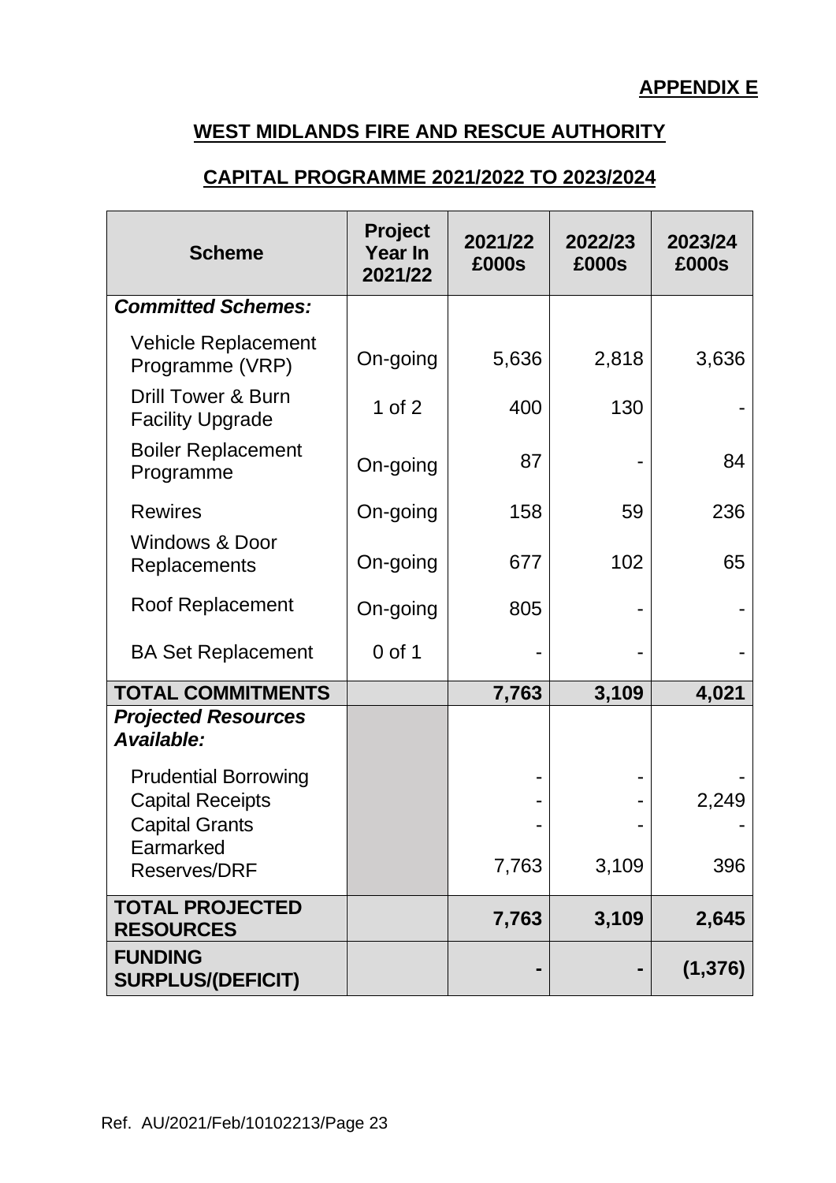**APPENDIX E**

## WEST MIDLANDS FIRE AND RESCUE AUTHORITY

## CAPITAL PROGRAMME 2021/2022 TO 2023/2024

| Scheme | Project Year In 2021/22 | 2021/22 £000s | 2022/23 £000s | 2023/24 £000s |
|---|---|---|---|---|
| ***Committed Schemes:*** | | | | |
| Vehicle Replacement Programme (VRP) | On-going | 5,636 | 2,818 | 3,636 |
| Drill Tower & Burn Facility Upgrade | 1 of 2 | 400 | 130 | - |
| Boiler Replacement Programme | On-going | 87 | - | 84 |
| Rewires | On-going | 158 | 59 | 236 |
| Windows & Door Replacements | On-going | 677 | 102 | 65 |
| Roof Replacement | On-going | 805 | - | - |
| BA Set Replacement | 0 of 1 | - | - | - |
| **TOTAL COMMITMENTS** | | **7,763** | **3,109** | **4,021** |
| ***Projected Resources Available:*** | | | | |
| Prudential Borrowing | | - | - | - |
| Capital Receipts | | - | - | 2,249 |
| Capital Grants | | - | - | - |
| Earmarked Reserves/DRF | | 7,763 | 3,109 | 396 |
| **TOTAL PROJECTED RESOURCES** | | **7,763** | **3,109** | **2,645** |
| **FUNDING SURPLUS/(DEFICIT)** | | **-** | **-** | **(1,376)** |

Ref. AU/2021/Feb/10102213/Page 23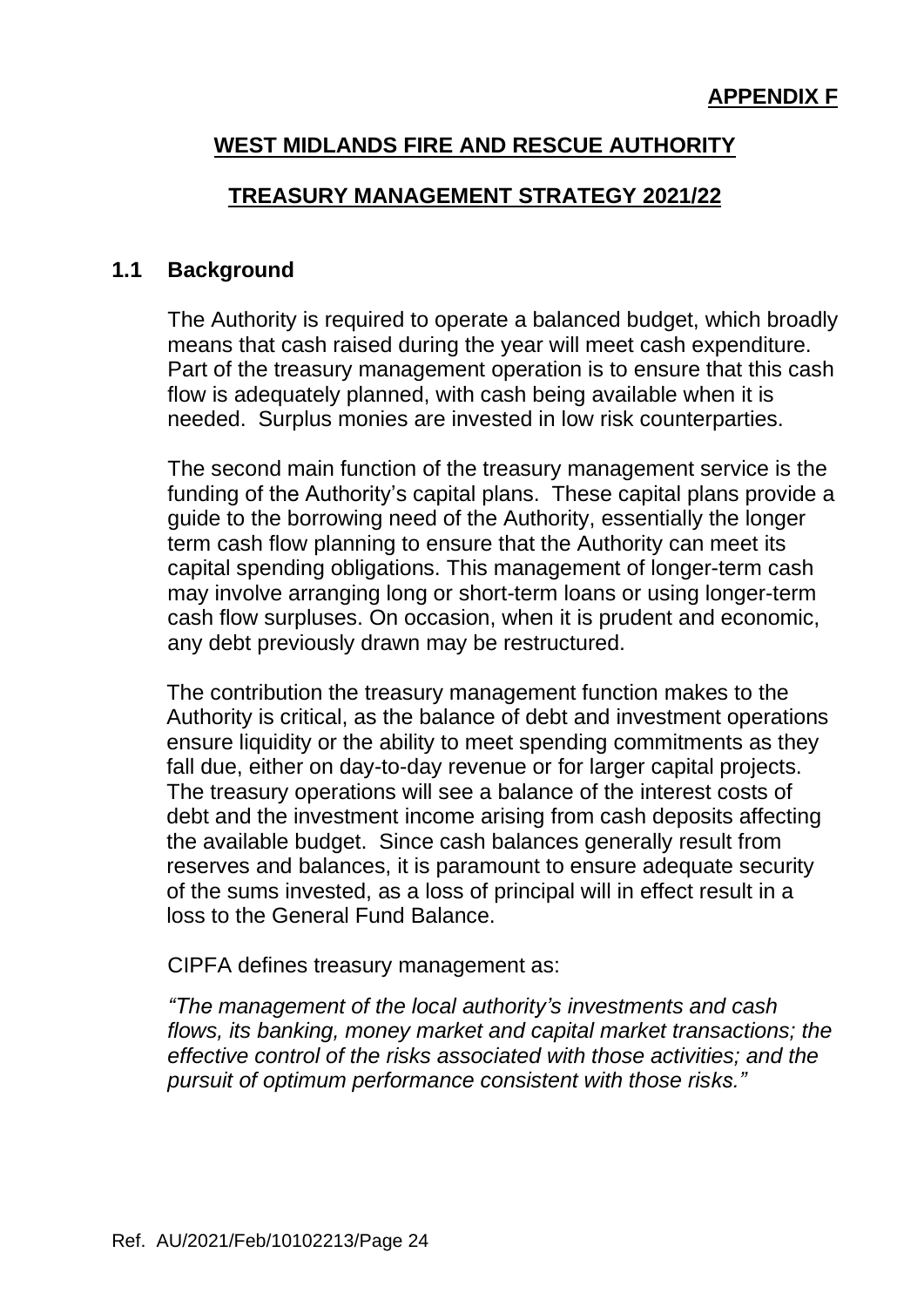**APPENDIX F**

# WEST MIDLANDS FIRE AND RESCUE AUTHORITY

## TREASURY MANAGEMENT STRATEGY 2021/22

### 1.1 Background

The Authority is required to operate a balanced budget, which broadly means that cash raised during the year will meet cash expenditure. Part of the treasury management operation is to ensure that this cash flow is adequately planned, with cash being available when it is needed. Surplus monies are invested in low risk counterparties.

The second main function of the treasury management service is the funding of the Authority's capital plans. These capital plans provide a guide to the borrowing need of the Authority, essentially the longer term cash flow planning to ensure that the Authority can meet its capital spending obligations. This management of longer-term cash may involve arranging long or short-term loans or using longer-term cash flow surpluses. On occasion, when it is prudent and economic, any debt previously drawn may be restructured.

The contribution the treasury management function makes to the Authority is critical, as the balance of debt and investment operations ensure liquidity or the ability to meet spending commitments as they fall due, either on day-to-day revenue or for larger capital projects. The treasury operations will see a balance of the interest costs of debt and the investment income arising from cash deposits affecting the available budget. Since cash balances generally result from reserves and balances, it is paramount to ensure adequate security of the sums invested, as a loss of principal will in effect result in a loss to the General Fund Balance.

CIPFA defines treasury management as:

*"The management of the local authority's investments and cash flows, its banking, money market and capital market transactions; the effective control of the risks associated with those activities; and the pursuit of optimum performance consistent with those risks."*

Ref. AU/2021/Feb/10102213/Page 24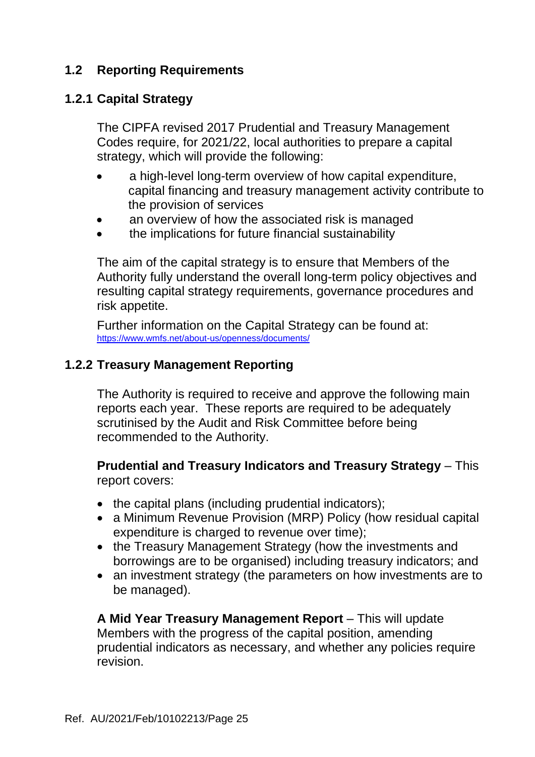## 1.2 Reporting Requirements

### 1.2.1 Capital Strategy

The CIPFA revised 2017 Prudential and Treasury Management Codes require, for 2021/22, local authorities to prepare a capital strategy, which will provide the following:

- a high-level long-term overview of how capital expenditure, capital financing and treasury management activity contribute to the provision of services
- an overview of how the associated risk is managed
- the implications for future financial sustainability

The aim of the capital strategy is to ensure that Members of the Authority fully understand the overall long-term policy objectives and resulting capital strategy requirements, governance procedures and risk appetite.

Further information on the Capital Strategy can be found at: https://www.wmfs.net/about-us/openness/documents/

### 1.2.2 Treasury Management Reporting

The Authority is required to receive and approve the following main reports each year. These reports are required to be adequately scrutinised by the Audit and Risk Committee before being recommended to the Authority.

**Prudential and Treasury Indicators and Treasury Strategy** – This report covers:

- the capital plans (including prudential indicators);
- a Minimum Revenue Provision (MRP) Policy (how residual capital expenditure is charged to revenue over time);
- the Treasury Management Strategy (how the investments and borrowings are to be organised) including treasury indicators; and
- an investment strategy (the parameters on how investments are to be managed).

**A Mid Year Treasury Management Report** – This will update Members with the progress of the capital position, amending prudential indicators as necessary, and whether any policies require revision.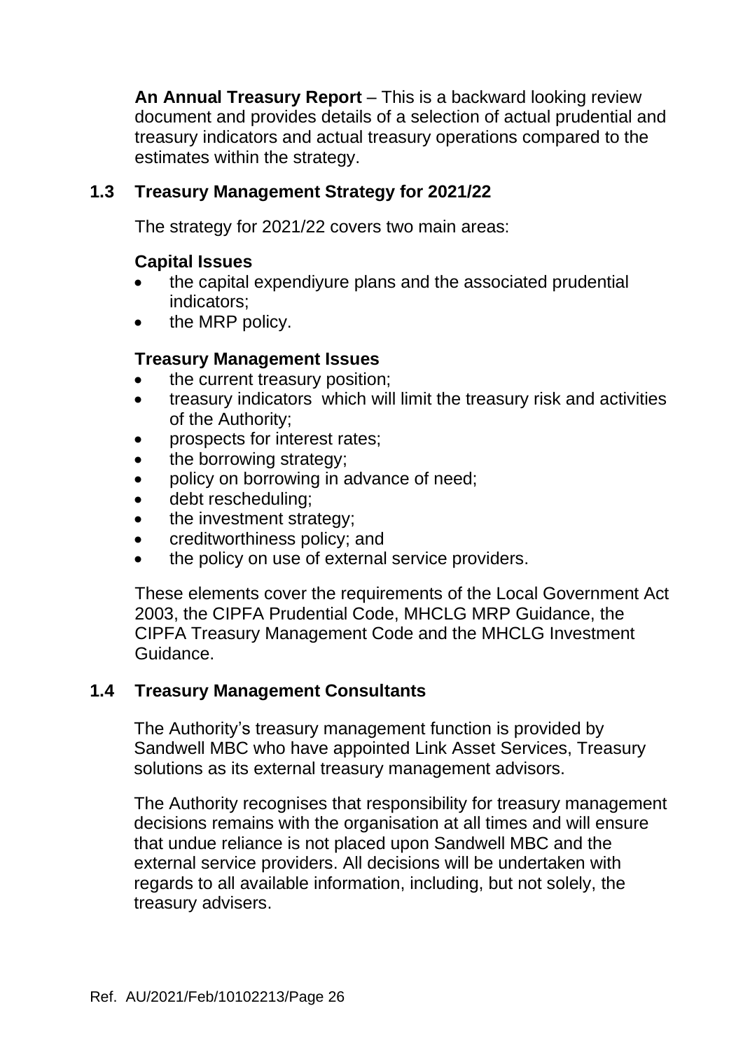**An Annual Treasury Report** – This is a backward looking review document and provides details of a selection of actual prudential and treasury indicators and actual treasury operations compared to the estimates within the strategy.

## 1.3 Treasury Management Strategy for 2021/22

The strategy for 2021/22 covers two main areas:

**Capital Issues**

- the capital expendiyure plans and the associated prudential indicators;
- the MRP policy.

**Treasury Management Issues**

- the current treasury position;
- treasury indicators which will limit the treasury risk and activities of the Authority;
- prospects for interest rates;
- the borrowing strategy;
- policy on borrowing in advance of need;
- debt rescheduling;
- the investment strategy;
- creditworthiness policy; and
- the policy on use of external service providers.

These elements cover the requirements of the Local Government Act 2003, the CIPFA Prudential Code, MHCLG MRP Guidance, the CIPFA Treasury Management Code and the MHCLG Investment Guidance.

## 1.4 Treasury Management Consultants

The Authority's treasury management function is provided by Sandwell MBC who have appointed Link Asset Services, Treasury solutions as its external treasury management advisors.

The Authority recognises that responsibility for treasury management decisions remains with the organisation at all times and will ensure that undue reliance is not placed upon Sandwell MBC and the external service providers. All decisions will be undertaken with regards to all available information, including, but not solely, the treasury advisers.

Ref. AU/2021/Feb/10102213/Page 26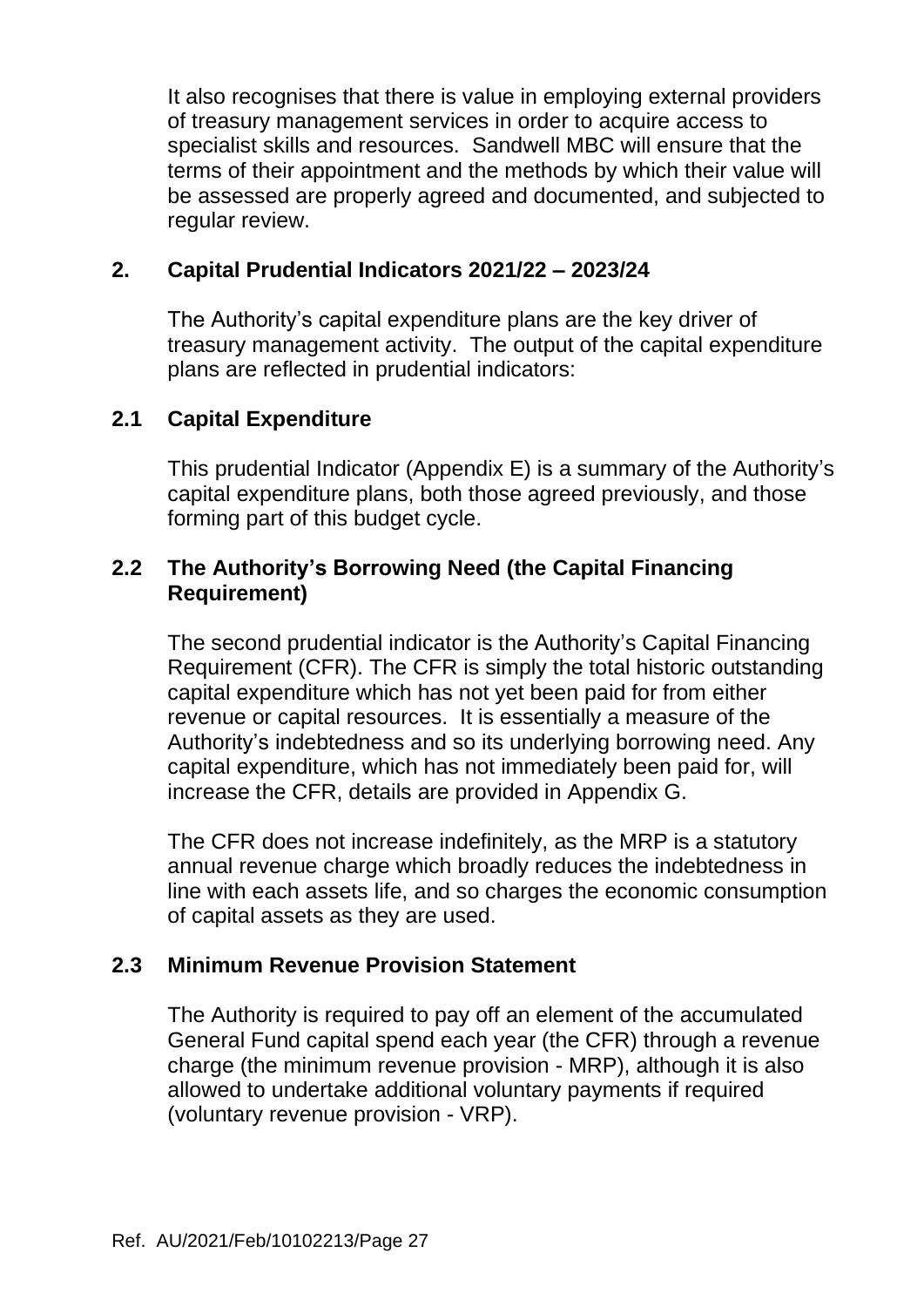It also recognises that there is value in employing external providers of treasury management services in order to acquire access to specialist skills and resources. Sandwell MBC will ensure that the terms of their appointment and the methods by which their value will be assessed are properly agreed and documented, and subjected to regular review.

## 2. Capital Prudential Indicators 2021/22 – 2023/24

The Authority's capital expenditure plans are the key driver of treasury management activity. The output of the capital expenditure plans are reflected in prudential indicators:

### 2.1 Capital Expenditure

This prudential Indicator (Appendix E) is a summary of the Authority's capital expenditure plans, both those agreed previously, and those forming part of this budget cycle.

### 2.2 The Authority's Borrowing Need (the Capital Financing Requirement)

The second prudential indicator is the Authority's Capital Financing Requirement (CFR). The CFR is simply the total historic outstanding capital expenditure which has not yet been paid for from either revenue or capital resources. It is essentially a measure of the Authority's indebtedness and so its underlying borrowing need. Any capital expenditure, which has not immediately been paid for, will increase the CFR, details are provided in Appendix G.

The CFR does not increase indefinitely, as the MRP is a statutory annual revenue charge which broadly reduces the indebtedness in line with each assets life, and so charges the economic consumption of capital assets as they are used.

### 2.3 Minimum Revenue Provision Statement

The Authority is required to pay off an element of the accumulated General Fund capital spend each year (the CFR) through a revenue charge (the minimum revenue provision - MRP), although it is also allowed to undertake additional voluntary payments if required (voluntary revenue provision - VRP).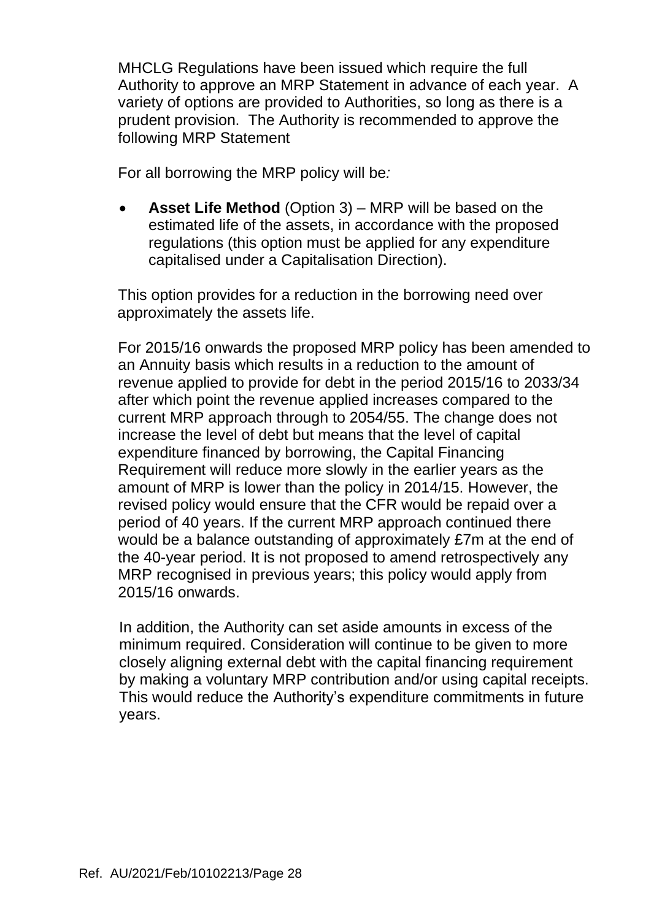MHCLG Regulations have been issued which require the full Authority to approve an MRP Statement in advance of each year. A variety of options are provided to Authorities, so long as there is a prudent provision. The Authority is recommended to approve the following MRP Statement

For all borrowing the MRP policy will be*:*

- **Asset Life Method** (Option 3) – MRP will be based on the estimated life of the assets, in accordance with the proposed regulations (this option must be applied for any expenditure capitalised under a Capitalisation Direction).

This option provides for a reduction in the borrowing need over approximately the assets life.

For 2015/16 onwards the proposed MRP policy has been amended to an Annuity basis which results in a reduction to the amount of revenue applied to provide for debt in the period 2015/16 to 2033/34 after which point the revenue applied increases compared to the current MRP approach through to 2054/55. The change does not increase the level of debt but means that the level of capital expenditure financed by borrowing, the Capital Financing Requirement will reduce more slowly in the earlier years as the amount of MRP is lower than the policy in 2014/15. However, the revised policy would ensure that the CFR would be repaid over a period of 40 years. If the current MRP approach continued there would be a balance outstanding of approximately £7m at the end of the 40-year period. It is not proposed to amend retrospectively any MRP recognised in previous years; this policy would apply from 2015/16 onwards.

In addition, the Authority can set aside amounts in excess of the minimum required. Consideration will continue to be given to more closely aligning external debt with the capital financing requirement by making a voluntary MRP contribution and/or using capital receipts. This would reduce the Authority's expenditure commitments in future years.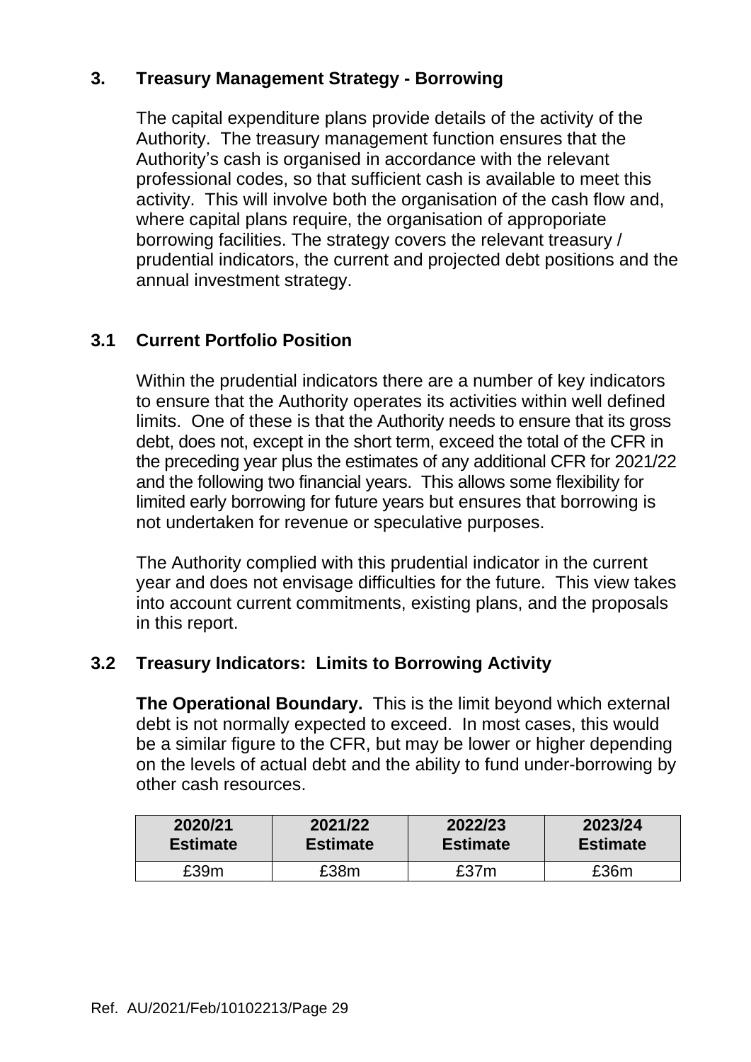## 3. Treasury Management Strategy - Borrowing

The capital expenditure plans provide details of the activity of the Authority. The treasury management function ensures that the Authority's cash is organised in accordance with the relevant professional codes, so that sufficient cash is available to meet this activity. This will involve both the organisation of the cash flow and, where capital plans require, the organisation of approporiate borrowing facilities. The strategy covers the relevant treasury / prudential indicators, the current and projected debt positions and the annual investment strategy.

### 3.1 Current Portfolio Position

Within the prudential indicators there are a number of key indicators to ensure that the Authority operates its activities within well defined limits. One of these is that the Authority needs to ensure that its gross debt, does not, except in the short term, exceed the total of the CFR in the preceding year plus the estimates of any additional CFR for 2021/22 and the following two financial years. This allows some flexibility for limited early borrowing for future years but ensures that borrowing is not undertaken for revenue or speculative purposes.

The Authority complied with this prudential indicator in the current year and does not envisage difficulties for the future. This view takes into account current commitments, existing plans, and the proposals in this report.

### 3.2 Treasury Indicators: Limits to Borrowing Activity

**The Operational Boundary.** This is the limit beyond which external debt is not normally expected to exceed. In most cases, this would be a similar figure to the CFR, but may be lower or higher depending on the levels of actual debt and the ability to fund under-borrowing by other cash resources.

| 2020/21 Estimate | 2021/22 Estimate | 2022/23 Estimate | 2023/24 Estimate |
|---|---|---|---|
| £39m | £38m | £37m | £36m |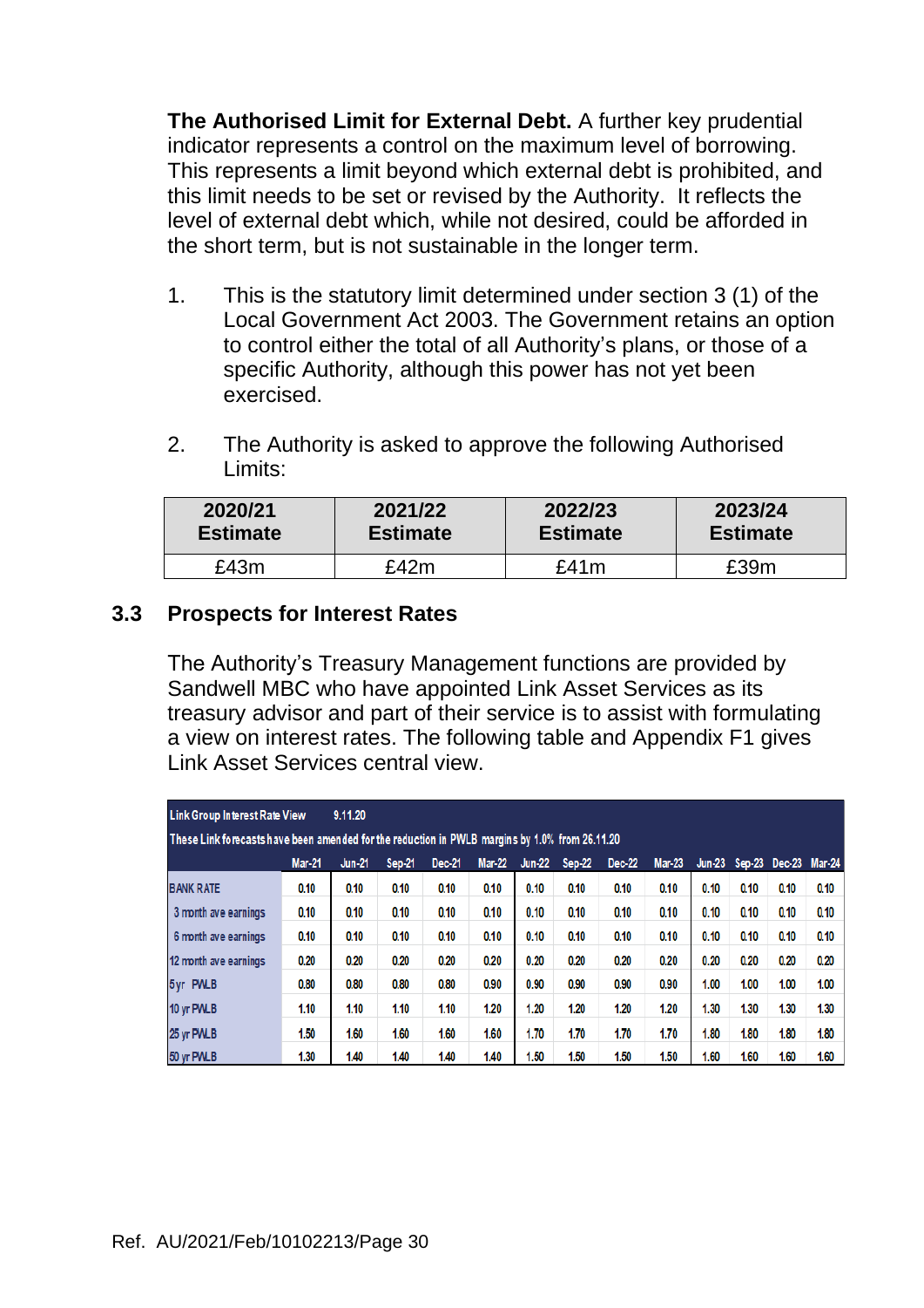**The Authorised Limit for External Debt.** A further key prudential indicator represents a control on the maximum level of borrowing. This represents a limit beyond which external debt is prohibited, and this limit needs to be set or revised by the Authority. It reflects the level of external debt which, while not desired, could be afforded in the short term, but is not sustainable in the longer term.

1. This is the statutory limit determined under section 3 (1) of the Local Government Act 2003. The Government retains an option to control either the total of all Authority's plans, or those of a specific Authority, although this power has not yet been exercised.

2. The Authority is asked to approve the following Authorised Limits:

| 2020/21 Estimate | 2021/22 Estimate | 2022/23 Estimate | 2023/24 Estimate |
|---|---|---|---|
| £43m | £42m | £41m | £39m |

## 3.3 Prospects for Interest Rates

The Authority's Treasury Management functions are provided by Sandwell MBC who have appointed Link Asset Services as its treasury advisor and part of their service is to assist with formulating a view on interest rates. The following table and Appendix F1 gives Link Asset Services central view.

| Link Group Interest Rate View 9.11.20 | | | | | | | | | | | | | |
|---|---|---|---|---|---|---|---|---|---|---|---|---|---|
| These Link forecasts have been amended for the reduction in PWLB margins by 1.0% from 26.11.20 | | | | | | | | | | | | | |
| | Mar-21 | Jun-21 | Sep-21 | Dec-21 | Mar-22 | Jun-22 | Sep-22 | Dec-22 | Mar-23 | Jun-23 | Sep-23 | Dec-23 | Mar-24 |
| BANK RATE | 0.10 | 0.10 | 0.10 | 0.10 | 0.10 | 0.10 | 0.10 | 0.10 | 0.10 | 0.10 | 0.10 | 0.10 | 0.10 |
| 3 month ave earnings | 0.10 | 0.10 | 0.10 | 0.10 | 0.10 | 0.10 | 0.10 | 0.10 | 0.10 | 0.10 | 0.10 | 0.10 | 0.10 |
| 6 month ave earnings | 0.10 | 0.10 | 0.10 | 0.10 | 0.10 | 0.10 | 0.10 | 0.10 | 0.10 | 0.10 | 0.10 | 0.10 | 0.10 |
| 12 month ave earnings | 0.20 | 0.20 | 0.20 | 0.20 | 0.20 | 0.20 | 0.20 | 0.20 | 0.20 | 0.20 | 0.20 | 0.20 | 0.20 |
| 5yr PWLB | 0.80 | 0.80 | 0.80 | 0.80 | 0.90 | 0.90 | 0.90 | 0.90 | 0.90 | 1.00 | 1.00 | 1.00 | 1.00 |
| 10 yr PWLB | 1.10 | 1.10 | 1.10 | 1.10 | 1.20 | 1.20 | 1.20 | 1.20 | 1.20 | 1.30 | 1.30 | 1.30 | 1.30 |
| 25 yr PWLB | 1.50 | 1.60 | 1.60 | 1.60 | 1.60 | 1.70 | 1.70 | 1.70 | 1.70 | 1.80 | 1.80 | 1.80 | 1.80 |
| 50 yr PWLB | 1.30 | 1.40 | 1.40 | 1.40 | 1.40 | 1.50 | 1.50 | 1.50 | 1.50 | 1.60 | 1.60 | 1.60 | 1.60 |

Ref. AU/2021/Feb/10102213/Page 30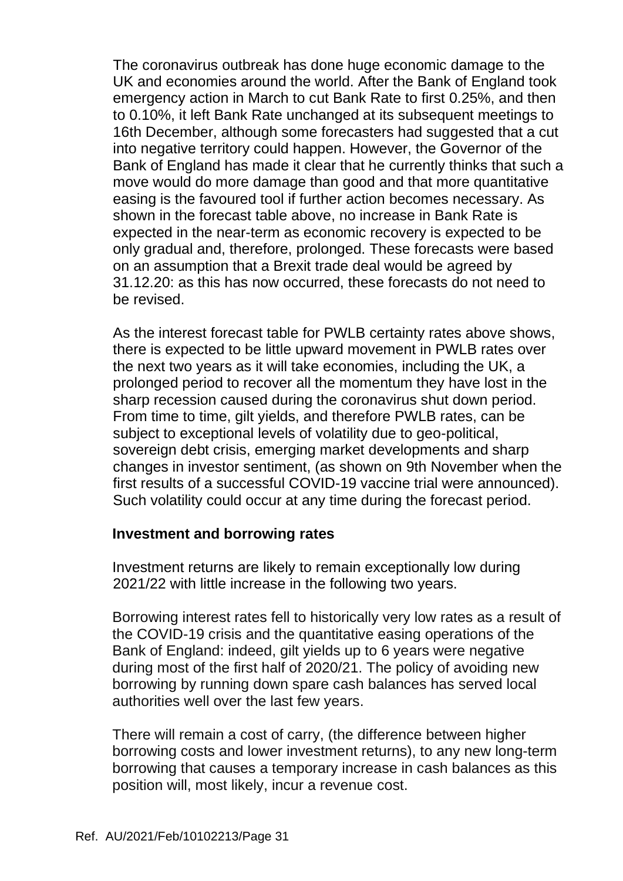The coronavirus outbreak has done huge economic damage to the UK and economies around the world. After the Bank of England took emergency action in March to cut Bank Rate to first 0.25%, and then to 0.10%, it left Bank Rate unchanged at its subsequent meetings to 16th December, although some forecasters had suggested that a cut into negative territory could happen. However, the Governor of the Bank of England has made it clear that he currently thinks that such a move would do more damage than good and that more quantitative easing is the favoured tool if further action becomes necessary. As shown in the forecast table above, no increase in Bank Rate is expected in the near-term as economic recovery is expected to be only gradual and, therefore, prolonged. These forecasts were based on an assumption that a Brexit trade deal would be agreed by 31.12.20: as this has now occurred, these forecasts do not need to be revised.

As the interest forecast table for PWLB certainty rates above shows, there is expected to be little upward movement in PWLB rates over the next two years as it will take economies, including the UK, a prolonged period to recover all the momentum they have lost in the sharp recession caused during the coronavirus shut down period. From time to time, gilt yields, and therefore PWLB rates, can be subject to exceptional levels of volatility due to geo-political, sovereign debt crisis, emerging market developments and sharp changes in investor sentiment, (as shown on 9th November when the first results of a successful COVID-19 vaccine trial were announced). Such volatility could occur at any time during the forecast period.

**Investment and borrowing rates**

Investment returns are likely to remain exceptionally low during 2021/22 with little increase in the following two years.

Borrowing interest rates fell to historically very low rates as a result of the COVID-19 crisis and the quantitative easing operations of the Bank of England: indeed, gilt yields up to 6 years were negative during most of the first half of 2020/21. The policy of avoiding new borrowing by running down spare cash balances has served local authorities well over the last few years.

There will remain a cost of carry, (the difference between higher borrowing costs and lower investment returns), to any new long-term borrowing that causes a temporary increase in cash balances as this position will, most likely, incur a revenue cost.

Ref. AU/2021/Feb/10102213/Page 31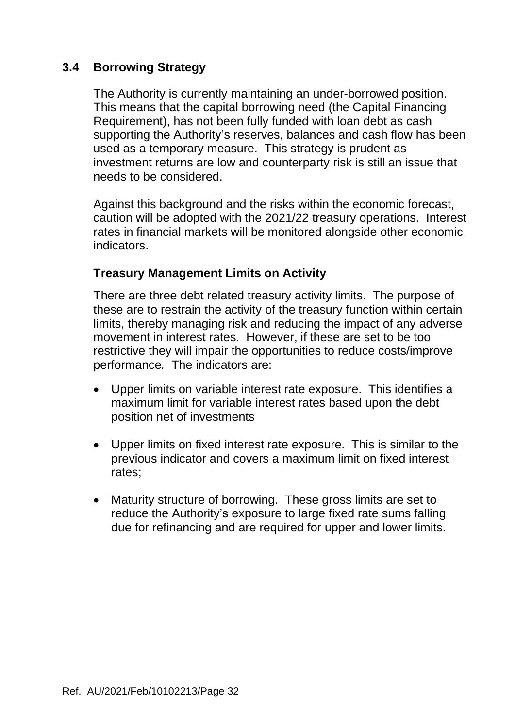## 3.4 Borrowing Strategy

The Authority is currently maintaining an under-borrowed position. This means that the capital borrowing need (the Capital Financing Requirement), has not been fully funded with loan debt as cash supporting the Authority's reserves, balances and cash flow has been used as a temporary measure. This strategy is prudent as investment returns are low and counterparty risk is still an issue that needs to be considered.

Against this background and the risks within the economic forecast, caution will be adopted with the 2021/22 treasury operations. Interest rates in financial markets will be monitored alongside other economic indicators.

### Treasury Management Limits on Activity

There are three debt related treasury activity limits. The purpose of these are to restrain the activity of the treasury function within certain limits, thereby managing risk and reducing the impact of any adverse movement in interest rates. However, if these are set to be too restrictive they will impair the opportunities to reduce costs/improve performance. The indicators are:

- Upper limits on variable interest rate exposure. This identifies a maximum limit for variable interest rates based upon the debt position net of investments
- Upper limits on fixed interest rate exposure. This is similar to the previous indicator and covers a maximum limit on fixed interest rates;
- Maturity structure of borrowing. These gross limits are set to reduce the Authority's exposure to large fixed rate sums falling due for refinancing and are required for upper and lower limits.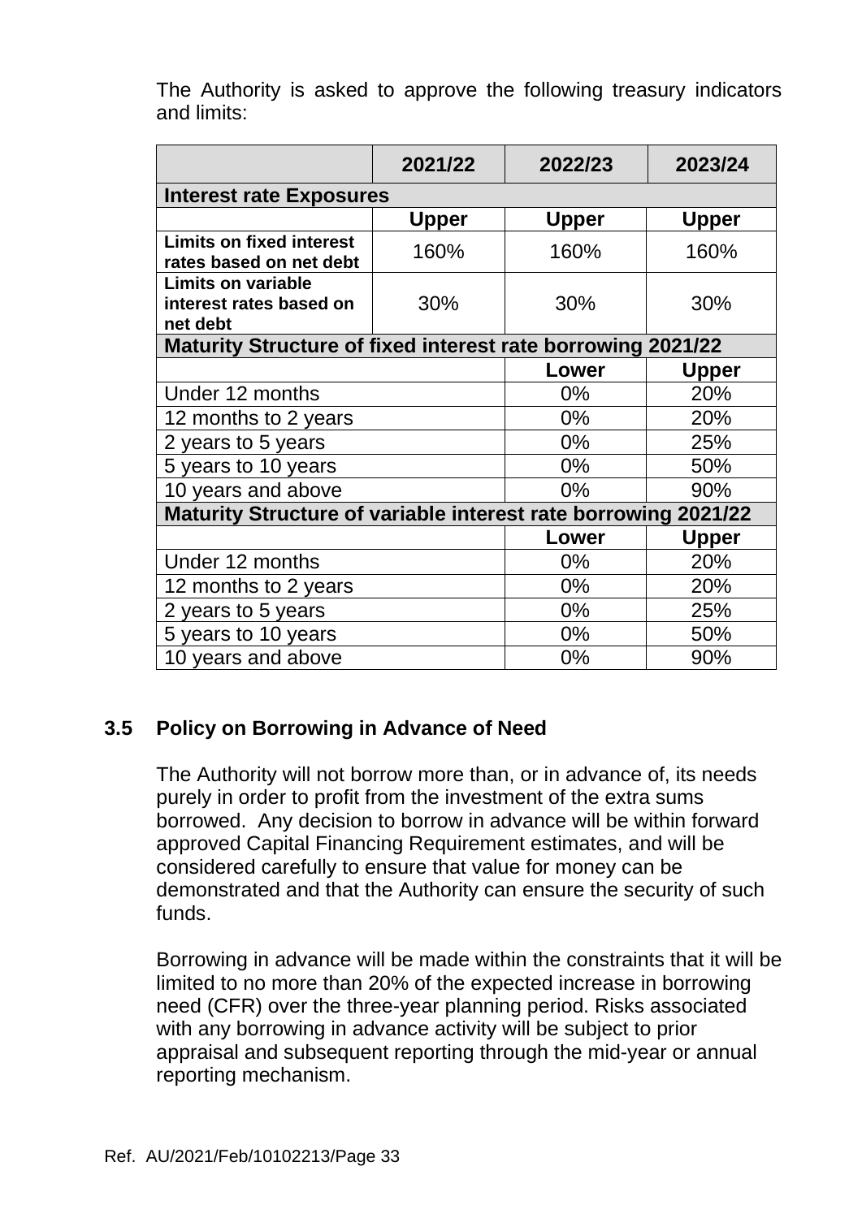The Authority is asked to approve the following treasury indicators and limits:

| | 2021/22 | 2022/23 | 2023/24 |
|---|---|---|---|
| **Interest rate Exposures** | | | |
| | **Upper** | **Upper** | **Upper** |
| **Limits on fixed interest rates based on net debt** | 160% | 160% | 160% |
| **Limits on variable interest rates based on net debt** | 30% | 30% | 30% |
| **Maturity Structure of fixed interest rate borrowing 2021/22** | | | |
| | | **Lower** | **Upper** |
| Under 12 months | | 0% | 20% |
| 12 months to 2 years | | 0% | 20% |
| 2 years to 5 years | | 0% | 25% |
| 5 years to 10 years | | 0% | 50% |
| 10 years and above | | 0% | 90% |
| **Maturity Structure of variable interest rate borrowing 2021/22** | | | |
| | | **Lower** | **Upper** |
| Under 12 months | | 0% | 20% |
| 12 months to 2 years | | 0% | 20% |
| 2 years to 5 years | | 0% | 25% |
| 5 years to 10 years | | 0% | 50% |
| 10 years and above | | 0% | 90% |

### 3.5 Policy on Borrowing in Advance of Need

The Authority will not borrow more than, or in advance of, its needs purely in order to profit from the investment of the extra sums borrowed. Any decision to borrow in advance will be within forward approved Capital Financing Requirement estimates, and will be considered carefully to ensure that value for money can be demonstrated and that the Authority can ensure the security of such funds.

Borrowing in advance will be made within the constraints that it will be limited to no more than 20% of the expected increase in borrowing need (CFR) over the three-year planning period. Risks associated with any borrowing in advance activity will be subject to prior appraisal and subsequent reporting through the mid-year or annual reporting mechanism.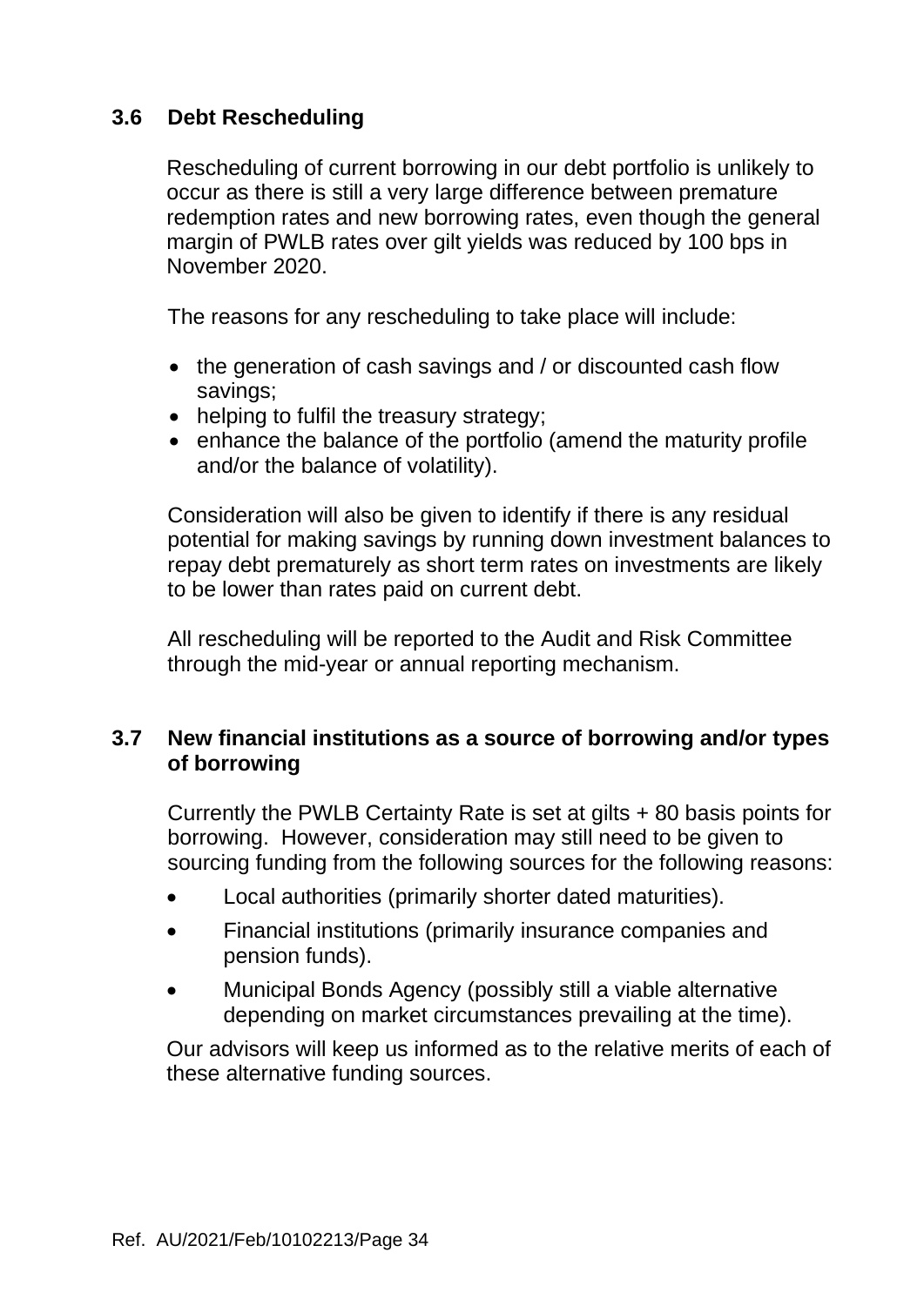### 3.6 Debt Rescheduling

Rescheduling of current borrowing in our debt portfolio is unlikely to occur as there is still a very large difference between premature redemption rates and new borrowing rates, even though the general margin of PWLB rates over gilt yields was reduced by 100 bps in November 2020.

The reasons for any rescheduling to take place will include:

- the generation of cash savings and / or discounted cash flow savings;
- helping to fulfil the treasury strategy;
- enhance the balance of the portfolio (amend the maturity profile and/or the balance of volatility).

Consideration will also be given to identify if there is any residual potential for making savings by running down investment balances to repay debt prematurely as short term rates on investments are likely to be lower than rates paid on current debt.

All rescheduling will be reported to the Audit and Risk Committee through the mid-year or annual reporting mechanism.

### 3.7 New financial institutions as a source of borrowing and/or types of borrowing

Currently the PWLB Certainty Rate is set at gilts + 80 basis points for borrowing. However, consideration may still need to be given to sourcing funding from the following sources for the following reasons:

- Local authorities (primarily shorter dated maturities).
- Financial institutions (primarily insurance companies and pension funds).
- Municipal Bonds Agency (possibly still a viable alternative depending on market circumstances prevailing at the time).

Our advisors will keep us informed as to the relative merits of each of these alternative funding sources.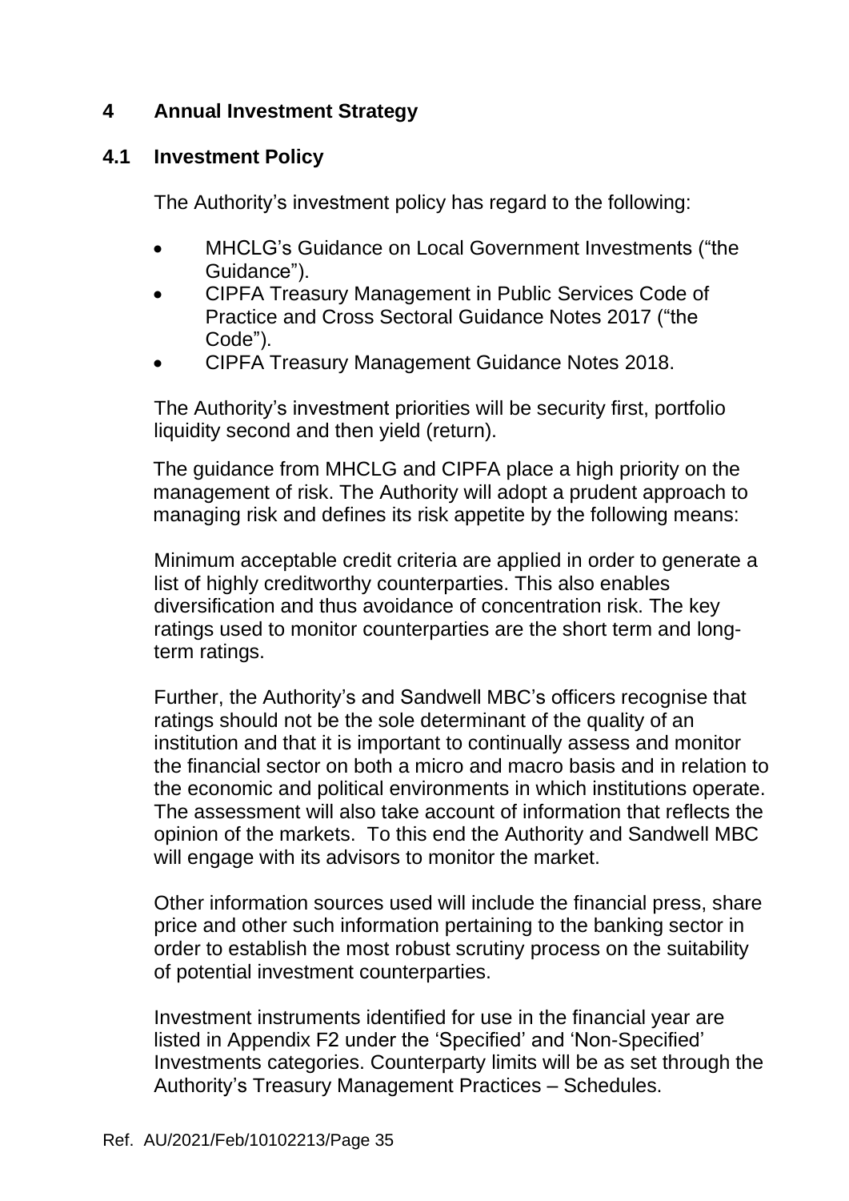## 4 Annual Investment Strategy

### 4.1 Investment Policy

The Authority's investment policy has regard to the following:

- MHCLG's Guidance on Local Government Investments ("the Guidance").
- CIPFA Treasury Management in Public Services Code of Practice and Cross Sectoral Guidance Notes 2017 ("the Code").
- CIPFA Treasury Management Guidance Notes 2018.

The Authority's investment priorities will be security first, portfolio liquidity second and then yield (return).

The guidance from MHCLG and CIPFA place a high priority on the management of risk. The Authority will adopt a prudent approach to managing risk and defines its risk appetite by the following means:

Minimum acceptable credit criteria are applied in order to generate a list of highly creditworthy counterparties. This also enables diversification and thus avoidance of concentration risk. The key ratings used to monitor counterparties are the short term and long-term ratings.

Further, the Authority's and Sandwell MBC's officers recognise that ratings should not be the sole determinant of the quality of an institution and that it is important to continually assess and monitor the financial sector on both a micro and macro basis and in relation to the economic and political environments in which institutions operate. The assessment will also take account of information that reflects the opinion of the markets. To this end the Authority and Sandwell MBC will engage with its advisors to monitor the market.

Other information sources used will include the financial press, share price and other such information pertaining to the banking sector in order to establish the most robust scrutiny process on the suitability of potential investment counterparties.

Investment instruments identified for use in the financial year are listed in Appendix F2 under the 'Specified' and 'Non-Specified' Investments categories. Counterparty limits will be as set through the Authority's Treasury Management Practices – Schedules.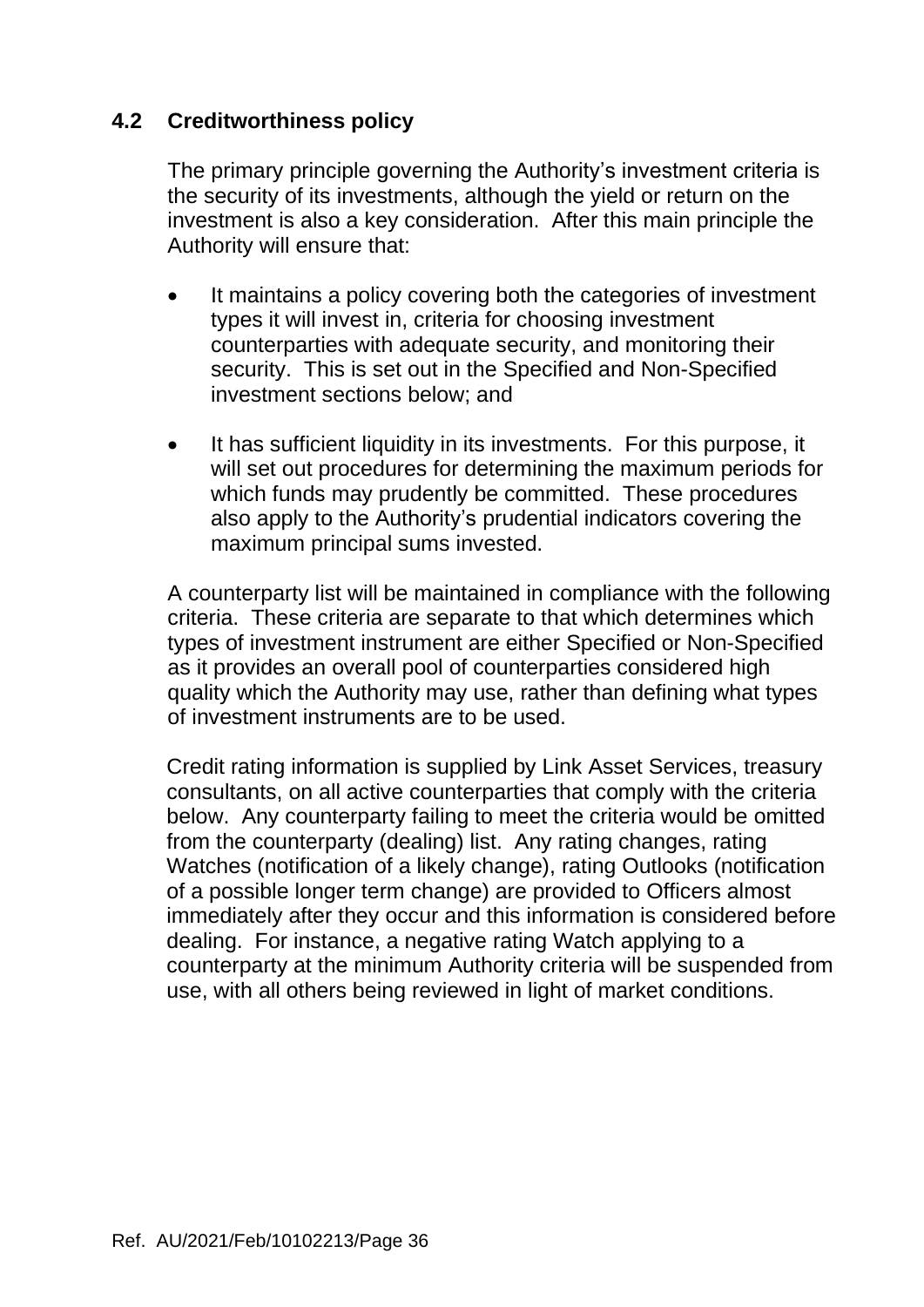### 4.2 Creditworthiness policy

The primary principle governing the Authority's investment criteria is the security of its investments, although the yield or return on the investment is also a key consideration. After this main principle the Authority will ensure that:

- It maintains a policy covering both the categories of investment types it will invest in, criteria for choosing investment counterparties with adequate security, and monitoring their security. This is set out in the Specified and Non-Specified investment sections below; and
- It has sufficient liquidity in its investments. For this purpose, it will set out procedures for determining the maximum periods for which funds may prudently be committed. These procedures also apply to the Authority's prudential indicators covering the maximum principal sums invested.

A counterparty list will be maintained in compliance with the following criteria. These criteria are separate to that which determines which types of investment instrument are either Specified or Non-Specified as it provides an overall pool of counterparties considered high quality which the Authority may use, rather than defining what types of investment instruments are to be used.

Credit rating information is supplied by Link Asset Services, treasury consultants, on all active counterparties that comply with the criteria below. Any counterparty failing to meet the criteria would be omitted from the counterparty (dealing) list. Any rating changes, rating Watches (notification of a likely change), rating Outlooks (notification of a possible longer term change) are provided to Officers almost immediately after they occur and this information is considered before dealing. For instance, a negative rating Watch applying to a counterparty at the minimum Authority criteria will be suspended from use, with all others being reviewed in light of market conditions.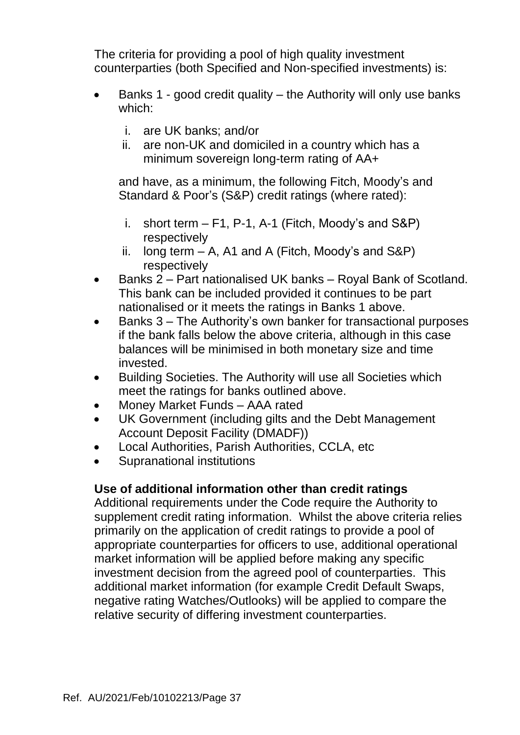The criteria for providing a pool of high quality investment counterparties (both Specified and Non-specified investments) is:

- Banks 1 - good credit quality – the Authority will only use banks which:

  i. are UK banks; and/or
  ii. are non-UK and domiciled in a country which has a minimum sovereign long-term rating of AA+

  and have, as a minimum, the following Fitch, Moody's and Standard & Poor's (S&P) credit ratings (where rated):

  i. short term – F1, P-1, A-1 (Fitch, Moody's and S&P) respectively
  ii. long term – A, A1 and A (Fitch, Moody's and S&P) respectively
- Banks 2 – Part nationalised UK banks – Royal Bank of Scotland. This bank can be included provided it continues to be part nationalised or it meets the ratings in Banks 1 above.
- Banks 3 – The Authority's own banker for transactional purposes if the bank falls below the above criteria, although in this case balances will be minimised in both monetary size and time invested.
- Building Societies. The Authority will use all Societies which meet the ratings for banks outlined above.
- Money Market Funds – AAA rated
- UK Government (including gilts and the Debt Management Account Deposit Facility (DMADF))
- Local Authorities, Parish Authorities, CCLA, etc
- Supranational institutions

**Use of additional information other than credit ratings**
Additional requirements under the Code require the Authority to supplement credit rating information. Whilst the above criteria relies primarily on the application of credit ratings to provide a pool of appropriate counterparties for officers to use, additional operational market information will be applied before making any specific investment decision from the agreed pool of counterparties. This additional market information (for example Credit Default Swaps, negative rating Watches/Outlooks) will be applied to compare the relative security of differing investment counterparties.

Ref. AU/2021/Feb/10102213/Page 37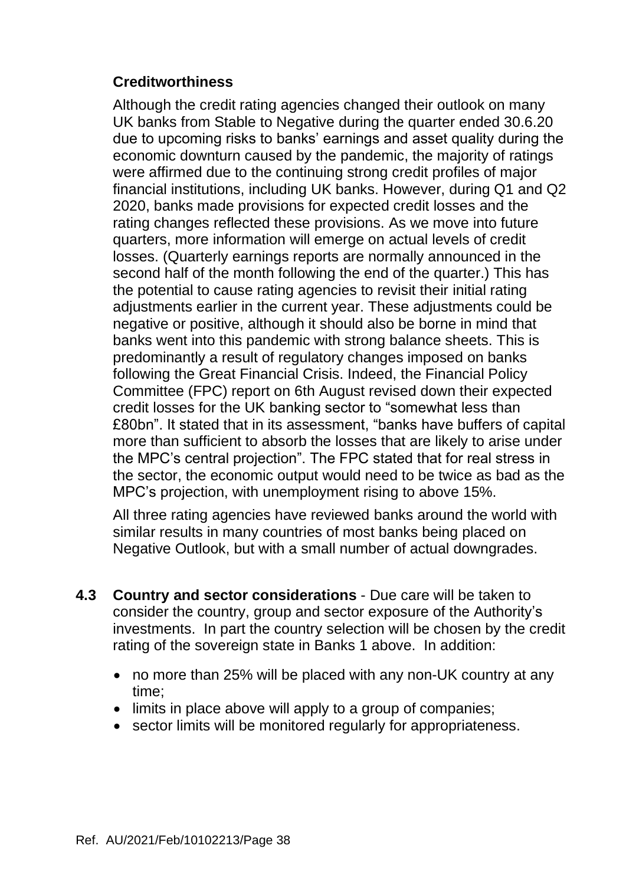**Creditworthiness**

Although the credit rating agencies changed their outlook on many UK banks from Stable to Negative during the quarter ended 30.6.20 due to upcoming risks to banks' earnings and asset quality during the economic downturn caused by the pandemic, the majority of ratings were affirmed due to the continuing strong credit profiles of major financial institutions, including UK banks. However, during Q1 and Q2 2020, banks made provisions for expected credit losses and the rating changes reflected these provisions. As we move into future quarters, more information will emerge on actual levels of credit losses. (Quarterly earnings reports are normally announced in the second half of the month following the end of the quarter.) This has the potential to cause rating agencies to revisit their initial rating adjustments earlier in the current year. These adjustments could be negative or positive, although it should also be borne in mind that banks went into this pandemic with strong balance sheets. This is predominantly a result of regulatory changes imposed on banks following the Great Financial Crisis. Indeed, the Financial Policy Committee (FPC) report on 6th August revised down their expected credit losses for the UK banking sector to "somewhat less than £80bn". It stated that in its assessment, "banks have buffers of capital more than sufficient to absorb the losses that are likely to arise under the MPC's central projection". The FPC stated that for real stress in the sector, the economic output would need to be twice as bad as the MPC's projection, with unemployment rising to above 15%.

All three rating agencies have reviewed banks around the world with similar results in many countries of most banks being placed on Negative Outlook, but with a small number of actual downgrades.

**4.3 Country and sector considerations** - Due care will be taken to consider the country, group and sector exposure of the Authority's investments. In part the country selection will be chosen by the credit rating of the sovereign state in Banks 1 above. In addition:

- no more than 25% will be placed with any non-UK country at any time;
- limits in place above will apply to a group of companies;
- sector limits will be monitored regularly for appropriateness.

Ref. AU/2021/Feb/10102213/Page 38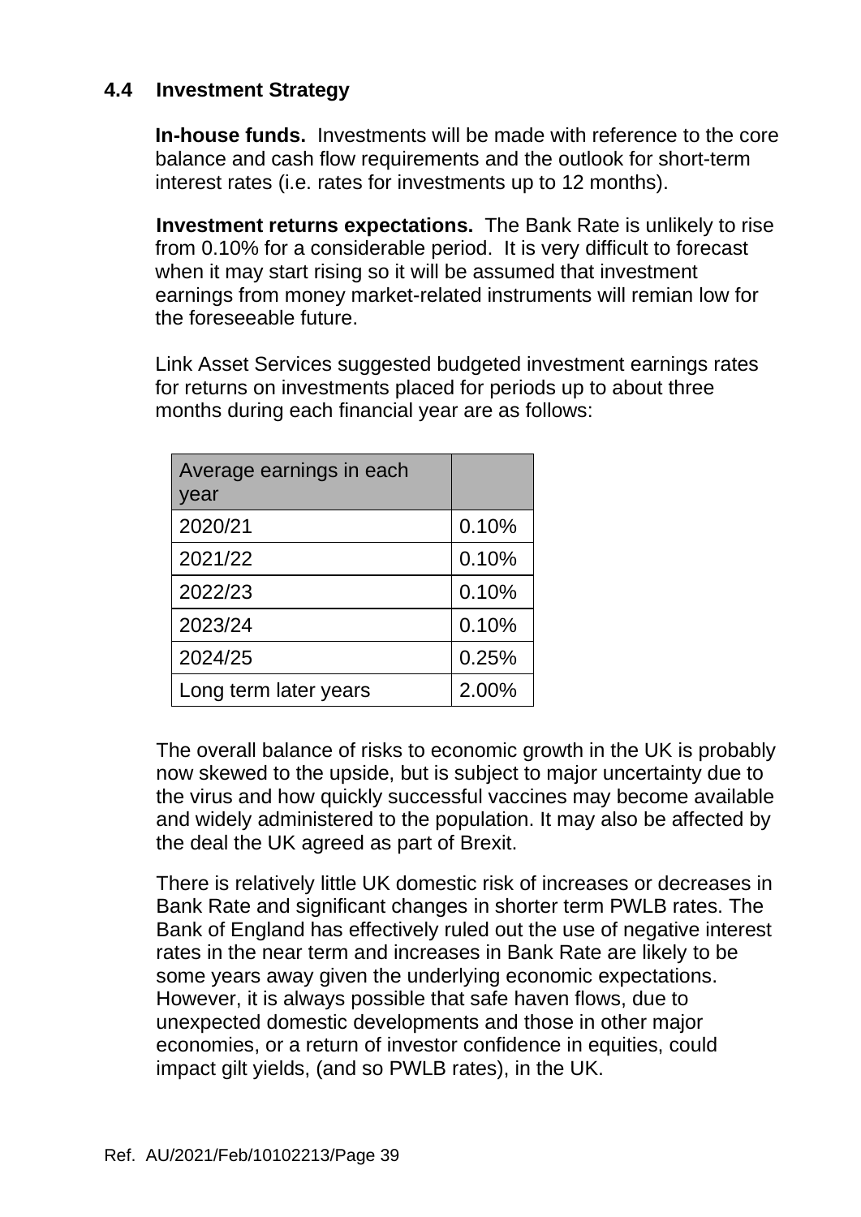## 4.4 Investment Strategy

**In-house funds.** Investments will be made with reference to the core balance and cash flow requirements and the outlook for short-term interest rates (i.e. rates for investments up to 12 months).

**Investment returns expectations.** The Bank Rate is unlikely to rise from 0.10% for a considerable period. It is very difficult to forecast when it may start rising so it will be assumed that investment earnings from money market-related instruments will remian low for the foreseeable future.

Link Asset Services suggested budgeted investment earnings rates for returns on investments placed for periods up to about three months during each financial year are as follows:

| Average earnings in each year | |
|---|---|
| 2020/21 | 0.10% |
| 2021/22 | 0.10% |
| 2022/23 | 0.10% |
| 2023/24 | 0.10% |
| 2024/25 | 0.25% |
| Long term later years | 2.00% |

The overall balance of risks to economic growth in the UK is probably now skewed to the upside, but is subject to major uncertainty due to the virus and how quickly successful vaccines may become available and widely administered to the population. It may also be affected by the deal the UK agreed as part of Brexit.

There is relatively little UK domestic risk of increases or decreases in Bank Rate and significant changes in shorter term PWLB rates. The Bank of England has effectively ruled out the use of negative interest rates in the near term and increases in Bank Rate are likely to be some years away given the underlying economic expectations. However, it is always possible that safe haven flows, due to unexpected domestic developments and those in other major economies, or a return of investor confidence in equities, could impact gilt yields, (and so PWLB rates), in the UK.

Ref. AU/2021/Feb/10102213/Page 39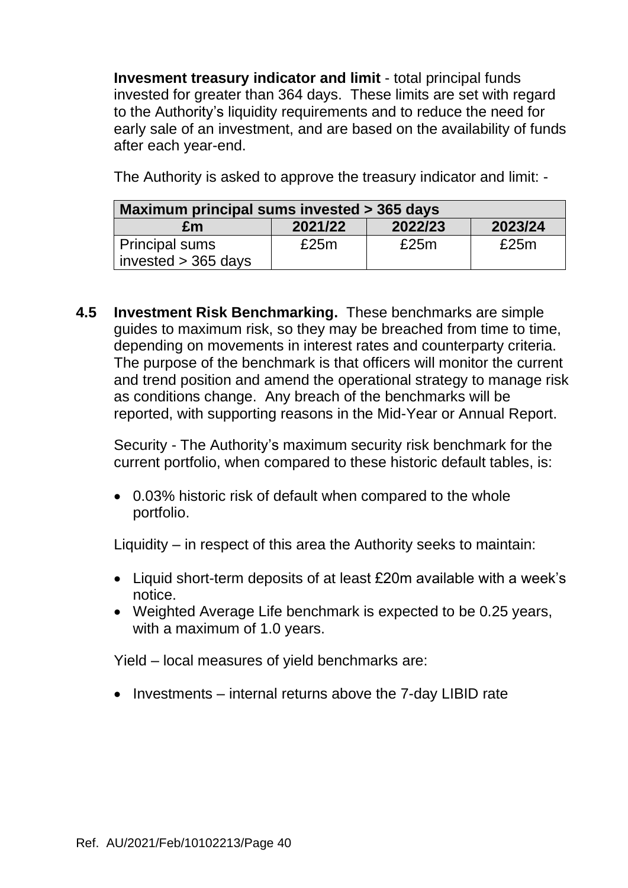**Invesment treasury indicator and limit** - total principal funds invested for greater than 364 days. These limits are set with regard to the Authority's liquidity requirements and to reduce the need for early sale of an investment, and are based on the availability of funds after each year-end.

The Authority is asked to approve the treasury indicator and limit: -

| Maximum principal sums invested > 365 days | | | |
|---|---|---|---|
| **£m** | **2021/22** | **2022/23** | **2023/24** |
| Principal sums invested > 365 days | £25m | £25m | £25m |

**4.5 Investment Risk Benchmarking.** These benchmarks are simple guides to maximum risk, so they may be breached from time to time, depending on movements in interest rates and counterparty criteria. The purpose of the benchmark is that officers will monitor the current and trend position and amend the operational strategy to manage risk as conditions change. Any breach of the benchmarks will be reported, with supporting reasons in the Mid-Year or Annual Report.

Security - The Authority's maximum security risk benchmark for the current portfolio, when compared to these historic default tables, is:

- 0.03% historic risk of default when compared to the whole portfolio.

Liquidity – in respect of this area the Authority seeks to maintain:

- Liquid short-term deposits of at least £20m available with a week's notice.
- Weighted Average Life benchmark is expected to be 0.25 years, with a maximum of 1.0 years.

Yield – local measures of yield benchmarks are:

- Investments – internal returns above the 7-day LIBID rate

Ref. AU/2021/Feb/10102213/Page 40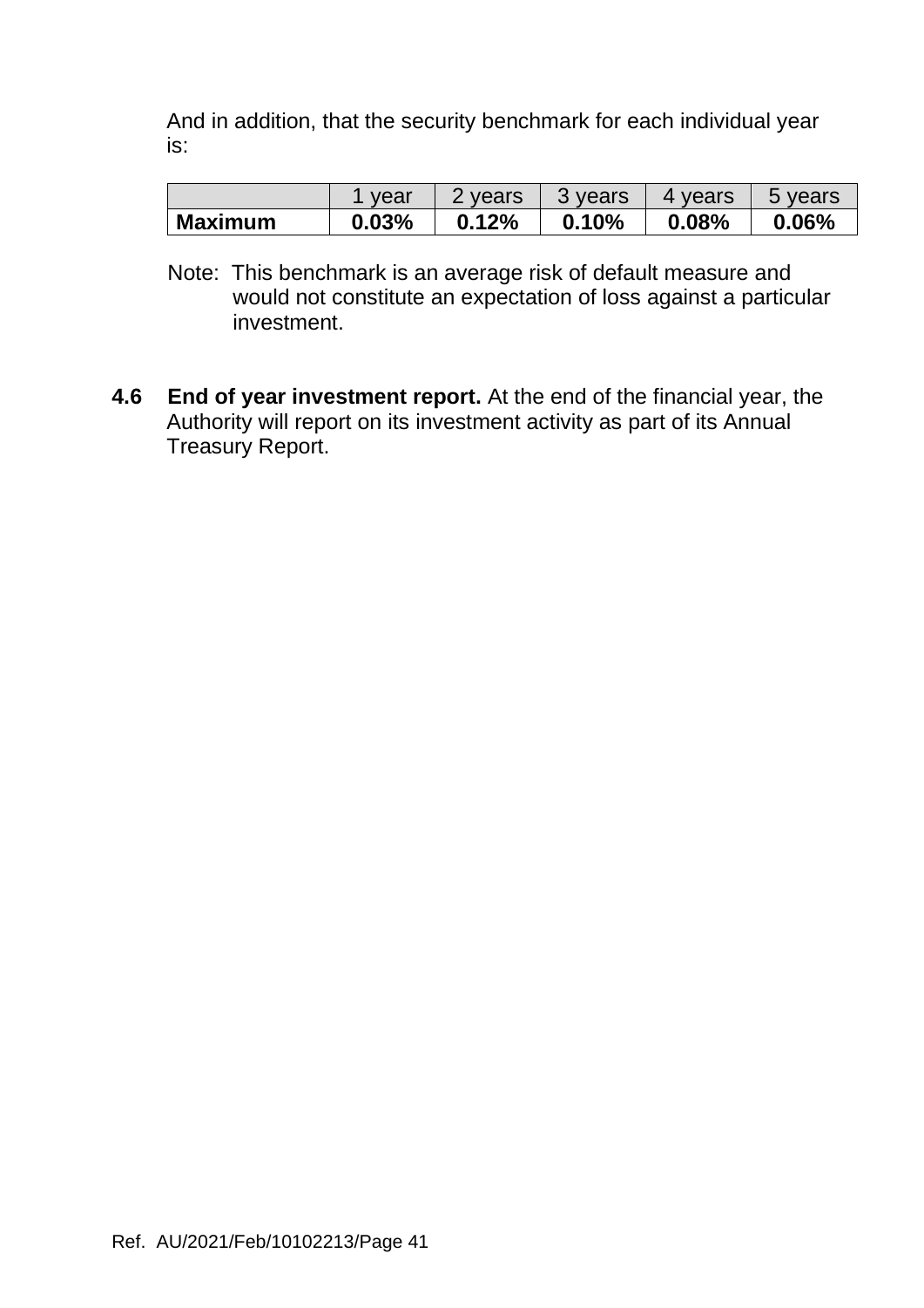And in addition, that the security benchmark for each individual year is:

| | 1 year | 2 years | 3 years | 4 years | 5 years |
|---|---|---|---|---|---|
| **Maximum** | **0.03%** | **0.12%** | **0.10%** | **0.08%** | **0.06%** |

Note: This benchmark is an average risk of default measure and would not constitute an expectation of loss against a particular investment.

**4.6 End of year investment report.** At the end of the financial year, the Authority will report on its investment activity as part of its Annual Treasury Report.

Ref. AU/2021/Feb/10102213/Page 41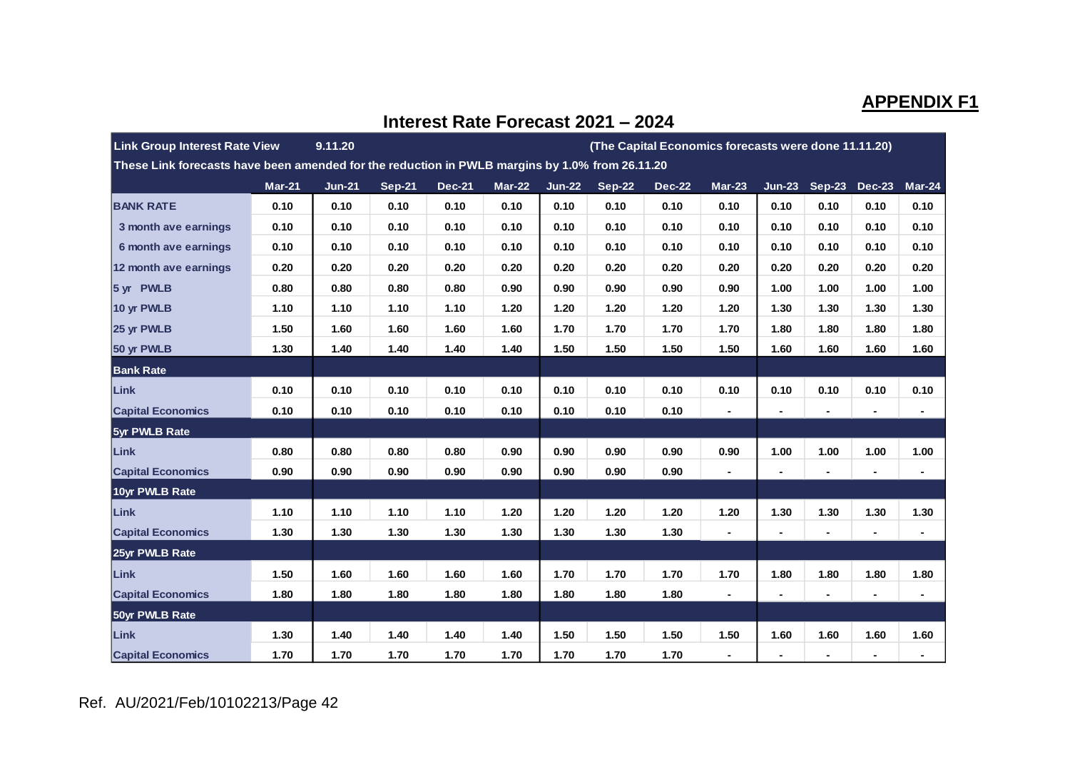**APPENDIX F1**

## Interest Rate Forecast 2021 – 2024

| Link Group Interest Rate View | 9.11.20 | | | | | | (The Capital Economics forecasts were done 11.11.20) | | | | | | |
|---|---|---|---|---|---|---|---|---|---|---|---|---|---|
| These Link forecasts have been amended for the reduction in PWLB margins by 1.0% from 26.11.20 | | | | | | | | | | | | | |
| | Mar-21 | Jun-21 | Sep-21 | Dec-21 | Mar-22 | Jun-22 | Sep-22 | Dec-22 | Mar-23 | Jun-23 | Sep-23 | Dec-23 | Mar-24 |
| BANK RATE | 0.10 | 0.10 | 0.10 | 0.10 | 0.10 | 0.10 | 0.10 | 0.10 | 0.10 | 0.10 | 0.10 | 0.10 | 0.10 |
| 3 month ave earnings | 0.10 | 0.10 | 0.10 | 0.10 | 0.10 | 0.10 | 0.10 | 0.10 | 0.10 | 0.10 | 0.10 | 0.10 | 0.10 |
| 6 month ave earnings | 0.10 | 0.10 | 0.10 | 0.10 | 0.10 | 0.10 | 0.10 | 0.10 | 0.10 | 0.10 | 0.10 | 0.10 | 0.10 |
| 12 month ave earnings | 0.20 | 0.20 | 0.20 | 0.20 | 0.20 | 0.20 | 0.20 | 0.20 | 0.20 | 0.20 | 0.20 | 0.20 | 0.20 |
| 5 yr PWLB | 0.80 | 0.80 | 0.80 | 0.80 | 0.90 | 0.90 | 0.90 | 0.90 | 0.90 | 1.00 | 1.00 | 1.00 | 1.00 |
| 10 yr PWLB | 1.10 | 1.10 | 1.10 | 1.10 | 1.20 | 1.20 | 1.20 | 1.20 | 1.20 | 1.30 | 1.30 | 1.30 | 1.30 |
| 25 yr PWLB | 1.50 | 1.60 | 1.60 | 1.60 | 1.60 | 1.70 | 1.70 | 1.70 | 1.70 | 1.80 | 1.80 | 1.80 | 1.80 |
| 50 yr PWLB | 1.30 | 1.40 | 1.40 | 1.40 | 1.40 | 1.50 | 1.50 | 1.50 | 1.50 | 1.60 | 1.60 | 1.60 | 1.60 |
| **Bank Rate** | | | | | | | | | | | | | |
| Link | 0.10 | 0.10 | 0.10 | 0.10 | 0.10 | 0.10 | 0.10 | 0.10 | 0.10 | 0.10 | 0.10 | 0.10 | 0.10 |
| Capital Economics | 0.10 | 0.10 | 0.10 | 0.10 | 0.10 | 0.10 | 0.10 | 0.10 | - | - | - | - | - |
| **5yr PWLB Rate** | | | | | | | | | | | | | |
| Link | 0.80 | 0.80 | 0.80 | 0.80 | 0.90 | 0.90 | 0.90 | 0.90 | 0.90 | 1.00 | 1.00 | 1.00 | 1.00 |
| Capital Economics | 0.90 | 0.90 | 0.90 | 0.90 | 0.90 | 0.90 | 0.90 | 0.90 | - | - | - | - | - |
| **10yr PWLB Rate** | | | | | | | | | | | | | |
| Link | 1.10 | 1.10 | 1.10 | 1.10 | 1.20 | 1.20 | 1.20 | 1.20 | 1.20 | 1.30 | 1.30 | 1.30 | 1.30 |
| Capital Economics | 1.30 | 1.30 | 1.30 | 1.30 | 1.30 | 1.30 | 1.30 | 1.30 | - | - | - | - | - |
| **25yr PWLB Rate** | | | | | | | | | | | | | |
| Link | 1.50 | 1.60 | 1.60 | 1.60 | 1.60 | 1.70 | 1.70 | 1.70 | 1.70 | 1.80 | 1.80 | 1.80 | 1.80 |
| Capital Economics | 1.80 | 1.80 | 1.80 | 1.80 | 1.80 | 1.80 | 1.80 | 1.80 | - | - | - | - | - |
| **50yr PWLB Rate** | | | | | | | | | | | | | |
| Link | 1.30 | 1.40 | 1.40 | 1.40 | 1.40 | 1.50 | 1.50 | 1.50 | 1.50 | 1.60 | 1.60 | 1.60 | 1.60 |
| Capital Economics | 1.70 | 1.70 | 1.70 | 1.70 | 1.70 | 1.70 | 1.70 | 1.70 | - | - | - | - | - |

Ref. AU/2021/Feb/10102213/Page 42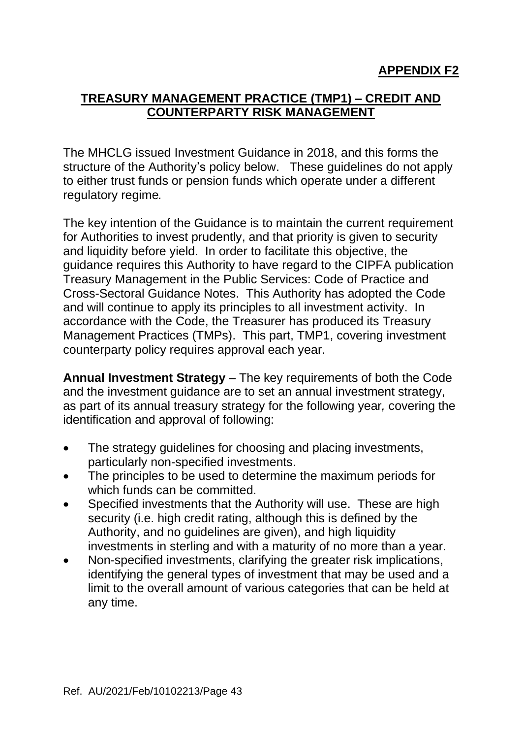**APPENDIX F2**

## TREASURY MANAGEMENT PRACTICE (TMP1) – CREDIT AND COUNTERPARTY RISK MANAGEMENT

The MHCLG issued Investment Guidance in 2018, and this forms the structure of the Authority's policy below. These guidelines do not apply to either trust funds or pension funds which operate under a different regulatory regime*.*

The key intention of the Guidance is to maintain the current requirement for Authorities to invest prudently, and that priority is given to security and liquidity before yield. In order to facilitate this objective, the guidance requires this Authority to have regard to the CIPFA publication Treasury Management in the Public Services: Code of Practice and Cross-Sectoral Guidance Notes. This Authority has adopted the Code and will continue to apply its principles to all investment activity. In accordance with the Code, the Treasurer has produced its Treasury Management Practices (TMPs). This part, TMP1, covering investment counterparty policy requires approval each year.

**Annual Investment Strategy** – The key requirements of both the Code and the investment guidance are to set an annual investment strategy, as part of its annual treasury strategy for the following year*,* covering the identification and approval of following:

- The strategy guidelines for choosing and placing investments, particularly non-specified investments.
- The principles to be used to determine the maximum periods for which funds can be committed.
- Specified investments that the Authority will use. These are high security (i.e. high credit rating, although this is defined by the Authority, and no guidelines are given), and high liquidity investments in sterling and with a maturity of no more than a year.
- Non-specified investments, clarifying the greater risk implications, identifying the general types of investment that may be used and a limit to the overall amount of various categories that can be held at any time.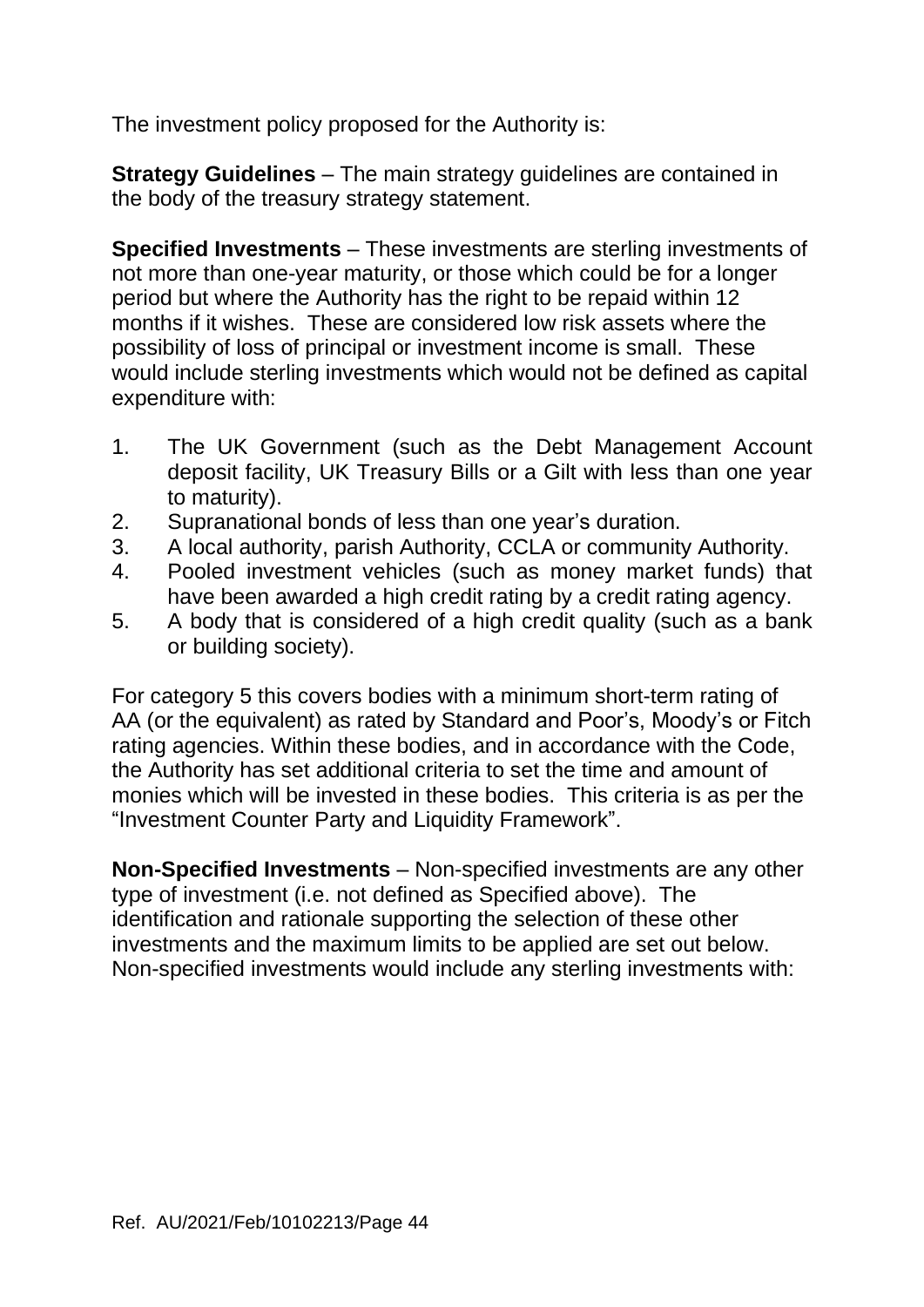The investment policy proposed for the Authority is:

**Strategy Guidelines** – The main strategy guidelines are contained in the body of the treasury strategy statement.

**Specified Investments** – These investments are sterling investments of not more than one-year maturity, or those which could be for a longer period but where the Authority has the right to be repaid within 12 months if it wishes. These are considered low risk assets where the possibility of loss of principal or investment income is small. These would include sterling investments which would not be defined as capital expenditure with:

1. The UK Government (such as the Debt Management Account deposit facility, UK Treasury Bills or a Gilt with less than one year to maturity).
2. Supranational bonds of less than one year's duration.
3. A local authority, parish Authority, CCLA or community Authority.
4. Pooled investment vehicles (such as money market funds) that have been awarded a high credit rating by a credit rating agency.
5. A body that is considered of a high credit quality (such as a bank or building society).

For category 5 this covers bodies with a minimum short-term rating of AA (or the equivalent) as rated by Standard and Poor's, Moody's or Fitch rating agencies. Within these bodies, and in accordance with the Code, the Authority has set additional criteria to set the time and amount of monies which will be invested in these bodies. This criteria is as per the "Investment Counter Party and Liquidity Framework".

**Non-Specified Investments** – Non-specified investments are any other type of investment (i.e. not defined as Specified above). The identification and rationale supporting the selection of these other investments and the maximum limits to be applied are set out below. Non-specified investments would include any sterling investments with:

Ref. AU/2021/Feb/10102213/Page 44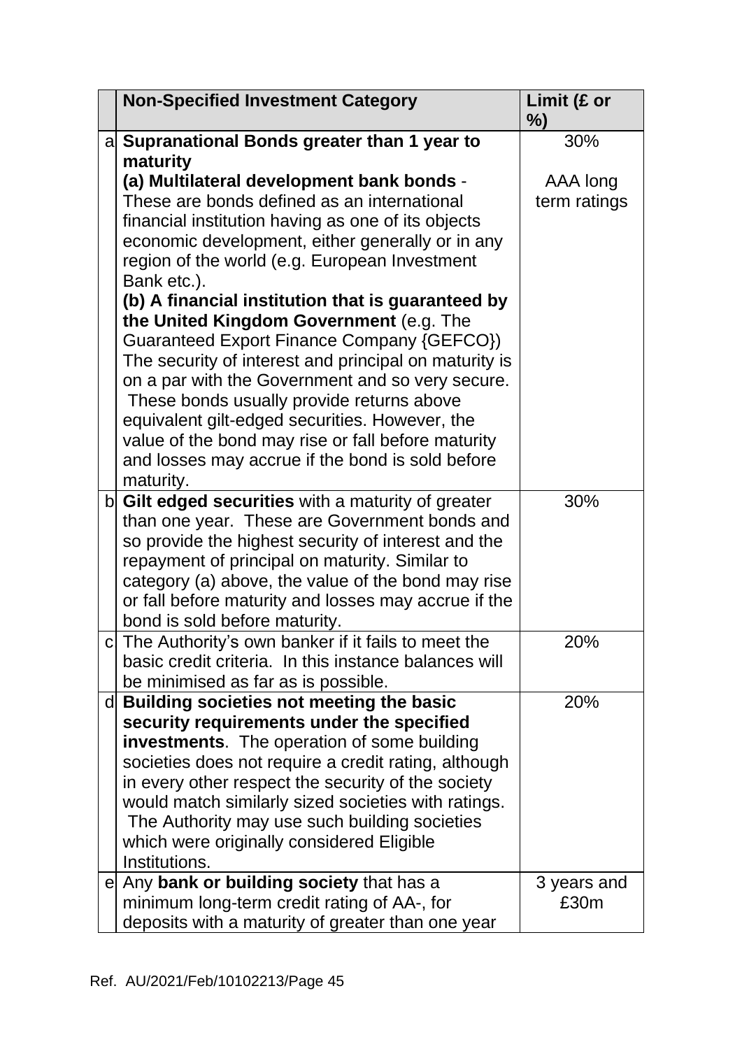| | Non-Specified Investment Category | Limit (£ or %) |
|---|---|---|
| a | **Supranational Bonds greater than 1 year to maturity**<br>**(a) Multilateral development bank bonds** - These are bonds defined as an international financial institution having as one of its objects economic development, either generally or in any region of the world (e.g. European Investment Bank etc.).<br>**(b) A financial institution that is guaranteed by the United Kingdom Government** (e.g. The Guaranteed Export Finance Company {GEFCO})<br>The security of interest and principal on maturity is on a par with the Government and so very secure. These bonds usually provide returns above equivalent gilt-edged securities. However, the value of the bond may rise or fall before maturity and losses may accrue if the bond is sold before maturity. | 30%<br><br>AAA long term ratings |
| b | **Gilt edged securities** with a maturity of greater than one year. These are Government bonds and so provide the highest security of interest and the repayment of principal on maturity. Similar to category (a) above, the value of the bond may rise or fall before maturity and losses may accrue if the bond is sold before maturity. | 30% |
| c | The Authority's own banker if it fails to meet the basic credit criteria. In this instance balances will be minimised as far as is possible. | 20% |
| d | **Building societies not meeting the basic security requirements under the specified investments**. The operation of some building societies does not require a credit rating, although in every other respect the security of the society would match similarly sized societies with ratings. The Authority may use such building societies which were originally considered Eligible Institutions. | 20% |
| e | Any **bank or building society** that has a minimum long-term credit rating of AA-, for deposits with a maturity of greater than one year | 3 years and £30m |

Ref. AU/2021/Feb/10102213/Page 45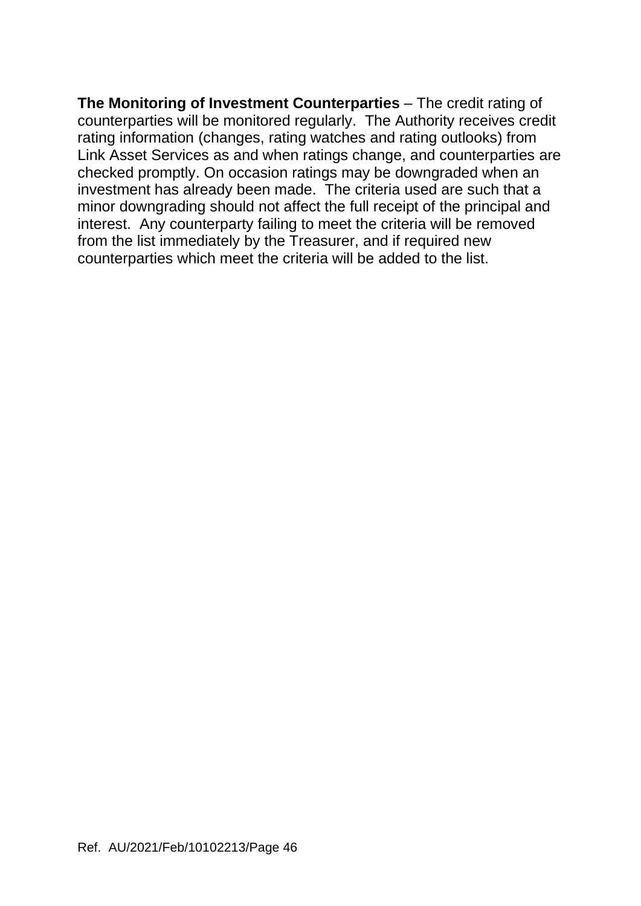**The Monitoring of Investment Counterparties** – The credit rating of counterparties will be monitored regularly. The Authority receives credit rating information (changes, rating watches and rating outlooks) from Link Asset Services as and when ratings change, and counterparties are checked promptly. On occasion ratings may be downgraded when an investment has already been made. The criteria used are such that a minor downgrading should not affect the full receipt of the principal and interest. Any counterparty failing to meet the criteria will be removed from the list immediately by the Treasurer, and if required new counterparties which meet the criteria will be added to the list.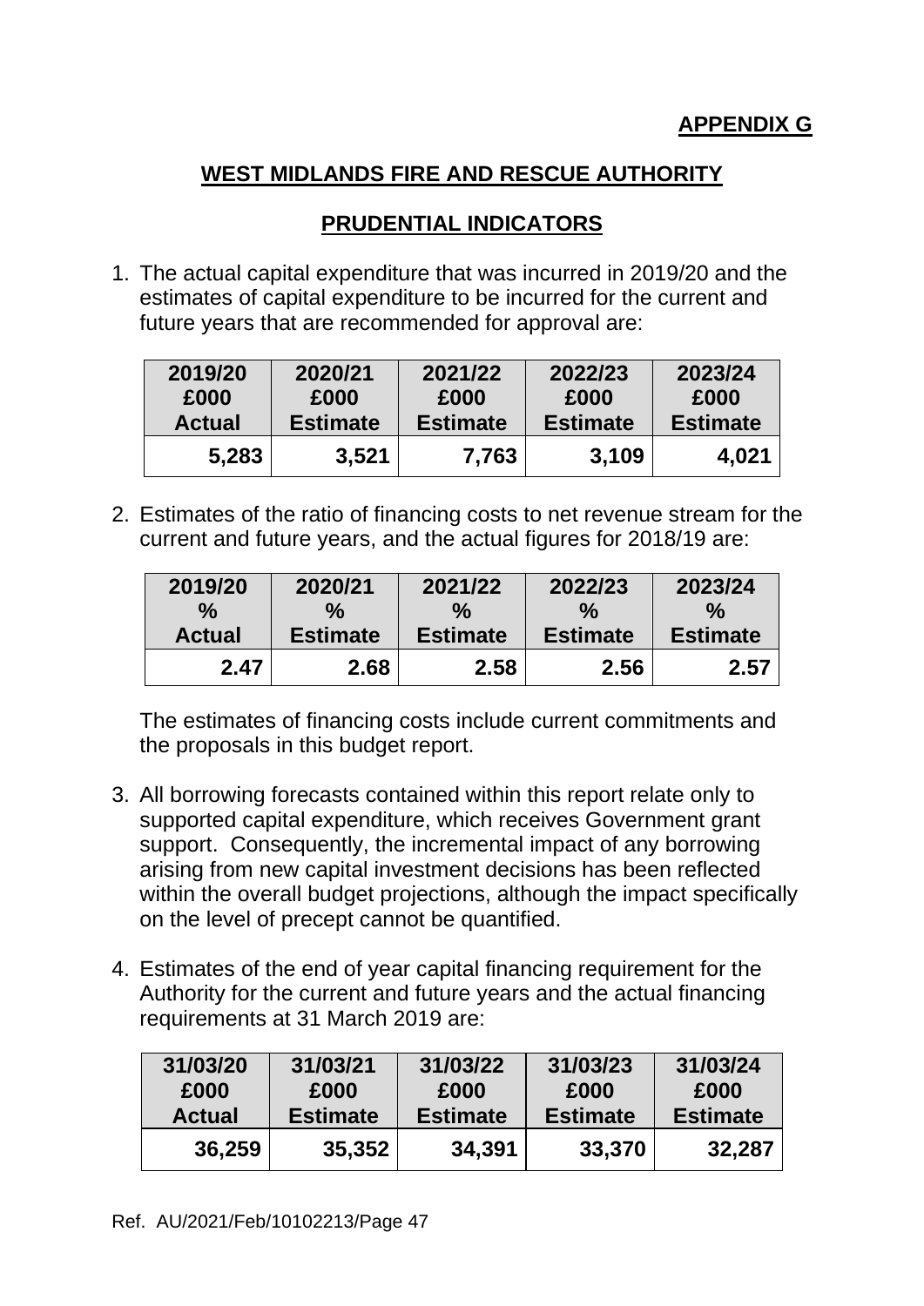**APPENDIX G**

# WEST MIDLANDS FIRE AND RESCUE AUTHORITY

## PRUDENTIAL INDICATORS

1. The actual capital expenditure that was incurred in 2019/20 and the estimates of capital expenditure to be incurred for the current and future years that are recommended for approval are:

| 2019/20 £000 Actual | 2020/21 £000 Estimate | 2021/22 £000 Estimate | 2022/23 £000 Estimate | 2023/24 £000 Estimate |
|---|---|---|---|---|
| **5,283** | **3,521** | **7,763** | **3,109** | **4,021** |

2. Estimates of the ratio of financing costs to net revenue stream for the current and future years, and the actual figures for 2018/19 are:

| 2019/20 % Actual | 2020/21 % Estimate | 2021/22 % Estimate | 2022/23 % Estimate | 2023/24 % Estimate |
|---|---|---|---|---|
| **2.47** | **2.68** | **2.58** | **2.56** | **2.57** |

The estimates of financing costs include current commitments and the proposals in this budget report.

3. All borrowing forecasts contained within this report relate only to supported capital expenditure, which receives Government grant support. Consequently, the incremental impact of any borrowing arising from new capital investment decisions has been reflected within the overall budget projections, although the impact specifically on the level of precept cannot be quantified.

4. Estimates of the end of year capital financing requirement for the Authority for the current and future years and the actual financing requirements at 31 March 2019 are:

| 31/03/20 £000 Actual | 31/03/21 £000 Estimate | 31/03/22 £000 Estimate | 31/03/23 £000 Estimate | 31/03/24 £000 Estimate |
|---|---|---|---|---|
| **36,259** | **35,352** | **34,391** | **33,370** | **32,287** |

Ref. AU/2021/Feb/10102213/Page 47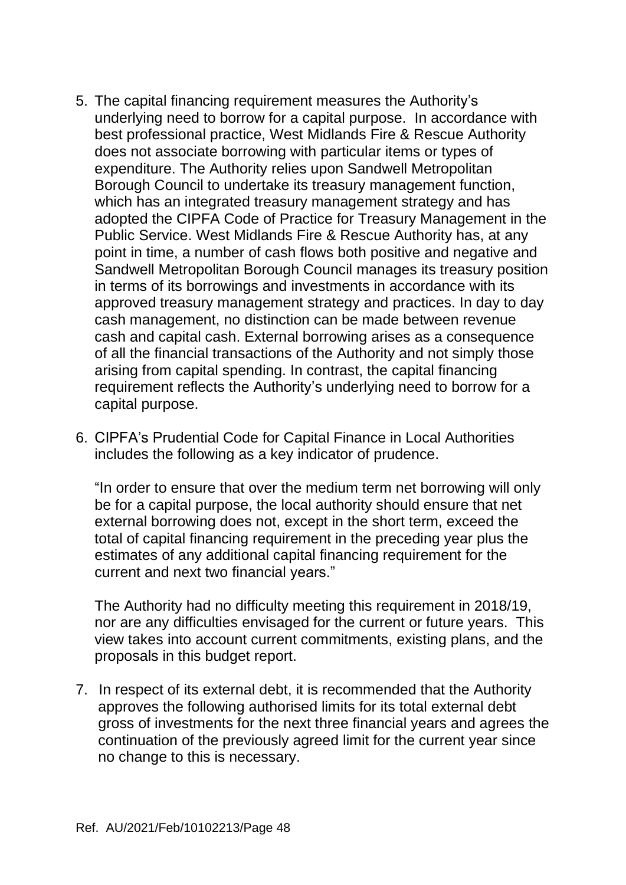5. The capital financing requirement measures the Authority's underlying need to borrow for a capital purpose. In accordance with best professional practice, West Midlands Fire & Rescue Authority does not associate borrowing with particular items or types of expenditure. The Authority relies upon Sandwell Metropolitan Borough Council to undertake its treasury management function, which has an integrated treasury management strategy and has adopted the CIPFA Code of Practice for Treasury Management in the Public Service. West Midlands Fire & Rescue Authority has, at any point in time, a number of cash flows both positive and negative and Sandwell Metropolitan Borough Council manages its treasury position in terms of its borrowings and investments in accordance with its approved treasury management strategy and practices. In day to day cash management, no distinction can be made between revenue cash and capital cash. External borrowing arises as a consequence of all the financial transactions of the Authority and not simply those arising from capital spending. In contrast, the capital financing requirement reflects the Authority's underlying need to borrow for a capital purpose.

6. CIPFA's Prudential Code for Capital Finance in Local Authorities includes the following as a key indicator of prudence.

   "In order to ensure that over the medium term net borrowing will only be for a capital purpose, the local authority should ensure that net external borrowing does not, except in the short term, exceed the total of capital financing requirement in the preceding year plus the estimates of any additional capital financing requirement for the current and next two financial years."

   The Authority had no difficulty meeting this requirement in 2018/19, nor are any difficulties envisaged for the current or future years. This view takes into account current commitments, existing plans, and the proposals in this budget report.

7. In respect of its external debt, it is recommended that the Authority approves the following authorised limits for its total external debt gross of investments for the next three financial years and agrees the continuation of the previously agreed limit for the current year since no change to this is necessary.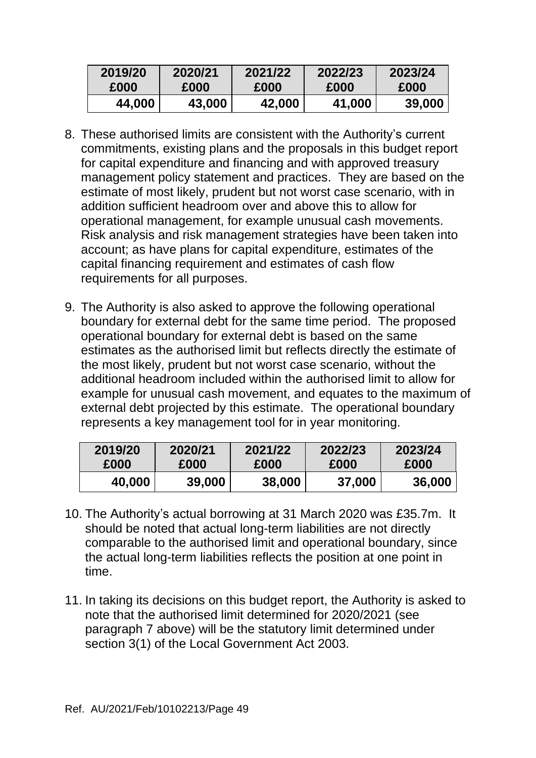| 2019/20 £000 | 2020/21 £000 | 2021/22 £000 | 2022/23 £000 | 2023/24 £000 |
|---|---|---|---|---|
| 44,000 | 43,000 | 42,000 | 41,000 | 39,000 |

8. These authorised limits are consistent with the Authority's current commitments, existing plans and the proposals in this budget report for capital expenditure and financing and with approved treasury management policy statement and practices. They are based on the estimate of most likely, prudent but not worst case scenario, with in addition sufficient headroom over and above this to allow for operational management, for example unusual cash movements. Risk analysis and risk management strategies have been taken into account; as have plans for capital expenditure, estimates of the capital financing requirement and estimates of cash flow requirements for all purposes.

9. The Authority is also asked to approve the following operational boundary for external debt for the same time period. The proposed operational boundary for external debt is based on the same estimates as the authorised limit but reflects directly the estimate of the most likely, prudent but not worst case scenario, without the additional headroom included within the authorised limit to allow for example for unusual cash movement, and equates to the maximum of external debt projected by this estimate. The operational boundary represents a key management tool for in year monitoring.

| 2019/20 £000 | 2020/21 £000 | 2021/22 £000 | 2022/23 £000 | 2023/24 £000 |
|---|---|---|---|---|
| 40,000 | 39,000 | 38,000 | 37,000 | 36,000 |

10. The Authority's actual borrowing at 31 March 2020 was £35.7m. It should be noted that actual long-term liabilities are not directly comparable to the authorised limit and operational boundary, since the actual long-term liabilities reflects the position at one point in time.

11. In taking its decisions on this budget report, the Authority is asked to note that the authorised limit determined for 2020/2021 (see paragraph 7 above) will be the statutory limit determined under section 3(1) of the Local Government Act 2003.

Ref. AU/2021/Feb/10102213/Page 49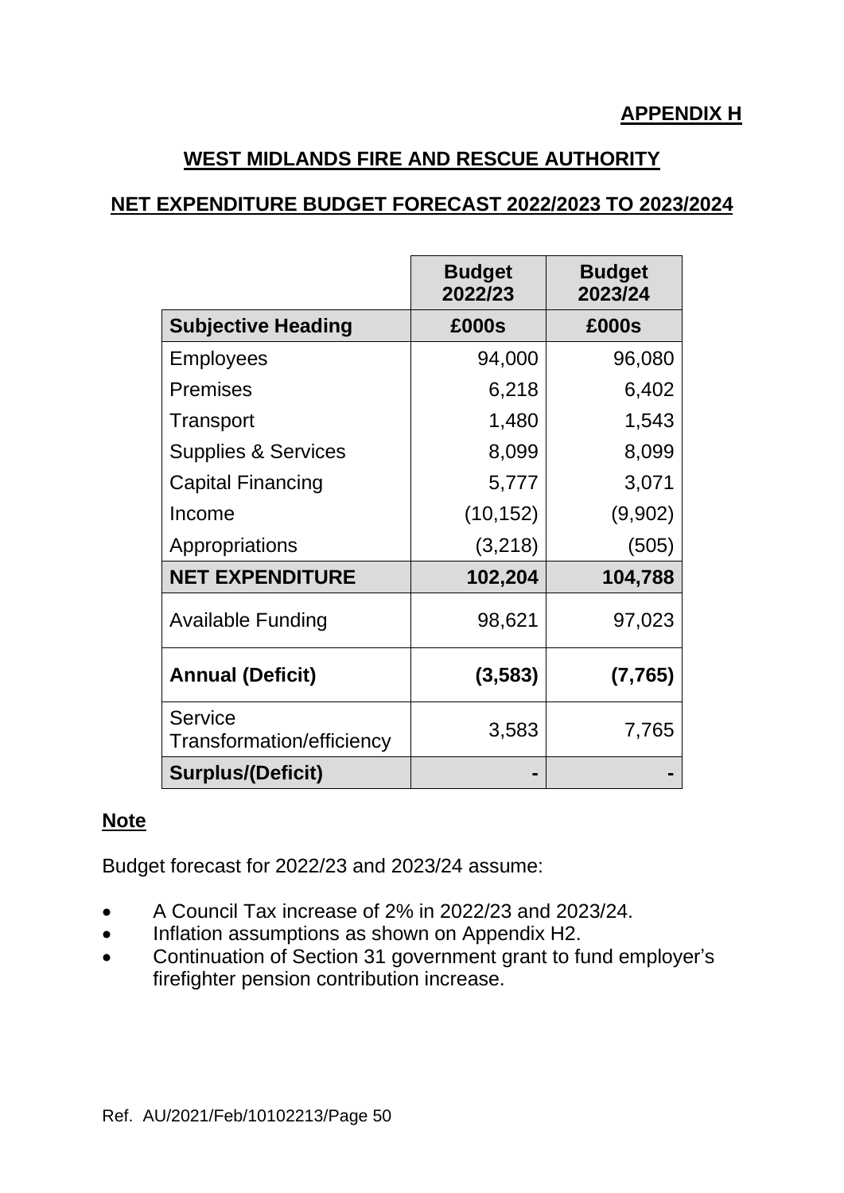**APPENDIX H**

## WEST MIDLANDS FIRE AND RESCUE AUTHORITY

## NET EXPENDITURE BUDGET FORECAST 2022/2023 TO 2023/2024

| | Budget 2022/23 | Budget 2023/24 |
|---|---|---|
| **Subjective Heading** | **£000s** | **£000s** |
| Employees | 94,000 | 96,080 |
| Premises | 6,218 | 6,402 |
| Transport | 1,480 | 1,543 |
| Supplies & Services | 8,099 | 8,099 |
| Capital Financing | 5,777 | 3,071 |
| Income | (10,152) | (9,902) |
| Appropriations | (3,218) | (505) |
| **NET EXPENDITURE** | **102,204** | **104,788** |
| Available Funding | 98,621 | 97,023 |
| **Annual (Deficit)** | **(3,583)** | **(7,765)** |
| Service Transformation/efficiency | 3,583 | 7,765 |
| **Surplus/(Deficit)** | **-** | **-** |

**Note**

Budget forecast for 2022/23 and 2023/24 assume:

- A Council Tax increase of 2% in 2022/23 and 2023/24.
- Inflation assumptions as shown on Appendix H2.
- Continuation of Section 31 government grant to fund employer's firefighter pension contribution increase.

Ref. AU/2021/Feb/10102213/Page 50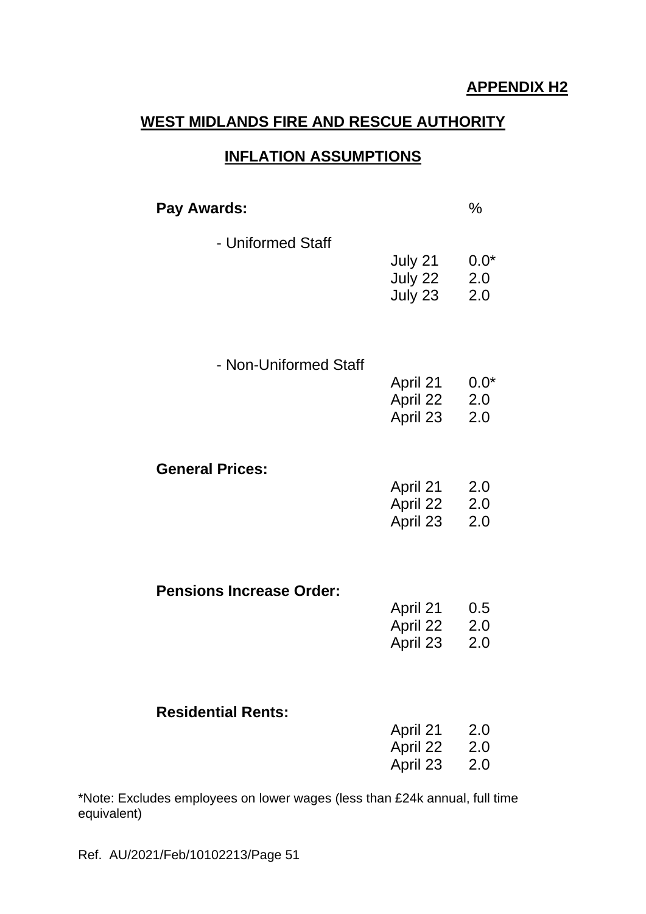**APPENDIX H2**

## WEST MIDLANDS FIRE AND RESCUE AUTHORITY

## INFLATION ASSUMPTIONS

| | | % |
|---|---|---|
| **Pay Awards:** | | |
| - Uniformed Staff | July 21 | 0.0* |
| | July 22 | 2.0 |
| | July 23 | 2.0 |
| - Non-Uniformed Staff | April 21 | 0.0* |
| | April 22 | 2.0 |
| | April 23 | 2.0 |
| **General Prices:** | April 21 | 2.0 |
| | April 22 | 2.0 |
| | April 23 | 2.0 |
| **Pensions Increase Order:** | April 21 | 0.5 |
| | April 22 | 2.0 |
| | April 23 | 2.0 |
| **Residential Rents:** | April 21 | 2.0 |
| | April 22 | 2.0 |
| | April 23 | 2.0 |

*Note: Excludes employees on lower wages (less than £24k annual, full time equivalent)

Ref. AU/2021/Feb/10102213/Page 51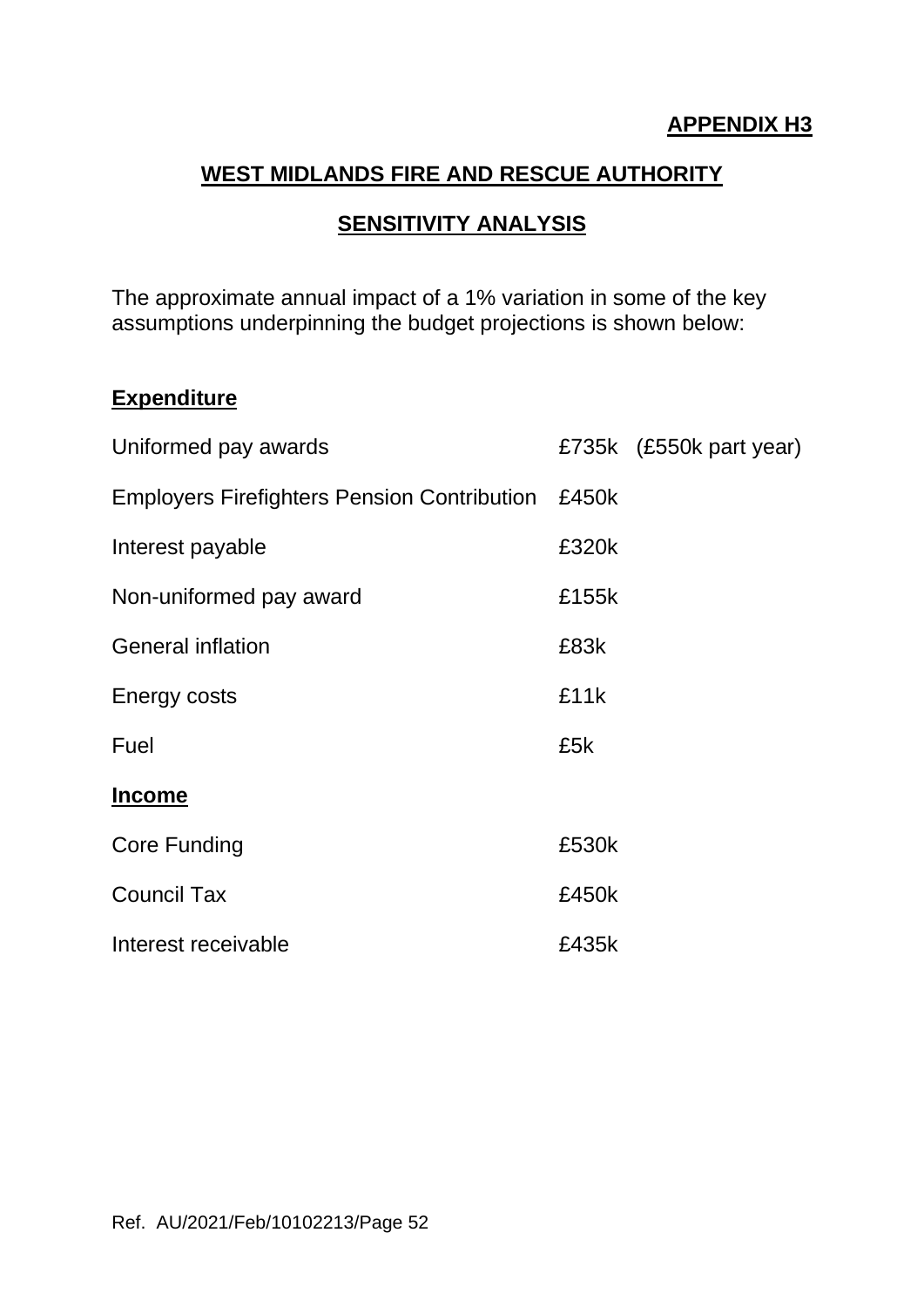**APPENDIX H3**

# WEST MIDLANDS FIRE AND RESCUE AUTHORITY

## SENSITIVITY ANALYSIS

The approximate annual impact of a 1% variation in some of the key assumptions underpinning the budget projections is shown below:

**Expenditure**

| | | |
|---|---|---|
| Uniformed pay awards | £735k | (£550k part year) |
| Employers Firefighters Pension Contribution | £450k | |
| Interest payable | £320k | |
| Non-uniformed pay award | £155k | |
| General inflation | £83k | |
| Energy costs | £11k | |
| Fuel | £5k | |

**Income**

| | |
|---|---|
| Core Funding | £530k |
| Council Tax | £450k |
| Interest receivable | £435k |

Ref. AU/2021/Feb/10102213/Page 52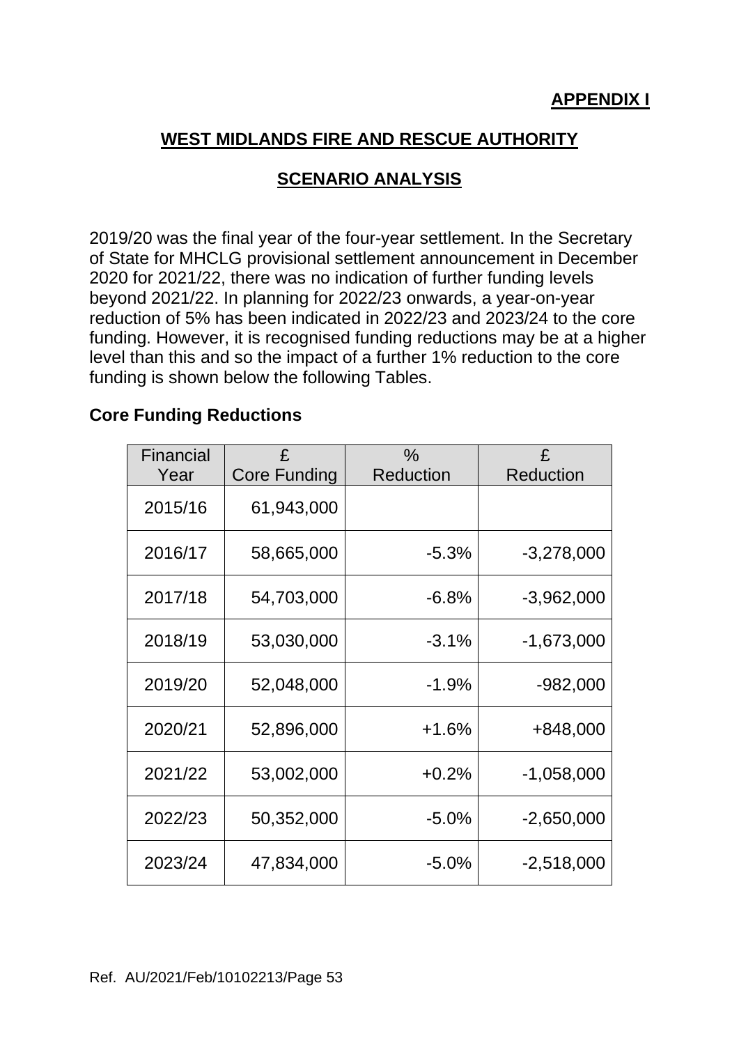**APPENDIX I**

# WEST MIDLANDS FIRE AND RESCUE AUTHORITY

## SCENARIO ANALYSIS

2019/20 was the final year of the four-year settlement. In the Secretary of State for MHCLG provisional settlement announcement in December 2020 for 2021/22, there was no indication of further funding levels beyond 2021/22. In planning for 2022/23 onwards, a year-on-year reduction of 5% has been indicated in 2022/23 and 2023/24 to the core funding. However, it is recognised funding reductions may be at a higher level than this and so the impact of a further 1% reduction to the core funding is shown below the following Tables.

### Core Funding Reductions

| Financial Year | £ Core Funding | % Reduction | £ Reduction |
|---|---|---|---|
| 2015/16 | 61,943,000 | | |
| 2016/17 | 58,665,000 | -5.3% | -3,278,000 |
| 2017/18 | 54,703,000 | -6.8% | -3,962,000 |
| 2018/19 | 53,030,000 | -3.1% | -1,673,000 |
| 2019/20 | 52,048,000 | -1.9% | -982,000 |
| 2020/21 | 52,896,000 | +1.6% | +848,000 |
| 2021/22 | 53,002,000 | +0.2% | -1,058,000 |
| 2022/23 | 50,352,000 | -5.0% | -2,650,000 |
| 2023/24 | 47,834,000 | -5.0% | -2,518,000 |

Ref. AU/2021/Feb/10102213/Page 53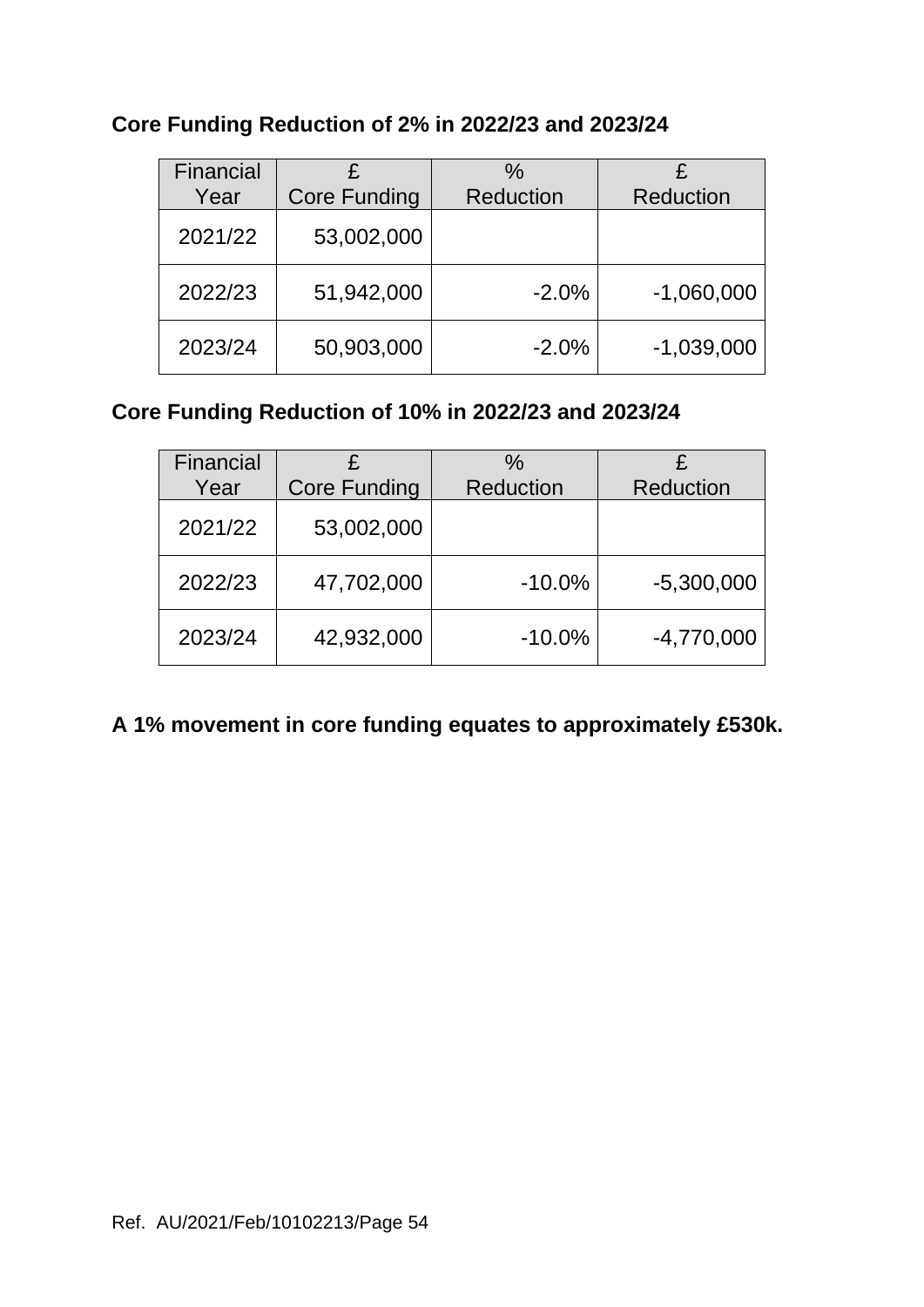**Core Funding Reduction of 2% in 2022/23 and 2023/24**

| Financial Year | £ Core Funding | % Reduction | £ Reduction |
|---|---|---|---|
| 2021/22 | 53,002,000 | | |
| 2022/23 | 51,942,000 | -2.0% | -1,060,000 |
| 2023/24 | 50,903,000 | -2.0% | -1,039,000 |

**Core Funding Reduction of 10% in 2022/23 and 2023/24**

| Financial Year | £ Core Funding | % Reduction | £ Reduction |
|---|---|---|---|
| 2021/22 | 53,002,000 | | |
| 2022/23 | 47,702,000 | -10.0% | -5,300,000 |
| 2023/24 | 42,932,000 | -10.0% | -4,770,000 |

**A 1% movement in core funding equates to approximately £530k.**

Ref. AU/2021/Feb/10102213/Page 54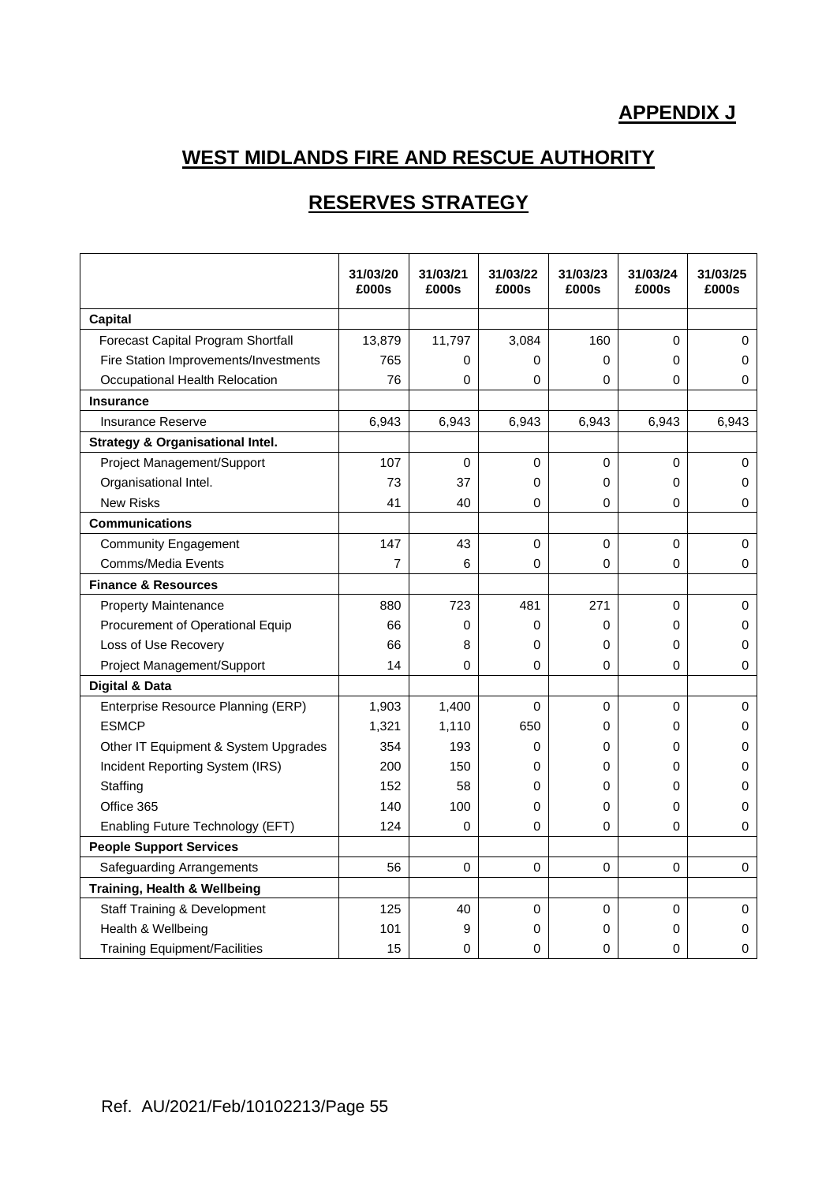**APPENDIX J**

# WEST MIDLANDS FIRE AND RESCUE AUTHORITY

## RESERVES STRATEGY

| | 31/03/20 £000s | 31/03/21 £000s | 31/03/22 £000s | 31/03/23 £000s | 31/03/24 £000s | 31/03/25 £000s |
|---|---|---|---|---|---|---|
| **Capital** | | | | | | |
| Forecast Capital Program Shortfall | 13,879 | 11,797 | 3,084 | 160 | 0 | 0 |
| Fire Station Improvements/Investments | 765 | 0 | 0 | 0 | 0 | 0 |
| Occupational Health Relocation | 76 | 0 | 0 | 0 | 0 | 0 |
| **Insurance** | | | | | | |
| Insurance Reserve | 6,943 | 6,943 | 6,943 | 6,943 | 6,943 | 6,943 |
| **Strategy & Organisational Intel.** | | | | | | |
| Project Management/Support | 107 | 0 | 0 | 0 | 0 | 0 |
| Organisational Intel. | 73 | 37 | 0 | 0 | 0 | 0 |
| New Risks | 41 | 40 | 0 | 0 | 0 | 0 |
| **Communications** | | | | | | |
| Community Engagement | 147 | 43 | 0 | 0 | 0 | 0 |
| Comms/Media Events | 7 | 6 | 0 | 0 | 0 | 0 |
| **Finance & Resources** | | | | | | |
| Property Maintenance | 880 | 723 | 481 | 271 | 0 | 0 |
| Procurement of Operational Equip | 66 | 0 | 0 | 0 | 0 | 0 |
| Loss of Use Recovery | 66 | 8 | 0 | 0 | 0 | 0 |
| Project Management/Support | 14 | 0 | 0 | 0 | 0 | 0 |
| **Digital & Data** | | | | | | |
| Enterprise Resource Planning (ERP) | 1,903 | 1,400 | 0 | 0 | 0 | 0 |
| ESMCP | 1,321 | 1,110 | 650 | 0 | 0 | 0 |
| Other IT Equipment & System Upgrades | 354 | 193 | 0 | 0 | 0 | 0 |
| Incident Reporting System (IRS) | 200 | 150 | 0 | 0 | 0 | 0 |
| Staffing | 152 | 58 | 0 | 0 | 0 | 0 |
| Office 365 | 140 | 100 | 0 | 0 | 0 | 0 |
| Enabling Future Technology (EFT) | 124 | 0 | 0 | 0 | 0 | 0 |
| **People Support Services** | | | | | | |
| Safeguarding Arrangements | 56 | 0 | 0 | 0 | 0 | 0 |
| **Training, Health & Wellbeing** | | | | | | |
| Staff Training & Development | 125 | 40 | 0 | 0 | 0 | 0 |
| Health & Wellbeing | 101 | 9 | 0 | 0 | 0 | 0 |
| Training Equipment/Facilities | 15 | 0 | 0 | 0 | 0 | 0 |

Ref. AU/2021/Feb/10102213/Page 55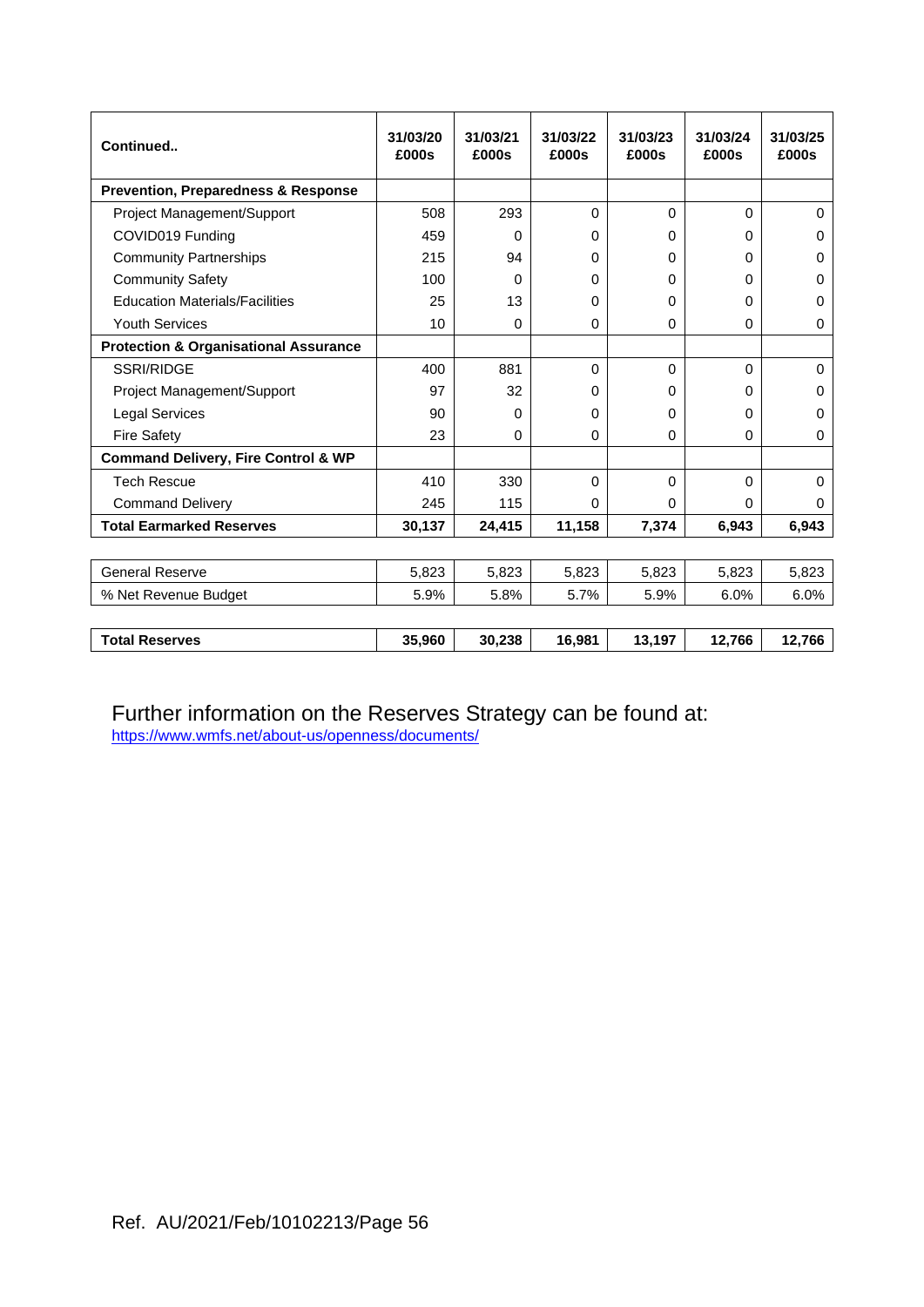| Continued.. | 31/03/20 £000s | 31/03/21 £000s | 31/03/22 £000s | 31/03/23 £000s | 31/03/24 £000s | 31/03/25 £000s |
|---|---|---|---|---|---|---|
| **Prevention, Preparedness & Response** | | | | | | |
| Project Management/Support | 508 | 293 | 0 | 0 | 0 | 0 |
| COVID019 Funding | 459 | 0 | 0 | 0 | 0 | 0 |
| Community Partnerships | 215 | 94 | 0 | 0 | 0 | 0 |
| Community Safety | 100 | 0 | 0 | 0 | 0 | 0 |
| Education Materials/Facilities | 25 | 13 | 0 | 0 | 0 | 0 |
| Youth Services | 10 | 0 | 0 | 0 | 0 | 0 |
| **Protection & Organisational Assurance** | | | | | | |
| SSRI/RIDGE | 400 | 881 | 0 | 0 | 0 | 0 |
| Project Management/Support | 97 | 32 | 0 | 0 | 0 | 0 |
| Legal Services | 90 | 0 | 0 | 0 | 0 | 0 |
| Fire Safety | 23 | 0 | 0 | 0 | 0 | 0 |
| **Command Delivery, Fire Control & WP** | | | | | | |
| Tech Rescue | 410 | 330 | 0 | 0 | 0 | 0 |
| Command Delivery | 245 | 115 | 0 | 0 | 0 | 0 |
| **Total Earmarked Reserves** | **30,137** | **24,415** | **11,158** | **7,374** | **6,943** | **6,943** |
| | | | | | | |
| General Reserve | 5,823 | 5,823 | 5,823 | 5,823 | 5,823 | 5,823 |
| % Net Revenue Budget | 5.9% | 5.8% | 5.7% | 5.9% | 6.0% | 6.0% |
| | | | | | | |
| **Total Reserves** | **35,960** | **30,238** | **16,981** | **13,197** | **12,766** | **12,766** |

Further information on the Reserves Strategy can be found at:
https://www.wmfs.net/about-us/openness/documents/

Ref. AU/2021/Feb/10102213/Page 56